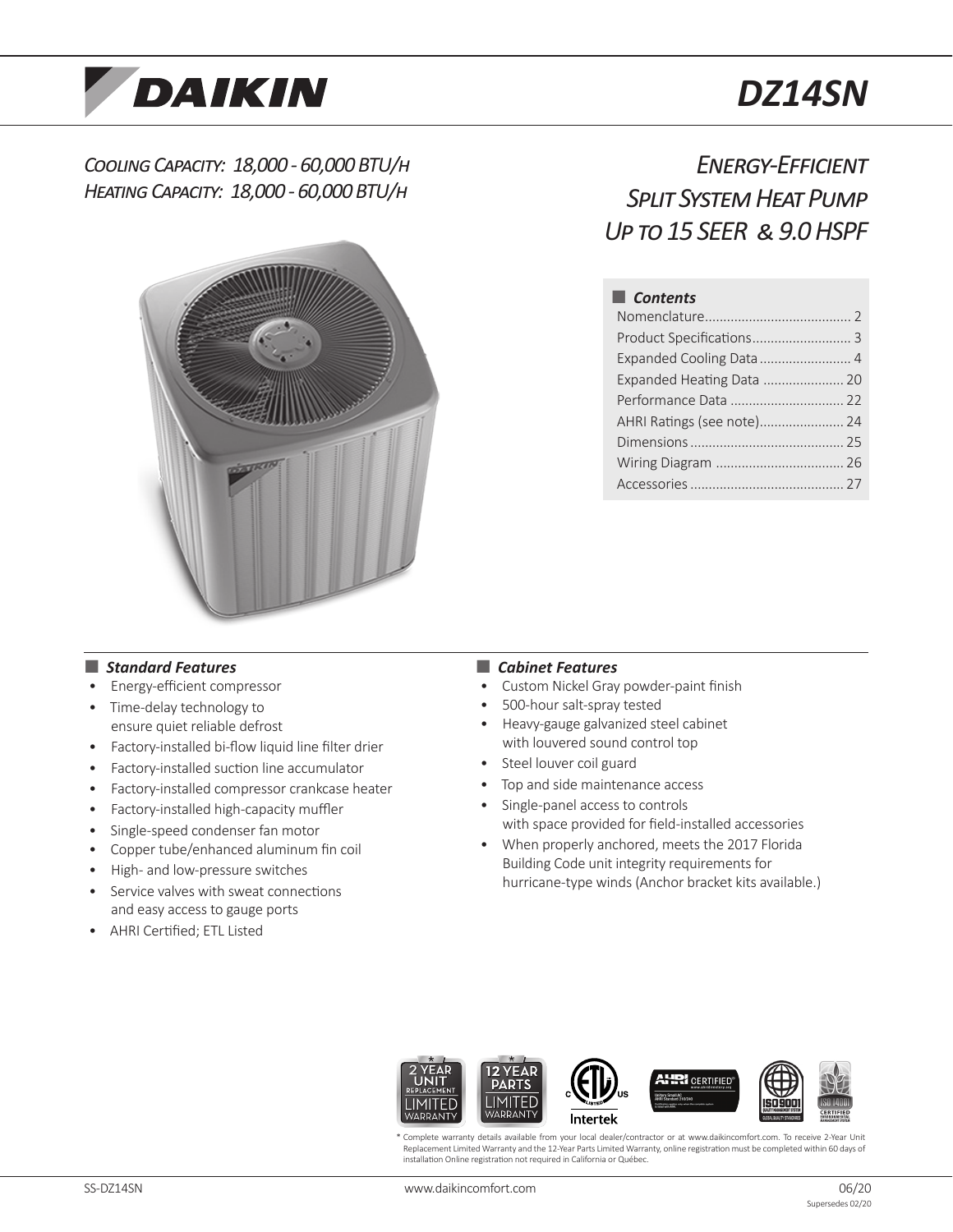# DAIKIN DZ14SN

*Cooling Capacity: 18,000 - 60,000 BTU/h*
*Heating Capacity: 18,000 - 60,000 BTU/h*

## *Energy-Efficient Split System Heat Pump Up to 15 SEER & 9.0 HSPF*

### Contents

- Nomenclature........................................ 2
- Product Specifications........................... 3
- Expanded Cooling Data......................... 4
- Expanded Heating Data ...................... 20
- Performance Data ............................... 22
- AHRI Ratings (see note)....................... 24
- Dimensions.......................................... 25
- Wiring Diagram .................................. 26
- Accessories ......................................... 27

### *Standard Features*

- Energy-efficient compressor
- Time-delay technology to ensure quiet reliable defrost
- Factory-installed bi-flow liquid line filter drier
- Factory-installed suction line accumulator
- Factory-installed compressor crankcase heater
- Factory-installed high-capacity muffler
- Single-speed condenser fan motor
- Copper tube/enhanced aluminum fin coil
- High- and low-pressure switches
- Service valves with sweat connections and easy access to gauge ports
- AHRI Certified; ETL Listed

### *Cabinet Features*

- Custom Nickel Gray powder-paint finish
- 500-hour salt-spray tested
- Heavy-gauge galvanized steel cabinet with louvered sound control top
- Steel louver coil guard
- Top and side maintenance access
- Single-panel access to controls with space provided for field-installed accessories
- When properly anchored, meets the 2017 Florida Building Code unit integrity requirements for hurricane-type winds (Anchor bracket kits available.)

2 YEAR UNIT REPLACEMENT LIMITED WARRANTY* | 12 YEAR PARTS LIMITED WARRANTY* | ETL Listed Intertek | AHRI CERTIFIED | ISO 9001 | ISO 14001

* Complete warranty details available from your local dealer/contractor or at www.daikincomfort.com. To receive 2-Year Unit Replacement Limited Warranty and the 12-Year Parts Limited Warranty, online registration must be completed within 60 days of installation Online registration not required in California or Québec.

SS-DZ14SN | www.daikincomfort.com | 06/20 Supersedes 02/20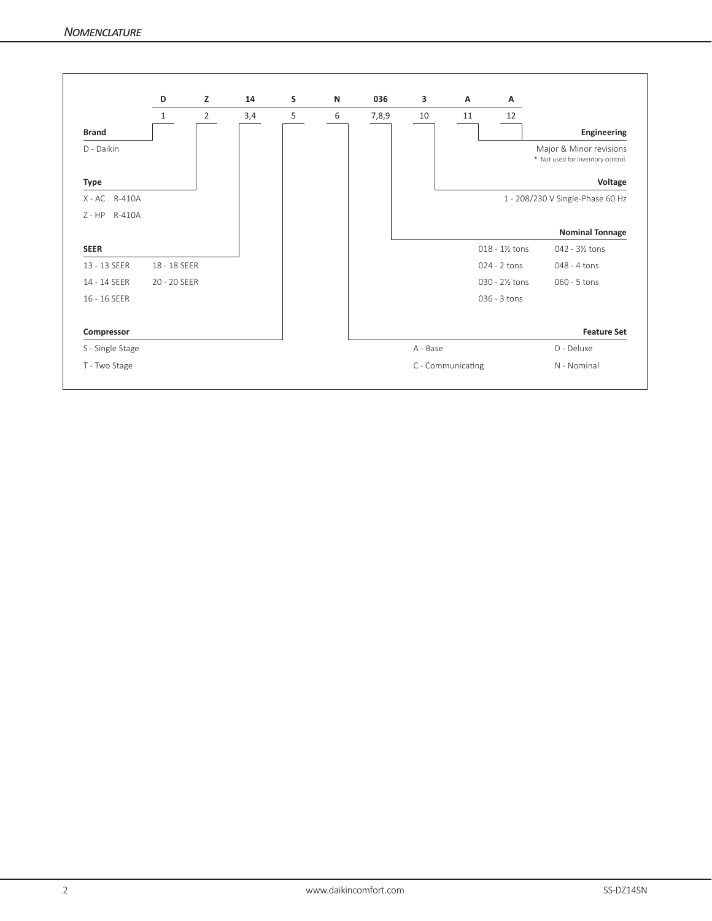## Nomenclature

| D | Z | 14 | S | N | 036 | 3 | A | A |
|---|---|---|---|---|---|---|---|---|
| 1 | 2 | 3,4 | 5 | 6 | 7,8,9 | 10 | 11 | 12 |

**Brand**

D - Daikin

**Type**

X - AC R-410A

Z - HP R-410A

**SEER**

| | |
|---|---|
| 13 - 13 SEER | 18 - 18 SEER |
| 14 - 14 SEER | 20 - 20 SEER |
| 16 - 16 SEER | |

**Compressor**

S - Single Stage

T - Two Stage

**Engineering**

Major & Minor revisions

\* Not used for inventory control.

**Voltage**

1 - 208/230 V Single-Phase 60 Hz

**Nominal Tonnage**

| | |
|---|---|
| 018 - 1½ tons | 042 - 3½ tons |
| 024 - 2 tons | 048 - 4 tons |
| 030 - 2½ tons | 060 - 5 tons |
| 036 - 3 tons | |

**Feature Set**

| | |
|---|---|
| A - Base | D - Deluxe |
| C - Communicating | N - Nominal |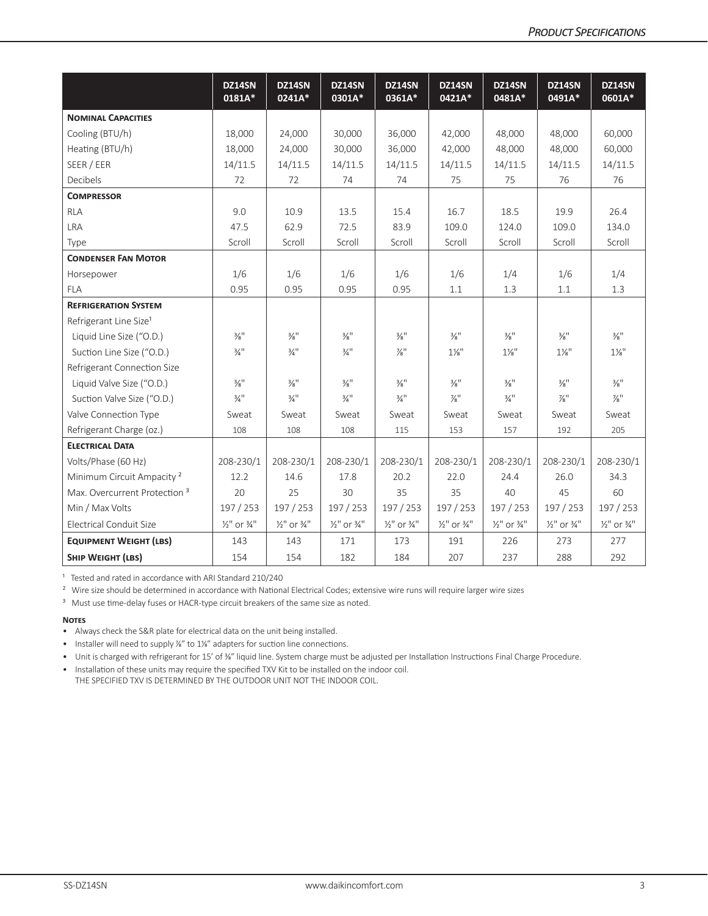| | DZ14SN 0181A* | DZ14SN 0241A* | DZ14SN 0301A* | DZ14SN 0361A* | DZ14SN 0421A* | DZ14SN 0481A* | DZ14SN 0491A* | DZ14SN 0601A* |
|---|---|---|---|---|---|---|---|---|
| **Nominal Capacities** | | | | | | | | |
| Cooling (BTU/h) | 18,000 | 24,000 | 30,000 | 36,000 | 42,000 | 48,000 | 48,000 | 60,000 |
| Heating (BTU/h) | 18,000 | 24,000 | 30,000 | 36,000 | 42,000 | 48,000 | 48,000 | 60,000 |
| SEER / EER | 14/11.5 | 14/11.5 | 14/11.5 | 14/11.5 | 14/11.5 | 14/11.5 | 14/11.5 | 14/11.5 |
| Decibels | 72 | 72 | 74 | 74 | 75 | 75 | 76 | 76 |
| **Compressor** | | | | | | | | |
| RLA | 9.0 | 10.9 | 13.5 | 15.4 | 16.7 | 18.5 | 19.9 | 26.4 |
| LRA | 47.5 | 62.9 | 72.5 | 83.9 | 109.0 | 124.0 | 109.0 | 134.0 |
| Type | Scroll | Scroll | Scroll | Scroll | Scroll | Scroll | Scroll | Scroll |
| **Condenser Fan Motor** | | | | | | | | |
| Horsepower | 1/6 | 1/6 | 1/6 | 1/6 | 1/6 | 1/4 | 1/6 | 1/4 |
| FLA | 0.95 | 0.95 | 0.95 | 0.95 | 1.1 | 1.3 | 1.1 | 1.3 |
| **Refrigeration System** | | | | | | | | |
| Refrigerant Line Size[1] | | | | | | | | |
| Liquid Line Size ("O.D.) | ⅜" | ⅜" | ⅜" | ⅜" | ⅜" | ⅜" | ⅜" | ⅜" |
| Suction Line Size ("O.D.) | ¾" | ¾" | ¾" | ⅞" | 1⅛" | 1⅛" | 1⅛" | 1⅛" |
| Refrigerant Connection Size | | | | | | | | |
| Liquid Valve Size ("O.D.) | ⅜" | ⅜" | ⅜" | ⅜" | ⅜" | ⅜" | ⅜" | ⅜" |
| Suction Valve Size ("O.D.) | ¾" | ¾" | ¾" | ¾" | ⅞" | ¾" | ⅞" | ⅞" |
| Valve Connection Type | Sweat | Sweat | Sweat | Sweat | Sweat | Sweat | Sweat | Sweat |
| Refrigerant Charge (oz.) | 108 | 108 | 108 | 115 | 153 | 157 | 192 | 205 |
| **Electrical Data** | | | | | | | | |
| Volts/Phase (60 Hz) | 208-230/1 | 208-230/1 | 208-230/1 | 208-230/1 | 208-230/1 | 208-230/1 | 208-230/1 | 208-230/1 |
| Minimum Circuit Ampacity [2] | 12.2 | 14.6 | 17.8 | 20.2 | 22.0 | 24.4 | 26.0 | 34.3 |
| Max. Overcurrent Protection [3] | 20 | 25 | 30 | 35 | 35 | 40 | 45 | 60 |
| Min / Max Volts | 197 / 253 | 197 / 253 | 197 / 253 | 197 / 253 | 197 / 253 | 197 / 253 | 197 / 253 | 197 / 253 |
| Electrical Conduit Size | ½" or ¾" | ½" or ¾" | ½" or ¾" | ½" or ¾" | ½" or ¾" | ½" or ¾" | ½" or ¾" | ½" or ¾" |
| **Equipment Weight (lbs)** | 143 | 143 | 171 | 173 | 191 | 226 | 273 | 277 |
| **Ship Weight (lbs)** | 154 | 154 | 182 | 184 | 207 | 237 | 288 | 292 |

[1] Tested and rated in accordance with ARI Standard 210/240

[2] Wire size should be determined in accordance with National Electrical Codes; extensive wire runs will require larger wire sizes

[3] Must use time-delay fuses or HACR-type circuit breakers of the same size as noted.

**Notes**

- Always check the S&R plate for electrical data on the unit being installed.
- Installer will need to supply ⅞" to 1⅛" adapters for suction line connections.
- Unit is charged with refrigerant for 15' of ⅜" liquid line. System charge must be adjusted per Installation Instructions Final Charge Procedure.
- Installation of these units may require the specified TXV Kit to be installed on the indoor coil.
  THE SPECIFIED TXV IS DETERMINED BY THE OUTDOOR UNIT NOT THE INDOOR COIL.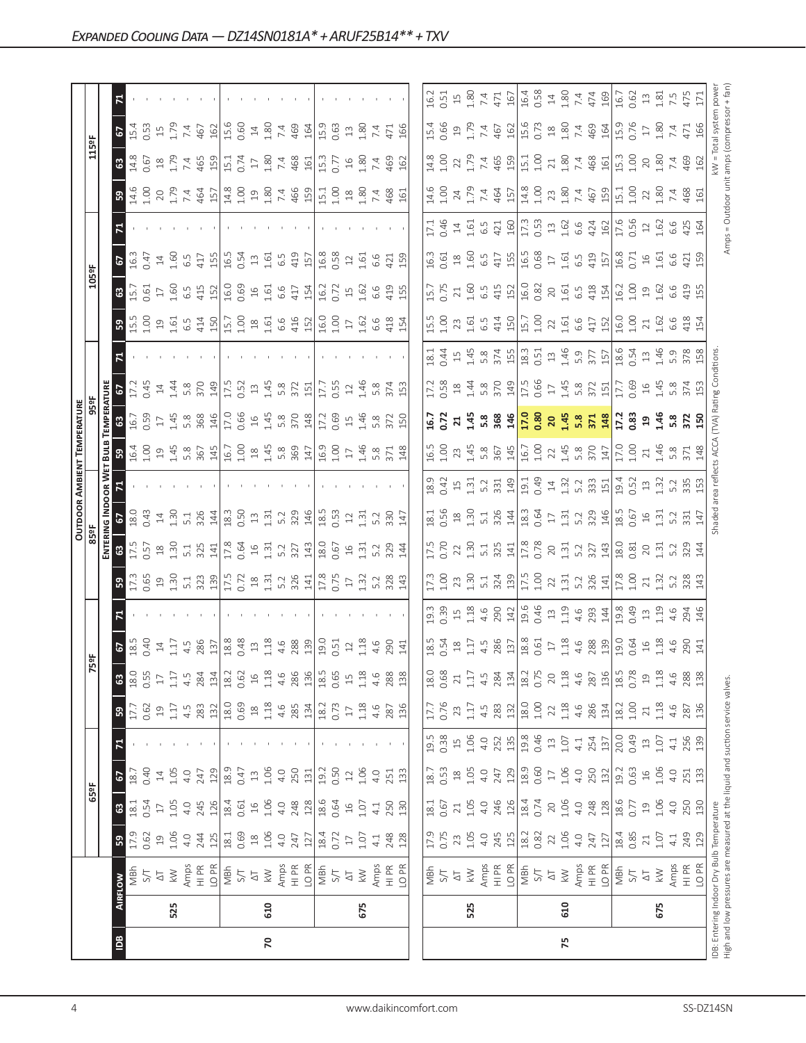## Expanded Cooling Data — DZ14SN0181A* + ARUF25B14** + TXV

| IDB | Airflow | | Outdoor Ambient Temperature | | | | | | | | | | | | | | | | | | | | | | | |
|---|---|---|---|---|---|---|---|---|---|---|---|---|---|---|---|---|---|---|---|---|---|---|---|---|---|---|
| | | | 65°F | | | | 75°F | | | | 85°F | | | | 95°F | | | | 105°F | | | | 115°F | | | |
| | | | Entering Indoor Wet Bulb Temperature | | | | | | | | | | | | | | | | | | | | | | | |
| | | | 59 | 63 | 67 | 71 | 59 | 63 | 67 | 71 | 59 | 63 | 67 | 71 | 59 | 63 | 67 | 71 | 59 | 63 | 67 | 71 | 59 | 63 | 67 | 71 |
| 70 | 525 | MBh | 17.9 | 18.1 | 18.7 | - | 17.7 | 18.0 | 18.5 | - | 17.3 | 17.5 | 18.0 | - | 16.4 | 16.7 | 17.2 | - | 15.5 | 15.7 | 16.3 | - | 14.6 | 14.8 | 15.4 | - |
| | | S/T | 0.62 | 0.54 | 0.40 | - | 0.62 | 0.55 | 0.40 | - | 0.65 | 0.57 | 0.43 | - | 1.00 | 0.59 | 0.45 | - | 1.00 | 0.61 | 0.47 | - | 1.00 | 0.67 | 0.53 | - |
| | | ΔT | 19 | 17 | 14 | - | 19 | 17 | 14 | - | 19 | 18 | 14 | - | 19 | 17 | 14 | - | 19 | 17 | 14 | - | 20 | 18 | 15 | - |
| | | kW | 1.06 | 1.05 | 1.05 | - | 1.17 | 1.17 | 1.17 | - | 1.30 | 1.30 | 1.30 | - | 1.45 | 1.45 | 1.44 | - | 1.61 | 1.60 | 1.60 | - | 1.79 | 1.79 | 1.79 | - |
| | | Amps | 4.0 | 4.0 | 4.0 | - | 4.5 | 4.5 | 4.5 | - | 5.1 | 5.1 | 5.1 | - | 5.8 | 5.8 | 5.8 | - | 6.5 | 6.5 | 6.5 | - | 7.4 | 7.4 | 7.4 | - |
| | | HI PR | 244 | 245 | 247 | - | 283 | 284 | 286 | - | 323 | 325 | 326 | - | 367 | 368 | 370 | - | 414 | 415 | 417 | - | 464 | 465 | 467 | - |
| | | LO PR | 125 | 126 | 129 | - | 132 | 134 | 137 | - | 139 | 141 | 144 | - | 145 | 146 | 149 | - | 150 | 152 | 155 | - | 157 | 159 | 162 | - |
| | 610 | MBh | 18.1 | 18.4 | 18.9 | - | 18.0 | 18.2 | 18.8 | - | 17.5 | 17.8 | 18.3 | - | 16.7 | 17.0 | 17.5 | - | 15.7 | 16.0 | 16.5 | - | 14.8 | 15.1 | 15.6 | - |
| | | S/T | 0.69 | 0.61 | 0.47 | - | 0.69 | 0.62 | 0.48 | - | 0.72 | 0.64 | 0.50 | - | 1.00 | 0.66 | 0.52 | - | 1.00 | 0.69 | 0.54 | - | 1.00 | 0.74 | 0.60 | - |
| | | ΔT | 18 | 16 | 13 | - | 18 | 16 | 13 | - | 18 | 16 | 13 | - | 18 | 16 | 13 | - | 18 | 16 | 13 | - | 19 | 17 | 14 | - |
| | | kW | 1.06 | 1.06 | 1.06 | - | 1.18 | 1.18 | 1.18 | - | 1.31 | 1.31 | 1.31 | - | 1.45 | 1.45 | 1.45 | - | 1.61 | 1.61 | 1.61 | - | 1.80 | 1.80 | 1.80 | - |
| | | Amps | 4.0 | 4.0 | 4.0 | - | 4.6 | 4.6 | 4.6 | - | 5.2 | 5.2 | 5.2 | - | 5.8 | 5.8 | 5.8 | - | 6.6 | 6.6 | 6.5 | - | 7.4 | 7.4 | 7.4 | - |
| | | HI PR | 247 | 248 | 250 | - | 285 | 286 | 288 | - | 326 | 327 | 329 | - | 369 | 370 | 372 | - | 416 | 417 | 419 | - | 466 | 468 | 469 | - |
| | | LO PR | 127 | 128 | 131 | - | 134 | 136 | 139 | - | 141 | 143 | 146 | - | 147 | 148 | 151 | - | 152 | 154 | 157 | - | 159 | 161 | 164 | - |
| | 675 | MBh | 18.4 | 18.6 | 19.2 | - | 18.2 | 18.5 | 19.0 | - | 17.8 | 18.0 | 18.5 | - | 16.9 | 17.2 | 17.7 | - | 16.0 | 16.2 | 16.8 | - | 15.1 | 15.3 | 15.9 | - |
| | | S/T | 0.72 | 0.64 | 0.50 | - | 0.73 | 0.65 | 0.51 | - | 0.75 | 0.67 | 0.53 | - | 1.00 | 0.69 | 0.55 | - | 1.00 | 0.72 | 0.58 | - | 1.00 | 0.77 | 0.63 | - |
| | | ΔT | 17 | 16 | 12 | - | 17 | 15 | 12 | - | 17 | 16 | 12 | - | 17 | 15 | 12 | - | 17 | 15 | 12 | - | 18 | 16 | 13 | - |
| | | kW | 1.07 | 1.07 | 1.06 | - | 1.18 | 1.18 | 1.18 | - | 1.32 | 1.31 | 1.31 | - | 1.46 | 1.46 | 1.46 | - | 1.62 | 1.62 | 1.61 | - | 1.80 | 1.80 | 1.80 | - |
| | | Amps | 4.1 | 4.1 | 4.0 | - | 4.6 | 4.6 | 4.6 | - | 5.2 | 5.2 | 5.2 | - | 5.8 | 5.8 | 5.8 | - | 6.6 | 6.6 | 6.6 | - | 7.4 | 7.4 | 7.4 | - |
| | | HI PR | 248 | 250 | 251 | - | 287 | 288 | 290 | - | 328 | 329 | 330 | - | 371 | 372 | 374 | - | 418 | 419 | 421 | - | 468 | 469 | 471 | - |
| | | LO PR | 128 | 130 | 133 | - | 136 | 138 | 141 | - | 143 | 144 | 147 | - | 148 | 150 | 153 | - | 154 | 155 | 159 | - | 161 | 162 | 166 | - |
| 75 | 525 | MBh | 17.9 | 18.1 | 18.7 | 19.5 | 17.7 | 18.0 | 18.5 | 19.3 | 17.3 | 17.5 | 18.1 | 18.9 | 16.5 | **16.7** | 17.2 | 18.1 | 15.5 | 15.7 | 16.3 | 17.1 | 14.6 | 14.8 | 15.4 | 16.2 |
| | | S/T | 0.75 | 0.67 | 0.53 | 0.38 | 0.76 | 0.68 | 0.54 | 0.39 | 1.00 | 0.70 | 0.56 | 0.42 | 1.00 | **0.72** | 0.58 | 0.44 | 1.00 | 0.75 | 0.61 | 0.46 | 1.00 | 1.00 | 0.66 | 0.51 |
| | | ΔT | 23 | 21 | 18 | 15 | 23 | 21 | 18 | 15 | 23 | 22 | 18 | 15 | 23 | **21** | 18 | 15 | 23 | 21 | 18 | 14 | 24 | 22 | 19 | 15 |
| | | kW | 1.05 | 1.05 | 1.05 | 1.06 | 1.17 | 1.17 | 1.17 | 1.18 | 1.30 | 1.30 | 1.30 | 1.31 | 1.45 | **1.45** | 1.44 | 1.45 | 1.61 | 1.60 | 1.60 | 1.61 | 1.79 | 1.79 | 1.79 | 1.80 |
| | | Amps | 4.0 | 4.0 | 4.0 | 4.0 | 4.5 | 4.5 | 4.5 | 4.6 | 5.1 | 5.1 | 5.1 | 5.2 | 5.8 | **5.8** | 5.8 | 5.8 | 6.5 | 6.5 | 6.5 | 6.5 | 7.4 | 7.4 | 7.4 | 7.4 |
| | | HI PR | 245 | 246 | 247 | 252 | 283 | 284 | 286 | 290 | 324 | 325 | 326 | 331 | 367 | **368** | 370 | 374 | 414 | 415 | 417 | 421 | 464 | 465 | 467 | 471 |
| | | LO PR | 125 | 126 | 129 | 135 | 132 | 134 | 137 | 142 | 139 | 141 | 144 | 149 | 145 | **146** | 149 | 155 | 150 | 152 | 155 | 160 | 157 | 159 | 162 | 167 |
| | 610 | MBh | 18.2 | 18.4 | 18.9 | 19.8 | 18.0 | 18.2 | 18.8 | 19.6 | 17.5 | 17.8 | 18.3 | 19.1 | 16.7 | **17.0** | 17.5 | 18.3 | 15.7 | 16.0 | 16.5 | 17.3 | 14.8 | 15.1 | 15.6 | 16.4 |
| | | S/T | 0.82 | 0.74 | 0.60 | 0.46 | 1.00 | 0.75 | 0.61 | 0.46 | 1.00 | 0.78 | 0.64 | 0.49 | 1.00 | **0.80** | 0.66 | 0.51 | 1.00 | 0.82 | 0.68 | 0.53 | 1.00 | 1.00 | 0.73 | 0.58 |
| | | ΔT | 22 | 20 | 17 | 13 | 22 | 20 | 17 | 13 | 22 | 20 | 17 | 14 | 22 | **20** | 17 | 13 | 22 | 20 | 17 | 13 | 23 | 21 | 18 | 14 |
| | | kW | 1.06 | 1.06 | 1.06 | 1.07 | 1.18 | 1.18 | 1.18 | 1.19 | 1.31 | 1.31 | 1.31 | 1.32 | 1.45 | **1.45** | 1.45 | 1.46 | 1.61 | 1.61 | 1.61 | 1.62 | 1.80 | 1.80 | 1.80 | 1.80 |
| | | Amps | 4.0 | 4.0 | 4.0 | 4.1 | 4.6 | 4.6 | 4.6 | 4.6 | 5.2 | 5.2 | 5.2 | 5.2 | 5.8 | **5.8** | 5.8 | 5.9 | 6.6 | 6.5 | 6.5 | 6.6 | 7.4 | 7.4 | 7.4 | 7.4 |
| | | HI PR | 247 | 248 | 250 | 254 | 286 | 287 | 288 | 293 | 326 | 327 | 329 | 333 | 370 | **371** | 372 | 377 | 417 | 418 | 419 | 424 | 467 | 468 | 469 | 474 |
| | | LO PR | 127 | 128 | 132 | 137 | 134 | 136 | 139 | 144 | 141 | 143 | 146 | 151 | 147 | **148** | 151 | 157 | 152 | 154 | 157 | 162 | 159 | 161 | 164 | 169 |
| | 675 | MBh | 18.4 | 18.6 | 19.2 | 20.0 | 18.2 | 18.5 | 19.0 | 19.8 | 17.8 | 18.0 | 18.5 | 19.4 | 17.0 | **17.2** | 17.7 | 18.6 | 16.0 | 16.2 | 16.8 | 17.6 | 15.1 | 15.3 | 15.9 | 16.7 |
| | | S/T | 0.85 | 0.77 | 0.63 | 0.49 | 1.00 | 0.78 | 0.64 | 0.49 | 1.00 | 0.81 | 0.67 | 0.52 | 1.00 | **0.83** | 0.69 | 0.54 | 1.00 | 1.00 | 0.71 | 0.56 | 1.00 | 1.00 | 0.76 | 0.62 |
| | | ΔT | 21 | 19 | 16 | 13 | 21 | 19 | 16 | 13 | 21 | 20 | 16 | 13 | 21 | **19** | 16 | 13 | 21 | 19 | 16 | 12 | 22 | 20 | 17 | 13 |
| | | kW | 1.07 | 1.06 | 1.06 | 1.07 | 1.18 | 1.18 | 1.18 | 1.19 | 1.32 | 1.31 | 1.31 | 1.32 | 1.46 | **1.46** | 1.45 | 1.46 | 1.62 | 1.62 | 1.61 | 1.62 | 1.80 | 1.80 | 1.80 | 1.81 |
| | | Amps | 4.1 | 4.0 | 4.0 | 4.1 | 4.6 | 4.6 | 4.6 | 4.6 | 5.2 | 5.2 | 5.2 | 5.2 | 5.8 | **5.8** | 5.8 | 5.9 | 6.6 | 6.6 | 6.6 | 6.6 | 7.4 | 7.4 | 7.4 | 7.5 |
| | | HI PR | 249 | 250 | 251 | 256 | 287 | 288 | 290 | 294 | 328 | 329 | 331 | 335 | 371 | **372** | 374 | 378 | 418 | 419 | 421 | 425 | 468 | 469 | 471 | 475 |
| | | LO PR | 129 | 130 | 133 | 139 | 136 | 138 | 141 | 146 | 143 | 144 | 147 | 153 | 148 | **150** | 153 | 158 | 154 | 155 | 159 | 164 | 161 | 162 | 166 | 171 |

IDB: Entering Indoor Dry Bulb Temperature
High and low pressures are measured at the liquid and suction service valves.

Shaded area reflects ACCA (TVA) Rating Conditions.

kW = Total system power
Amps = Outdoor unit amps (compressor + fan)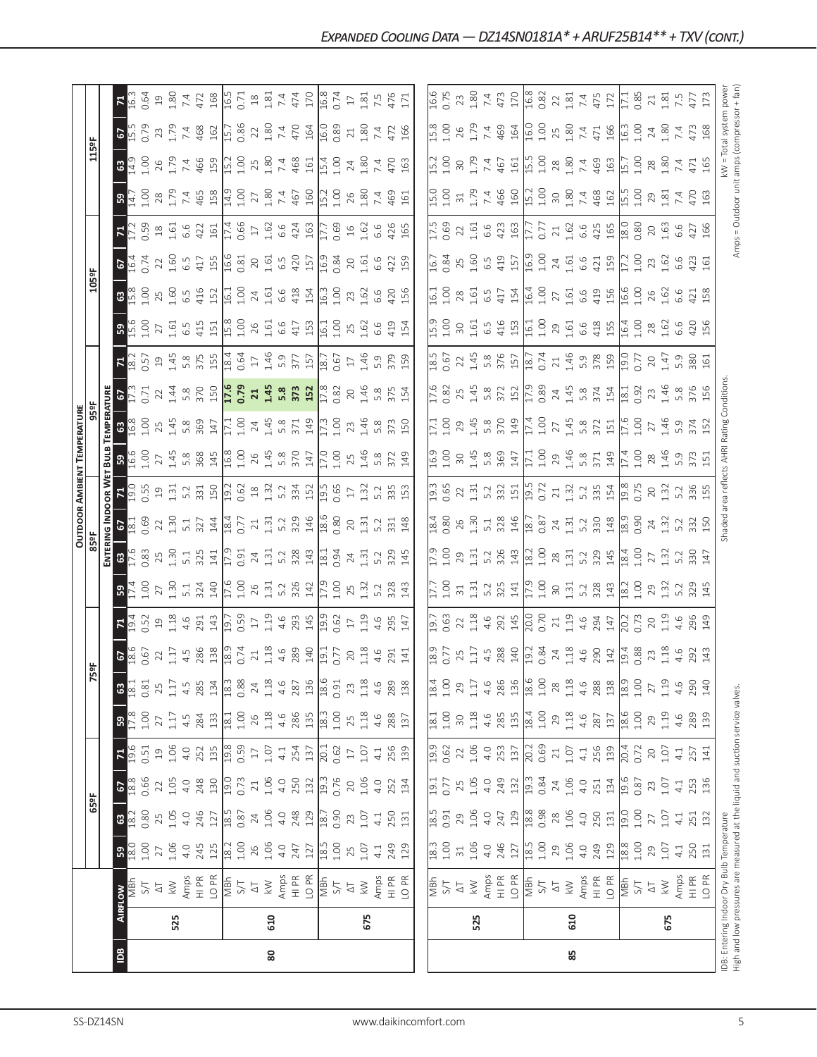## Expanded Cooling Data — DZ14SN0181A* + ARUF25B14** + TXV (cont.)

| IDB | AIRFLOW | | 65ºF 59 | 65ºF 63 | 65ºF 67 | 65ºF 71 | 75ºF 59 | 75ºF 63 | 75ºF 67 | 75ºF 71 | 85ºF 59 | 85ºF 63 | 85ºF 67 | 85ºF 71 | 95ºF 59 | 95ºF 63 | 95ºF 67 | 95ºF 71 | 105ºF 59 | 105ºF 63 | 105ºF 67 | 105ºF 71 | 115ºF 59 | 115ºF 63 | 115ºF 67 | 115ºF 71 |
|---|---|---|---|---|---|---|---|---|---|---|---|---|---|---|---|---|---|---|---|---|---|---|---|---|---|---|
| 80 | 525 | MBh | 18.0 | 18.2 | 18.8 | 19.6 | 17.8 | 18.1 | 18.6 | 19.4 | 17.4 | 17.6 | 18.1 | 19.0 | 16.6 | 16.8 | 17.3 | 18.2 | 15.6 | 15.8 | 16.4 | 17.2 | 14.7 | 14.9 | 15.5 | 16.3 |
| | | S/T | 1.00 | 0.80 | 0.66 | 0.51 | 1.00 | 0.81 | 0.67 | 0.52 | 1.00 | 0.83 | 0.69 | 0.55 | 1.00 | 1.00 | 0.71 | 0.57 | 1.00 | 1.00 | 0.74 | 0.59 | 1.00 | 1.00 | 0.79 | 0.64 |
| | | ΔT | 27 | 25 | 22 | 19 | 27 | 25 | 22 | 19 | 27 | 25 | 22 | 19 | 27 | 25 | 22 | 19 | 27 | 25 | 22 | 18 | 28 | 26 | 23 | 19 |
| | | kW | 1.06 | 1.05 | 1.05 | 1.06 | 1.17 | 1.17 | 1.17 | 1.18 | 1.30 | 1.30 | 1.30 | 1.31 | 1.45 | 1.45 | 1.44 | 1.45 | 1.61 | 1.60 | 1.60 | 1.61 | 1.79 | 1.79 | 1.79 | 1.80 |
| | | Amps | 4.0 | 4.0 | 4.0 | 4.0 | 4.5 | 4.5 | 4.5 | 4.6 | 5.1 | 5.1 | 5.1 | 5.2 | 5.8 | 5.8 | 5.8 | 5.8 | 6.5 | 6.5 | 6.5 | 6.6 | 7.4 | 7.4 | 7.4 | 7.4 |
| | | HI PR | 245 | 246 | 248 | 252 | 284 | 285 | 286 | 291 | 324 | 325 | 327 | 331 | 368 | 369 | 370 | 375 | 415 | 416 | 417 | 422 | 465 | 466 | 468 | 472 |
| | | LO PR | 125 | 127 | 130 | 135 | 133 | 134 | 138 | 143 | 140 | 141 | 144 | 150 | 145 | 147 | 150 | 155 | 151 | 152 | 155 | 161 | 158 | 159 | 162 | 168 |
| | 610 | MBh | 18.2 | 18.5 | 19.0 | 19.8 | 18.1 | 18.3 | 18.9 | 19.7 | 17.6 | 17.9 | 18.4 | 19.2 | 16.8 | 17.1 | 17.6 | 18.4 | 15.8 | 16.1 | 16.6 | 17.4 | 14.9 | 15.2 | 15.7 | 16.5 |
| | | S/T | 1.00 | 0.87 | 0.73 | 0.59 | 1.00 | 0.88 | 0.74 | 0.59 | 1.00 | 0.91 | 0.77 | 0.62 | 1.00 | 1.00 | 0.79 | 0.64 | 1.00 | 1.00 | 0.81 | 0.66 | 1.00 | 1.00 | 0.86 | 0.71 |
| | | ΔT | 26 | 24 | 21 | 17 | 26 | 24 | 21 | 17 | 26 | 24 | 21 | 18 | 26 | 24 | 21 | 17 | 26 | 24 | 20 | 17 | 27 | 25 | 22 | 18 |
| | | kW | 1.06 | 1.06 | 1.06 | 1.07 | 1.18 | 1.18 | 1.18 | 1.19 | 1.31 | 1.31 | 1.31 | 1.32 | 1.45 | 1.45 | 1.45 | 1.46 | 1.61 | 1.61 | 1.61 | 1.62 | 1.80 | 1.80 | 1.80 | 1.81 |
| | | Amps | 4.0 | 4.0 | 4.0 | 4.1 | 4.6 | 4.6 | 4.6 | 4.6 | 5.2 | 5.2 | 5.2 | 5.2 | 5.8 | 5.8 | 5.8 | 5.9 | 6.6 | 6.6 | 6.5 | 6.6 | 7.4 | 7.4 | 7.4 | 7.4 |
| | | HI PR | 247 | 248 | 250 | 254 | 286 | 287 | 289 | 293 | 326 | 328 | 329 | 334 | 370 | 371 | 373 | 377 | 417 | 418 | 420 | 424 | 467 | 468 | 470 | 474 |
| | | LO PR | 127 | 129 | 132 | 137 | 135 | 136 | 140 | 145 | 142 | 143 | 146 | 152 | 147 | 149 | 152 | 157 | 153 | 154 | 157 | 163 | 160 | 161 | 164 | 170 |
| | 675 | MBh | 18.5 | 18.7 | 19.3 | 20.1 | 18.3 | 18.6 | 19.1 | 19.9 | 17.9 | 18.1 | 18.6 | 19.5 | 17.0 | 17.3 | 17.8 | 18.7 | 16.1 | 16.3 | 16.9 | 17.7 | 15.2 | 15.4 | 16.0 | 16.8 |
| | | S/T | 1.00 | 0.90 | 0.76 | 0.62 | 1.00 | 0.91 | 0.77 | 0.62 | 1.00 | 0.94 | 0.80 | 0.65 | 1.00 | 1.00 | 0.82 | 0.67 | 1.00 | 1.00 | 0.84 | 0.69 | 1.00 | 1.00 | 0.89 | 0.74 |
| | | ΔT | 25 | 23 | 20 | 17 | 25 | 23 | 20 | 17 | 25 | 24 | 20 | 17 | 25 | 23 | 20 | 17 | 25 | 23 | 20 | 16 | 26 | 24 | 21 | 17 |
| | | kW | 1.07 | 1.07 | 1.06 | 1.07 | 1.18 | 1.18 | 1.18 | 1.19 | 1.32 | 1.31 | 1.31 | 1.32 | 1.46 | 1.46 | 1.46 | 1.46 | 1.62 | 1.62 | 1.61 | 1.62 | 1.80 | 1.80 | 1.80 | 1.81 |
| | | Amps | 4.1 | 4.1 | 4.0 | 4.1 | 4.6 | 4.6 | 4.6 | 4.6 | 5.2 | 5.2 | 5.2 | 5.2 | 5.8 | 5.8 | 5.8 | 5.9 | 6.6 | 6.6 | 6.6 | 6.6 | 7.4 | 7.4 | 7.4 | 7.5 |
| | | HI PR | 249 | 250 | 252 | 256 | 288 | 289 | 291 | 295 | 328 | 329 | 331 | 335 | 372 | 373 | 375 | 379 | 419 | 420 | 422 | 426 | 469 | 470 | 472 | 476 |
| | | LO PR | 129 | 131 | 134 | 139 | 137 | 138 | 141 | 147 | 143 | 145 | 148 | 153 | 149 | 150 | 154 | 159 | 154 | 156 | 159 | 165 | 161 | 163 | 166 | 171 |
| 85 | 525 | MBh | 18.3 | 18.5 | 19.1 | 19.9 | 18.1 | 18.4 | 18.9 | 19.7 | 17.7 | 17.9 | 18.4 | 19.3 | 16.9 | 17.1 | 17.6 | 18.5 | 15.9 | 16.1 | 16.7 | 17.5 | 15.0 | 15.2 | 15.8 | 16.6 |
| | | S/T | 1.00 | 0.91 | 0.77 | 0.62 | 1.00 | 1.00 | 0.77 | 0.63 | 1.00 | 1.00 | 0.80 | 0.65 | 1.00 | 1.00 | 0.82 | 0.67 | 1.00 | 1.00 | 0.84 | 0.69 | 1.00 | 1.00 | 1.00 | 0.75 |
| | | ΔT | 31 | 29 | 25 | 22 | 30 | 29 | 25 | 22 | 31 | 29 | 26 | 22 | 30 | 29 | 25 | 22 | 30 | 28 | 25 | 22 | 31 | 30 | 26 | 23 |
| | | kW | 1.06 | 1.06 | 1.05 | 1.06 | 1.18 | 1.17 | 1.17 | 1.18 | 1.31 | 1.31 | 1.30 | 1.31 | 1.45 | 1.45 | 1.45 | 1.45 | 1.61 | 1.61 | 1.60 | 1.61 | 1.79 | 1.79 | 1.79 | 1.80 |
| | | Amps | 4.0 | 4.0 | 4.0 | 4.0 | 4.6 | 4.6 | 4.5 | 4.6 | 5.2 | 5.2 | 5.1 | 5.2 | 5.8 | 5.8 | 5.8 | 5.8 | 6.5 | 6.5 | 6.5 | 6.6 | 7.4 | 7.4 | 7.4 | 7.4 |
| | | HI PR | 246 | 247 | 249 | 253 | 285 | 286 | 288 | 292 | 325 | 326 | 328 | 332 | 369 | 370 | 372 | 376 | 416 | 417 | 419 | 423 | 466 | 467 | 469 | 473 |
| | | LO PR | 127 | 129 | 132 | 137 | 135 | 136 | 140 | 145 | 141 | 143 | 146 | 151 | 147 | 149 | 152 | 157 | 153 | 154 | 157 | 163 | 160 | 161 | 164 | 170 |
| | 610 | MBh | 18.5 | 18.8 | 19.3 | 20.2 | 18.4 | 18.6 | 19.2 | 20.0 | 17.9 | 18.2 | 18.7 | 19.5 | 17.1 | 17.4 | 17.9 | 18.7 | 16.1 | 16.4 | 16.9 | 17.7 | 15.2 | 15.5 | 16.0 | 16.8 |
| | | S/T | 1.00 | 0.98 | 0.84 | 0.69 | 1.00 | 1.00 | 0.84 | 0.70 | 1.00 | 1.00 | 0.87 | 0.72 | 1.00 | 1.00 | 0.89 | 0.74 | 1.00 | 1.00 | 1.00 | 0.77 | 1.00 | 1.00 | 1.00 | 0.82 |
| | | ΔT | 29 | 28 | 24 | 21 | 29 | 28 | 24 | 21 | 30 | 28 | 24 | 21 | 29 | 27 | 24 | 21 | 29 | 27 | 24 | 21 | 30 | 28 | 25 | 22 |
| | | kW | 1.06 | 1.06 | 1.06 | 1.07 | 1.18 | 1.18 | 1.18 | 1.18 | 1.31 | 1.31 | 1.31 | 1.32 | 1.46 | 1.45 | 1.45 | 1.46 | 1.61 | 1.61 | 1.61 | 1.62 | 1.80 | 1.80 | 1.80 | 1.81 |
| | | Amps | 4.0 | 4.0 | 4.0 | 4.1 | 4.6 | 4.6 | 4.6 | 4.6 | 5.2 | 5.2 | 5.2 | 5.2 | 5.8 | 5.8 | 5.8 | 5.9 | 6.6 | 6.6 | 6.6 | 6.6 | 7.4 | 7.4 | 7.4 | 7.4 |
| | | HI PR | 249 | 250 | 251 | 256 | 287 | 288 | 290 | 294 | 328 | 329 | 330 | 335 | 371 | 372 | 374 | 378 | 418 | 419 | 421 | 425 | 468 | 469 | 471 | 475 |
| | | LO PR | 129 | 131 | 134 | 139 | 137 | 138 | 142 | 147 | 143 | 145 | 148 | 154 | 149 | 151 | 154 | 159 | 155 | 156 | 159 | 165 | 162 | 163 | 166 | 172 |
| | 675 | MBh | 18.8 | 19.0 | 19.6 | 20.4 | 18.6 | 18.9 | 19.4 | 20.2 | 18.2 | 18.4 | 18.9 | 19.8 | 17.4 | 17.6 | 18.1 | 19.0 | 16.4 | 16.6 | 17.2 | 18.0 | 15.5 | 15.7 | 16.3 | 17.1 |
| | | S/T | 1.00 | 1.00 | 0.87 | 0.72 | 1.00 | 1.00 | 0.88 | 0.73 | 1.00 | 1.00 | 0.90 | 0.75 | 1.00 | 1.00 | 0.92 | 0.77 | 1.00 | 1.00 | 1.00 | 0.80 | 1.00 | 1.00 | 1.00 | 0.85 |
| | | ΔT | 29 | 27 | 23 | 20 | 29 | 27 | 23 | 20 | 29 | 27 | 24 | 20 | 28 | 27 | 23 | 20 | 28 | 26 | 23 | 20 | 29 | 28 | 24 | 21 |
| | | kW | 1.07 | 1.07 | 1.07 | 1.07 | 1.19 | 1.19 | 1.18 | 1.19 | 1.32 | 1.32 | 1.32 | 1.32 | 1.46 | 1.46 | 1.46 | 1.47 | 1.62 | 1.62 | 1.62 | 1.63 | 1.81 | 1.80 | 1.80 | 1.81 |
| | | Amps | 4.1 | 4.1 | 4.1 | 4.1 | 4.6 | 4.6 | 4.6 | 4.6 | 5.2 | 5.2 | 5.2 | 5.2 | 5.9 | 5.9 | 5.8 | 5.9 | 6.6 | 6.6 | 6.6 | 6.6 | 7.4 | 7.4 | 7.4 | 7.5 |
| | | HI PR | 250 | 251 | 253 | 257 | 289 | 290 | 292 | 296 | 329 | 330 | 332 | 336 | 373 | 374 | 376 | 380 | 420 | 421 | 423 | 427 | 470 | 471 | 473 | 477 |
| | | LO PR | 131 | 132 | 136 | 141 | 139 | 140 | 143 | 149 | 145 | 147 | 150 | 155 | 151 | 152 | 156 | 161 | 156 | 158 | 161 | 166 | 163 | 165 | 168 | 173 |

IDB: Entering Indoor Dry Bulb Temperature
High and low pressures are measured at the liquid and suction service valves.

Shaded area reflects AHRI Rating Conditions.

kW = Total system power
Amps = Outdoor unit amps (compressor + fan)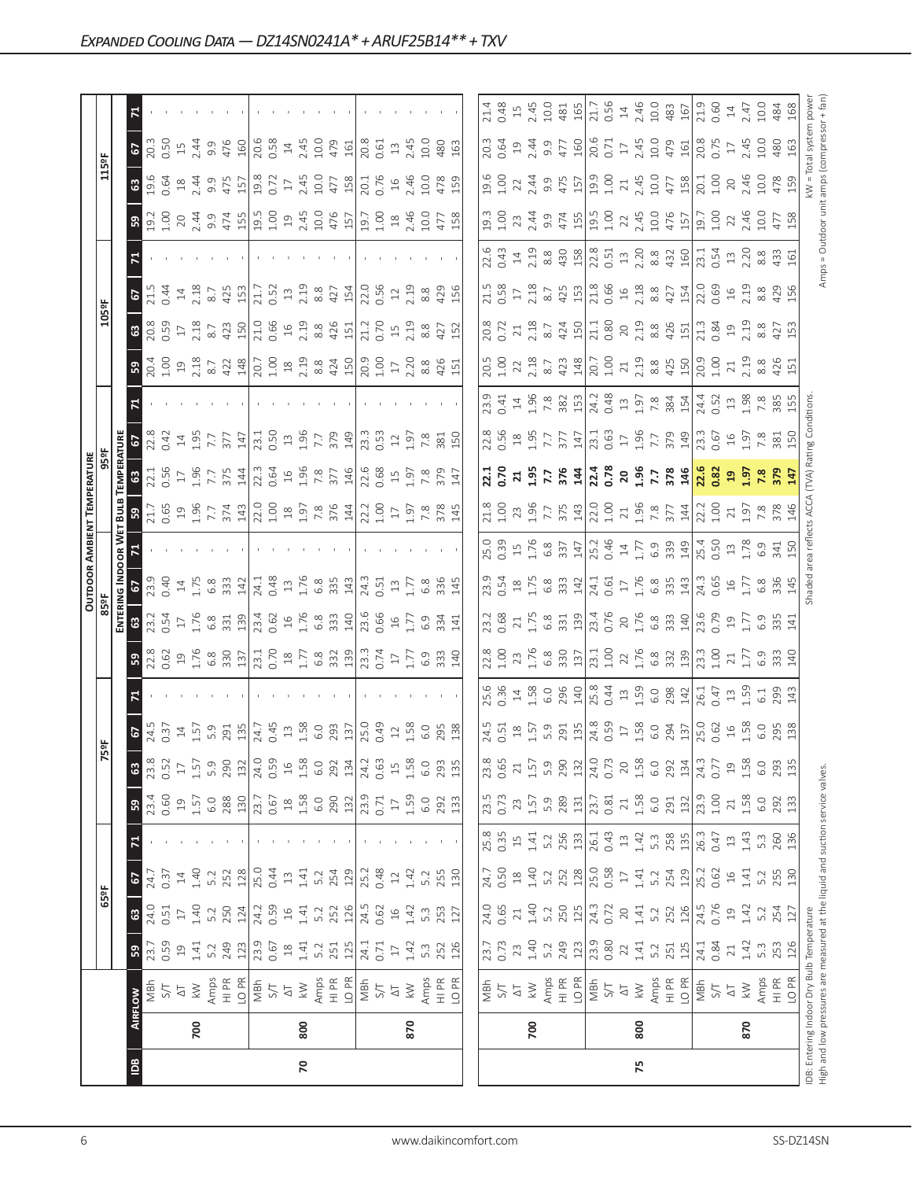## Expanded Cooling Data — DZ14SN0241A* + ARUF25B14** + TXV

| IDB | Airflow | | Outdoor Ambient Temperature | | | | | | | | | | | | | | | | | | | |
|---|---|---|---|---|---|---|---|---|---|---|---|---|---|---|---|---|---|---|---|---|---|---|
| | | | 65ºF | | | | 75ºF | | | | 85ºF | | | | 95ºF | | | | 105ºF | | | | 115ºF | | | |
| | | | Entering Indoor Wet Bulb Temperature | | | | | | | | | | | | | | | | | | | | | | | |
| | | | 59 | 63 | 67 | 71 | 59 | 63 | 67 | 71 | 59 | 63 | 67 | 71 | 59 | 63 | 67 | 71 | 59 | 63 | 67 | 71 | 59 | 63 | 67 | 71 |
| 70 | 700 | MBh | 23.7 | 24.0 | 24.7 | - | 23.4 | 23.8 | 24.5 | - | 22.8 | 23.2 | 23.9 | - | 21.7 | 22.1 | 22.8 | - | 20.4 | 20.8 | 21.5 | - | 19.2 | 19.6 | 20.3 | - |
| | | S/T | 0.59 | 0.51 | 0.37 | - | 0.60 | 0.52 | 0.37 | - | 0.62 | 0.54 | 0.40 | - | 0.65 | 0.56 | 0.42 | - | 1.00 | 0.59 | 0.44 | - | 1.00 | 0.64 | 0.50 | - |
| | | ΔT | 19 | 17 | 14 | - | 19 | 17 | 14 | - | 19 | 17 | 14 | - | 19 | 17 | 14 | - | 19 | 17 | 14 | - | 20 | 18 | 15 | - |
| | | kW | 1.41 | 1.40 | 1.40 | - | 1.57 | 1.57 | 1.57 | - | 1.76 | 1.76 | 1.75 | - | 1.96 | 1.96 | 1.95 | - | 2.18 | 2.18 | 2.18 | - | 2.44 | 2.44 | 2.44 | - |
| | | Amps | 5.2 | 5.2 | 5.2 | - | 6.0 | 5.9 | 5.9 | - | 6.8 | 6.8 | 6.8 | - | 7.7 | 7.7 | 7.7 | - | 8.7 | 8.7 | 8.7 | - | 9.9 | 9.9 | 9.9 | - |
| | | HI PR | 249 | 250 | 252 | - | 288 | 290 | 291 | - | 330 | 331 | 333 | - | 374 | 375 | 377 | - | 422 | 423 | 425 | - | 474 | 475 | 476 | - |
| | | LO PR | 123 | 124 | 128 | - | 130 | 132 | 135 | - | 137 | 139 | 142 | - | 143 | 144 | 147 | - | 148 | 150 | 153 | - | 155 | 157 | 160 | - |
| | 800 | MBh | 23.9 | 24.2 | 25.0 | - | 23.7 | 24.0 | 24.7 | - | 23.1 | 23.4 | 24.1 | - | 22.0 | 22.3 | 23.1 | - | 20.7 | 21.0 | 21.7 | - | 19.5 | 19.8 | 20.6 | - |
| | | S/T | 0.67 | 0.59 | 0.44 | - | 0.67 | 0.59 | 0.45 | - | 0.70 | 0.62 | 0.48 | - | 1.00 | 0.64 | 0.50 | - | 1.00 | 0.66 | 0.52 | - | 1.00 | 0.72 | 0.58 | - |
| | | ΔT | 18 | 16 | 13 | - | 18 | 16 | 13 | - | 18 | 16 | 13 | - | 18 | 16 | 13 | - | 18 | 16 | 13 | - | 19 | 17 | 14 | - |
| | | kW | 1.41 | 1.41 | 1.41 | - | 1.58 | 1.58 | 1.58 | - | 1.77 | 1.76 | 1.76 | - | 1.97 | 1.96 | 1.96 | - | 2.19 | 2.19 | 2.19 | - | 2.45 | 2.45 | 2.45 | - |
| | | Amps | 5.2 | 5.2 | 5.2 | - | 6.0 | 6.0 | 6.0 | - | 6.8 | 6.8 | 6.8 | - | 7.8 | 7.8 | 7.7 | - | 8.8 | 8.8 | 8.8 | - | 10.0 | 10.0 | 10.0 | - |
| | | HI PR | 251 | 252 | 254 | - | 290 | 292 | 293 | - | 332 | 333 | 335 | - | 376 | 377 | 379 | - | 424 | 426 | 427 | - | 476 | 477 | 479 | - |
| | | LO PR | 125 | 126 | 129 | - | 132 | 134 | 137 | - | 139 | 140 | 143 | - | 144 | 146 | 149 | - | 150 | 151 | 154 | - | 157 | 158 | 161 | - |
| | 870 | MBh | 24.1 | 24.5 | 25.2 | - | 23.9 | 24.2 | 25.0 | - | 23.3 | 23.6 | 24.3 | - | 22.2 | 22.6 | 23.3 | - | 20.9 | 21.2 | 22.0 | - | 19.7 | 20.1 | 20.8 | - |
| | | S/T | 0.71 | 0.62 | 0.48 | - | 0.71 | 0.63 | 0.49 | - | 0.74 | 0.66 | 0.51 | - | 1.00 | 0.68 | 0.53 | - | 1.00 | 0.70 | 0.56 | - | 1.00 | 0.76 | 0.61 | - |
| | | ΔT | 17 | 16 | 12 | - | 17 | 15 | 12 | - | 17 | 16 | 13 | - | 17 | 15 | 12 | - | 17 | 15 | 12 | - | 18 | 16 | 13 | - |
| | | kW | 1.42 | 1.42 | 1.42 | - | 1.59 | 1.58 | 1.58 | - | 1.77 | 1.77 | 1.77 | - | 1.97 | 1.97 | 1.97 | - | 2.20 | 2.19 | 2.19 | - | 2.46 | 2.46 | 2.45 | - |
| | | Amps | 5.3 | 5.3 | 5.2 | - | 6.0 | 6.0 | 6.0 | - | 6.9 | 6.9 | 6.8 | - | 7.8 | 7.8 | 7.8 | - | 8.8 | 8.8 | 8.8 | - | 10.0 | 10.0 | 10.0 | - |
| | | HI PR | 252 | 253 | 255 | - | 292 | 293 | 295 | - | 333 | 334 | 336 | - | 378 | 379 | 381 | - | 426 | 427 | 429 | - | 477 | 478 | 480 | - |
| | | LO PR | 126 | 127 | 130 | - | 133 | 135 | 138 | - | 140 | 141 | 145 | - | 145 | 147 | 150 | - | 151 | 152 | 156 | - | 158 | 159 | 163 | - |
| 75 | 700 | MBh | 23.7 | 24.0 | 24.7 | 25.8 | 23.5 | 23.8 | 24.5 | 25.6 | 22.8 | 23.2 | 23.9 | 25.0 | 21.8 | **22.1** | 22.8 | 23.9 | 20.5 | 20.8 | 21.5 | 22.6 | 19.3 | 19.6 | 20.3 | 21.4 |
| | | S/T | 0.73 | 0.65 | 0.50 | 0.35 | 0.73 | 0.65 | 0.51 | 0.36 | 1.00 | 0.68 | 0.54 | 0.39 | 1.00 | **0.70** | 0.56 | 0.41 | 1.00 | 0.72 | 0.58 | 0.43 | 1.00 | 1.00 | 0.64 | 0.48 |
| | | ΔT | 23 | 21 | 18 | 15 | 23 | 21 | 18 | 14 | 23 | 21 | 18 | 15 | 23 | **21** | 18 | 14 | 22 | 21 | 17 | 14 | 23 | 22 | 19 | 15 |
| | | kW | 1.40 | 1.40 | 1.40 | 1.41 | 1.57 | 1.57 | 1.57 | 1.58 | 1.76 | 1.75 | 1.75 | 1.76 | 1.96 | **1.95** | 1.95 | 1.96 | 2.18 | 2.18 | 2.18 | 2.19 | 2.44 | 2.44 | 2.44 | 2.45 |
| | | Amps | 5.2 | 5.2 | 5.2 | 5.2 | 5.9 | 5.9 | 5.9 | 6.0 | 6.8 | 6.8 | 6.8 | 6.8 | 7.7 | **7.7** | 7.7 | 7.8 | 8.7 | 8.7 | 8.7 | 8.8 | 9.9 | 9.9 | 9.9 | 10.0 |
| | | HI PR | 249 | 250 | 252 | 256 | 289 | 290 | 291 | 296 | 330 | 331 | 333 | 337 | 375 | **376** | 377 | 382 | 423 | 424 | 425 | 430 | 474 | 475 | 477 | 481 |
| | | LO PR | 123 | 125 | 128 | 133 | 131 | 132 | 135 | 140 | 137 | 139 | 142 | 147 | 143 | **144** | 147 | 153 | 148 | 150 | 153 | 158 | 155 | 157 | 160 | 165 |
| | 800 | MBh | 23.9 | 24.3 | 25.0 | 26.1 | 23.7 | 24.0 | 24.8 | 25.8 | 23.1 | 23.4 | 24.1 | 25.2 | 22.0 | **22.4** | 23.1 | 24.2 | 20.7 | 21.1 | 21.8 | 22.8 | 19.5 | 19.9 | 20.6 | 21.7 |
| | | S/T | 0.80 | 0.72 | 0.58 | 0.43 | 0.81 | 0.73 | 0.59 | 0.44 | 1.00 | 0.76 | 0.61 | 0.46 | 1.00 | **0.78** | 0.63 | 0.48 | 1.00 | 0.80 | 0.66 | 0.51 | 1.00 | 1.00 | 0.71 | 0.56 |
| | | ΔT | 22 | 20 | 17 | 13 | 21 | 20 | 17 | 13 | 22 | 20 | 17 | 14 | 21 | **20** | 17 | 13 | 21 | 20 | 16 | 13 | 22 | 21 | 17 | 14 |
| | | kW | 1.41 | 1.41 | 1.41 | 1.42 | 1.58 | 1.58 | 1.58 | 1.59 | 1.76 | 1.76 | 1.76 | 1.77 | 1.96 | **1.96** | 1.96 | 1.97 | 2.19 | 2.19 | 2.18 | 2.20 | 2.45 | 2.45 | 2.45 | 2.46 |
| | | Amps | 5.2 | 5.2 | 5.2 | 5.3 | 6.0 | 6.0 | 6.0 | 6.0 | 6.8 | 6.8 | 6.8 | 6.9 | 7.8 | **7.7** | 7.7 | 7.8 | 8.8 | 8.8 | 8.8 | 8.8 | 10.0 | 10.0 | 10.0 | 10.0 |
| | | HI PR | 251 | 252 | 254 | 258 | 291 | 292 | 294 | 298 | 332 | 333 | 335 | 339 | 377 | **378** | 379 | 384 | 425 | 426 | 427 | 432 | 476 | 477 | 479 | 483 |
| | | LO PR | 125 | 126 | 129 | 135 | 132 | 134 | 137 | 142 | 139 | 140 | 143 | 149 | 144 | **146** | 149 | 154 | 150 | 151 | 154 | 160 | 157 | 158 | 161 | 167 |
| | 870 | MBh | 24.1 | 24.5 | 25.2 | 26.3 | 23.9 | 24.3 | 25.0 | 26.1 | 23.3 | 23.6 | 24.3 | 25.4 | 22.2 | **22.6** | 23.3 | 24.4 | 20.9 | 21.3 | 22.0 | 23.1 | 19.7 | 20.1 | 20.8 | 21.9 |
| | | S/T | 0.84 | 0.76 | 0.62 | 0.47 | 1.00 | 0.77 | 0.62 | 0.47 | 1.00 | 0.79 | 0.65 | 0.50 | 1.00 | **0.82** | 0.67 | 0.52 | 1.00 | 0.84 | 0.69 | 0.54 | 1.00 | 1.00 | 0.75 | 0.60 |
| | | ΔT | 21 | 19 | 16 | 13 | 21 | 19 | 16 | 13 | 21 | 19 | 16 | 13 | 21 | **19** | 16 | 13 | 21 | 19 | 16 | 13 | 22 | 20 | 17 | 14 |
| | | kW | 1.42 | 1.42 | 1.41 | 1.43 | 1.58 | 1.58 | 1.58 | 1.59 | 1.77 | 1.77 | 1.77 | 1.78 | 1.97 | **1.97** | 1.97 | 1.98 | 2.19 | 2.19 | 2.19 | 2.20 | 2.46 | 2.46 | 2.45 | 2.47 |
| | | Amps | 5.3 | 5.2 | 5.2 | 5.3 | 6.0 | 6.0 | 6.0 | 6.1 | 6.9 | 6.9 | 6.8 | 6.9 | 7.8 | **7.8** | 7.8 | 7.8 | 8.8 | 8.8 | 8.8 | 8.8 | 10.0 | 10.0 | 10.0 | 10.0 |
| | | HI PR | 253 | 254 | 255 | 260 | 292 | 293 | 295 | 299 | 333 | 335 | 336 | 341 | 378 | **379** | 381 | 385 | 426 | 427 | 429 | 433 | 477 | 478 | 480 | 484 |
| | | LO PR | 126 | 127 | 130 | 136 | 133 | 135 | 138 | 143 | 140 | 141 | 145 | 150 | 146 | **147** | 150 | 155 | 151 | 153 | 156 | 161 | 158 | 159 | 163 | 168 |

IDB: Entering Indoor Dry Bulb Temperature
High and low pressures are measured at the liquid and suction service valves.

Shaded area reflects ACCA (TVA) Rating Conditions.

kW = Total system power
Amps = Outdoor unit amps (compressor + fan)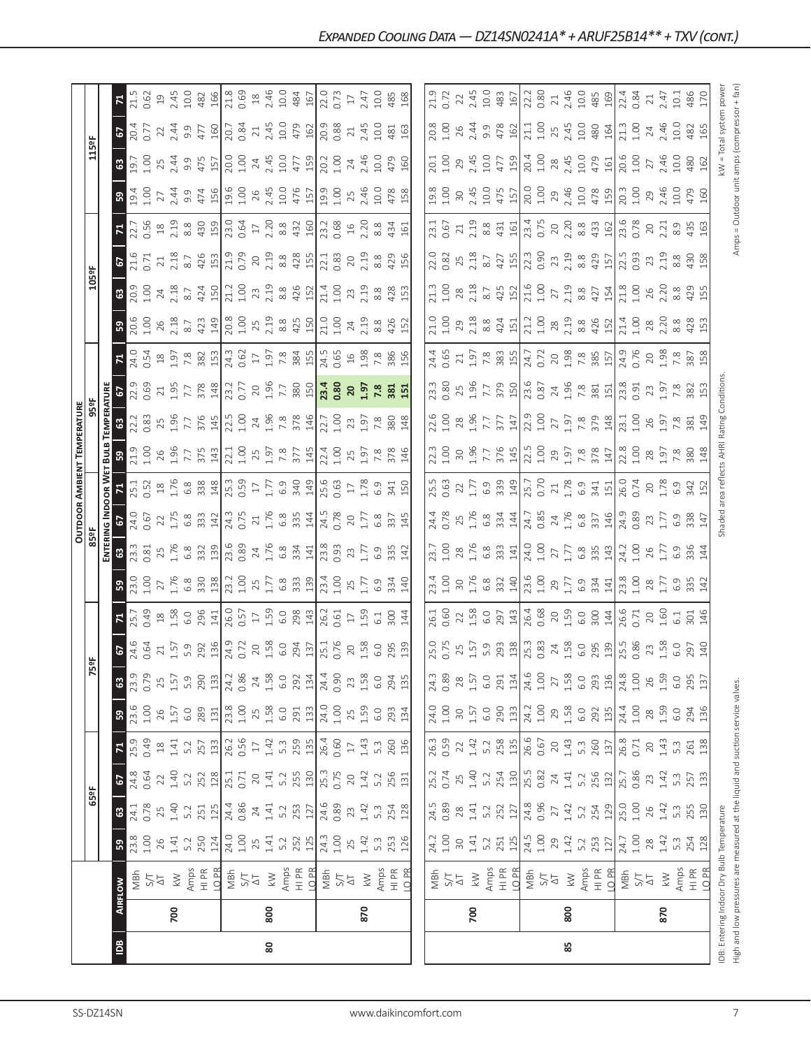# Expanded Cooling Data — DZ14SN0241A* + ARUF25B14** + TXV (cont.)

| IDB | AIRFLOW | | OUTDOOR AMBIENT TEMPERATURE | | | | | | | | | | | | | | | | | | | |
|---|---|---|---|---|---|---|---|---|---|---|---|---|---|---|---|---|---|---|---|---|---|---|
| | | | 65ºF | | | | 75ºF | | | | 85ºF | | | | 95ºF | | | | 105ºF | | | | 115ºF | | | |
| | | | ENTERING INDOOR WET BULB TEMPERATURE | | | | | | | | | | | | | | | | | | | | | | | |
| | | | 59 | 63 | 67 | 71 | 59 | 63 | 67 | 71 | 59 | 63 | 67 | 71 | 59 | 63 | 67 | 71 | 59 | 63 | 67 | 71 | 59 | 63 | 67 | 71 |
| 80 | 700 | MBh | 23.8 | 24.1 | 24.8 | 25.9 | 23.6 | 23.9 | 24.6 | 25.7 | 23.0 | 23.3 | 24.0 | 25.1 | 21.9 | 22.2 | 22.9 | 24.0 | 20.6 | 20.9 | 21.6 | 22.7 | 19.4 | 19.7 | 20.4 | 21.5 |
| | | S/T | 1.00 | 0.78 | 0.64 | 0.49 | 1.00 | 0.79 | 0.64 | 0.49 | 1.00 | 0.81 | 0.67 | 0.52 | 1.00 | 0.83 | 0.69 | 0.54 | 1.00 | 1.00 | 0.71 | 0.56 | 1.00 | 1.00 | 0.77 | 0.62 |
| | | ΔT | 26 | 25 | 22 | 18 | 26 | 25 | 21 | 18 | 27 | 25 | 22 | 18 | 26 | 25 | 21 | 18 | 26 | 24 | 21 | 18 | 27 | 25 | 22 | 19 |
| | | kW | 1.41 | 1.40 | 1.40 | 1.41 | 1.57 | 1.57 | 1.57 | 1.58 | 1.76 | 1.76 | 1.75 | 1.76 | 1.96 | 1.96 | 1.95 | 1.97 | 2.18 | 2.18 | 2.18 | 2.19 | 2.44 | 2.44 | 2.44 | 2.45 |
| | | Amps | 5.2 | 5.2 | 5.2 | 5.2 | 6.0 | 5.9 | 5.9 | 6.0 | 6.8 | 6.8 | 6.8 | 6.8 | 7.7 | 7.7 | 7.7 | 7.8 | 8.7 | 8.7 | 8.7 | 8.8 | 9.9 | 9.9 | 9.9 | 10.0 |
| | | HI PR | 250 | 251 | 252 | 257 | 289 | 290 | 292 | 296 | 330 | 332 | 333 | 338 | 375 | 376 | 378 | 382 | 423 | 424 | 426 | 430 | 474 | 475 | 477 | 482 |
| | | LO PR | 124 | 125 | 128 | 133 | 131 | 133 | 136 | 141 | 138 | 139 | 142 | 148 | 143 | 145 | 148 | 153 | 149 | 150 | 153 | 159 | 156 | 157 | 160 | 166 |
| | 800 | MBh | 24.0 | 24.4 | 25.1 | 26.2 | 23.8 | 24.2 | 24.9 | 26.0 | 23.2 | 23.6 | 24.3 | 25.3 | 22.1 | 22.5 | 23.2 | 24.3 | 20.8 | 21.2 | 21.9 | 23.0 | 19.6 | 20.0 | 20.7 | 21.8 |
| | | S/T | 1.00 | 0.86 | 0.71 | 0.56 | 1.00 | 0.86 | 0.72 | 0.57 | 1.00 | 0.89 | 0.75 | 0.59 | 1.00 | 1.00 | 0.77 | 0.62 | 1.00 | 1.00 | 0.79 | 0.64 | 1.00 | 1.00 | 0.84 | 0.69 |
| | | ΔT | 25 | 24 | 20 | 17 | 25 | 24 | 20 | 17 | 25 | 24 | 21 | 17 | 25 | 24 | 20 | 17 | 25 | 23 | 20 | 17 | 26 | 24 | 21 | 18 |
| | | kW | 1.41 | 1.41 | 1.41 | 1.42 | 1.58 | 1.58 | 1.58 | 1.59 | 1.77 | 1.76 | 1.76 | 1.77 | 1.97 | 1.96 | 1.96 | 1.97 | 2.19 | 2.19 | 2.19 | 2.20 | 2.45 | 2.45 | 2.45 | 2.46 |
| | | Amps | 5.2 | 5.2 | 5.2 | 5.3 | 6.0 | 6.0 | 6.0 | 6.0 | 6.8 | 6.8 | 6.8 | 6.9 | 7.8 | 7.8 | 7.7 | 7.8 | 8.8 | 8.8 | 8.8 | 8.8 | 10.0 | 10.0 | 10.0 | 10.0 |
| | | HI PR | 252 | 253 | 255 | 259 | 291 | 292 | 294 | 298 | 333 | 334 | 335 | 340 | 377 | 378 | 380 | 384 | 425 | 426 | 428 | 432 | 476 | 477 | 479 | 484 |
| | | LO PR | 125 | 127 | 130 | 135 | 133 | 134 | 137 | 143 | 139 | 141 | 144 | 149 | 145 | 146 | 150 | 155 | 150 | 152 | 155 | 160 | 157 | 159 | 162 | 167 |
| | 870 | MBh | 24.3 | 24.6 | 25.3 | 26.4 | 24.0 | 24.4 | 25.1 | 26.2 | 23.4 | 23.8 | 24.5 | 25.6 | 22.4 | 22.7 | **23.4** | 24.5 | 21.0 | 21.4 | 22.1 | 23.2 | 19.9 | 20.2 | 20.9 | 22.0 |
| | | S/T | 1.00 | 0.89 | 0.75 | 0.60 | 1.00 | 0.90 | 0.76 | 0.61 | 1.00 | 0.93 | 0.78 | 0.63 | 1.00 | 1.00 | **0.80** | 0.65 | 1.00 | 1.00 | 0.83 | 0.68 | 1.00 | 1.00 | 0.88 | 0.73 |
| | | ΔT | 25 | 23 | 20 | 17 | 25 | 23 | 20 | 17 | 25 | 23 | 20 | 17 | 25 | 23 | **20** | 16 | 24 | 23 | 20 | 16 | 25 | 24 | 21 | 17 |
| | | kW | 1.42 | 1.42 | 1.42 | 1.43 | 1.59 | 1.58 | 1.58 | 1.59 | 1.77 | 1.77 | 1.77 | 1.78 | 1.97 | 1.97 | **1.97** | 1.98 | 2.19 | 2.19 | 2.19 | 2.20 | 2.46 | 2.46 | 2.45 | 2.47 |
| | | Amps | 5.3 | 5.3 | 5.2 | 5.3 | 6.0 | 6.0 | 6.0 | 6.1 | 6.9 | 6.9 | 6.8 | 6.9 | 7.8 | 7.8 | **7.8** | 7.8 | 8.8 | 8.8 | 8.8 | 8.8 | 10.0 | 10.0 | 10.0 | 10.0 |
| | | HI PR | 253 | 254 | 256 | 260 | 293 | 294 | 295 | 300 | 334 | 335 | 337 | 341 | 378 | 380 | **381** | 386 | 426 | 428 | 429 | 434 | 478 | 479 | 481 | 485 |
| | | LO PR | 126 | 128 | 131 | 136 | 134 | 135 | 139 | 144 | 140 | 142 | 145 | 150 | 146 | 148 | **151** | 156 | 152 | 153 | 156 | 161 | 158 | 160 | 163 | 168 |
| 85 | 700 | MBh | 24.2 | 24.5 | 25.2 | 26.3 | 24.0 | 24.3 | 25.0 | 26.1 | 23.4 | 23.7 | 24.4 | 25.5 | 22.3 | 22.6 | 23.3 | 24.4 | 21.0 | 21.3 | 22.0 | 23.1 | 19.8 | 20.1 | 20.8 | 21.9 |
| | | S/T | 1.00 | 0.89 | 0.74 | 0.59 | 1.00 | 0.89 | 0.75 | 0.60 | 1.00 | 1.00 | 0.78 | 0.63 | 1.00 | 1.00 | 0.80 | 0.65 | 1.00 | 1.00 | 0.82 | 0.67 | 1.00 | 1.00 | 1.00 | 0.72 |
| | | ΔT | 30 | 28 | 25 | 22 | 30 | 28 | 25 | 22 | 30 | 28 | 25 | 22 | 30 | 28 | 25 | 21 | 29 | 28 | 25 | 21 | 30 | 29 | 26 | 22 |
| | | kW | 1.41 | 1.41 | 1.40 | 1.42 | 1.57 | 1.57 | 1.57 | 1.58 | 1.76 | 1.76 | 1.76 | 1.77 | 1.96 | 1.96 | 1.96 | 1.97 | 2.18 | 2.18 | 2.18 | 2.19 | 2.45 | 2.45 | 2.44 | 2.45 |
| | | Amps | 5.2 | 5.2 | 5.2 | 5.2 | 6.0 | 6.0 | 5.9 | 6.0 | 6.8 | 6.8 | 6.8 | 6.9 | 7.7 | 7.7 | 7.7 | 7.8 | 8.8 | 8.7 | 8.7 | 8.8 | 10.0 | 10.0 | 9.9 | 10.0 |
| | | HI PR | 251 | 252 | 254 | 258 | 290 | 291 | 293 | 297 | 332 | 333 | 334 | 339 | 376 | 377 | 379 | 383 | 424 | 425 | 427 | 431 | 475 | 477 | 478 | 483 |
| | | LO PR | 125 | 127 | 130 | 135 | 133 | 134 | 138 | 143 | 140 | 141 | 144 | 149 | 145 | 147 | 150 | 155 | 151 | 152 | 155 | 161 | 157 | 159 | 162 | 167 |
| | 800 | MBh | 24.5 | 24.8 | 25.5 | 26.6 | 24.2 | 24.6 | 25.3 | 26.4 | 23.6 | 24.0 | 24.7 | 25.7 | 22.5 | 22.9 | 23.6 | 24.7 | 21.2 | 21.6 | 22.3 | 23.4 | 20.0 | 20.4 | 21.1 | 22.2 |
| | | S/T | 1.00 | 0.96 | 0.82 | 0.67 | 1.00 | 1.00 | 0.83 | 0.68 | 1.00 | 1.00 | 0.85 | 0.70 | 1.00 | 1.00 | 0.87 | 0.72 | 1.00 | 1.00 | 0.90 | 0.75 | 1.00 | 1.00 | 1.00 | 0.80 |
| | | ΔT | 29 | 27 | 24 | 20 | 29 | 27 | 24 | 20 | 29 | 27 | 24 | 21 | 29 | 27 | 24 | 20 | 28 | 27 | 23 | 20 | 29 | 28 | 25 | 21 |
| | | kW | 1.42 | 1.42 | 1.41 | 1.43 | 1.58 | 1.58 | 1.58 | 1.59 | 1.77 | 1.77 | 1.76 | 1.78 | 1.97 | 1.97 | 1.96 | 1.98 | 2.19 | 2.19 | 2.19 | 2.20 | 2.46 | 2.45 | 2.45 | 2.46 |
| | | Amps | 5.2 | 5.2 | 5.2 | 5.3 | 6.0 | 6.0 | 6.0 | 6.0 | 6.9 | 6.8 | 6.8 | 6.9 | 7.8 | 7.8 | 7.8 | 7.8 | 8.8 | 8.8 | 8.8 | 8.8 | 10.0 | 10.0 | 10.0 | 10.0 |
| | | HI PR | 253 | 254 | 256 | 260 | 292 | 293 | 295 | 300 | 334 | 335 | 337 | 341 | 378 | 379 | 381 | 385 | 426 | 427 | 429 | 433 | 478 | 479 | 480 | 485 |
| | | LO PR | 127 | 129 | 132 | 137 | 135 | 136 | 139 | 144 | 141 | 143 | 146 | 151 | 147 | 148 | 151 | 157 | 152 | 154 | 157 | 162 | 159 | 161 | 164 | 169 |
| | 870 | MBh | 24.7 | 25.0 | 25.7 | 26.8 | 24.4 | 24.8 | 25.5 | 26.6 | 23.8 | 24.2 | 24.9 | 26.0 | 22.8 | 23.1 | 23.8 | 24.9 | 21.4 | 21.8 | 22.5 | 23.6 | 20.3 | 20.6 | 21.3 | 22.4 |
| | | S/T | 1.00 | 1.00 | 0.86 | 0.71 | 1.00 | 1.00 | 0.86 | 0.71 | 1.00 | 1.00 | 0.89 | 0.74 | 1.00 | 1.00 | 0.91 | 0.76 | 1.00 | 1.00 | 0.93 | 0.78 | 1.00 | 1.00 | 1.00 | 0.84 |
| | | ΔT | 28 | 26 | 23 | 20 | 28 | 26 | 23 | 20 | 28 | 26 | 23 | 20 | 28 | 26 | 23 | 20 | 28 | 26 | 23 | 20 | 29 | 27 | 24 | 21 |
| | | kW | 1.42 | 1.42 | 1.42 | 1.43 | 1.59 | 1.59 | 1.58 | 1.60 | 1.77 | 1.77 | 1.77 | 1.78 | 1.97 | 1.97 | 1.97 | 1.98 | 2.20 | 2.20 | 2.19 | 2.21 | 2.46 | 2.46 | 2.46 | 2.47 |
| | | Amps | 5.3 | 5.3 | 5.3 | 5.3 | 6.0 | 6.0 | 6.0 | 6.1 | 6.9 | 6.9 | 6.9 | 6.9 | 7.8 | 7.8 | 7.8 | 7.8 | 8.8 | 8.8 | 8.8 | 8.9 | 10.0 | 10.0 | 10.0 | 10.1 |
| | | HI PR | 254 | 255 | 257 | 261 | 294 | 295 | 297 | 301 | 335 | 336 | 338 | 342 | 380 | 381 | 382 | 387 | 428 | 429 | 430 | 435 | 479 | 480 | 482 | 486 |
| | | LO PR | 128 | 130 | 133 | 138 | 136 | 137 | 140 | 146 | 142 | 144 | 147 | 152 | 148 | 149 | 153 | 158 | 153 | 155 | 158 | 163 | 160 | 162 | 165 | 170 |

IDB: Entering Indoor Dry Bulb Temperature

Shaded area reflects AHRI Rating Conditions.

kW = Total system power

High and low pressures are measured at the liquid and suction service valves.

Amps = Outdoor unit amps (compressor + fan)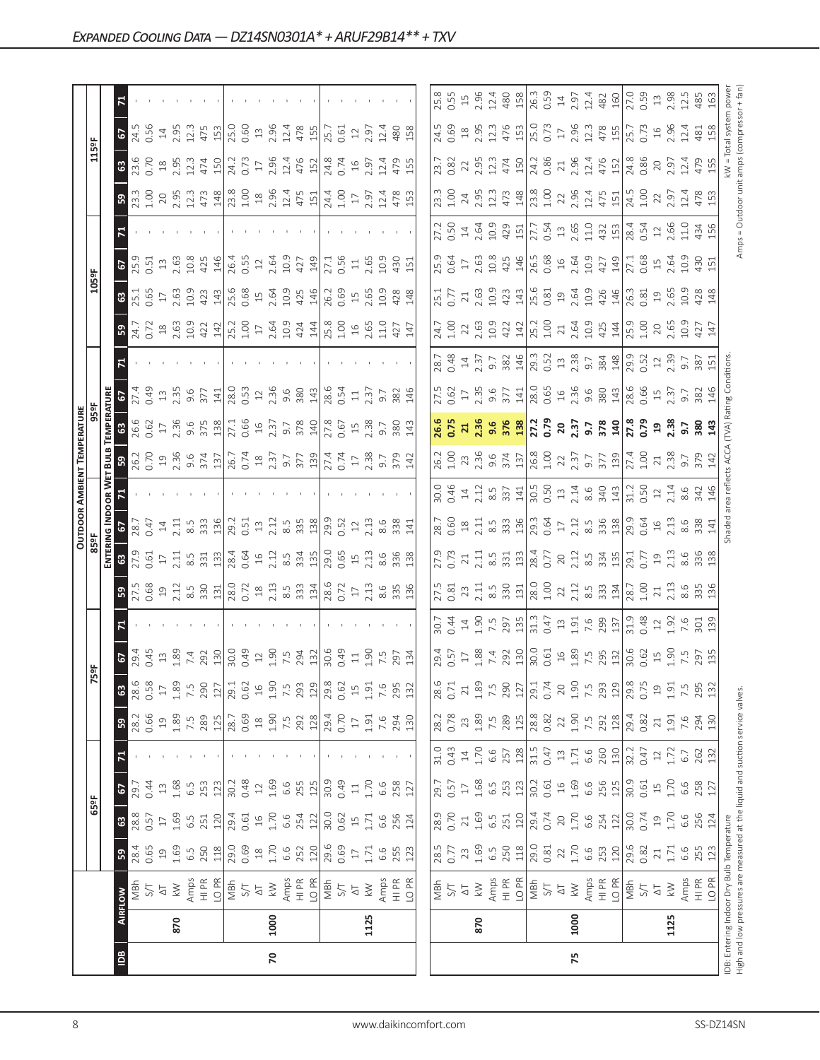## Expanded Cooling Data — DZ14SN0301A* + ARUF29B14** + TXV

| IDB | Airflow | | Outdoor Ambient Temperature | | | | | | | | | | | | | | | | | | | |
|---|---|---|---|---|---|---|---|---|---|---|---|---|---|---|---|---|---|---|---|---|---|---|
| | | | 65ºF | | | | 75ºF | | | | 85ºF | | | | 95ºF | | | | 105ºF | | | | 115ºF | | | |
| | | | Entering Indoor Wet Bulb Temperature | | | | | | | | | | | | | | | | | | | | | | | |
| | | | 59 | 63 | 67 | 71 | 59 | 63 | 67 | 71 | 59 | 63 | 67 | 71 | 59 | 63 | 67 | 71 | 59 | 63 | 67 | 71 | 59 | 63 | 67 | 71 |
| 70 | 870 | MBh | 28.4 | 28.8 | 29.7 | - | 28.2 | 28.6 | 29.4 | - | 27.5 | 27.9 | 28.7 | - | 26.2 | 26.6 | 27.4 | - | 24.7 | 25.1 | 25.9 | - | 23.3 | 23.6 | 24.5 | - |
| | | S/T | 0.65 | 0.57 | 0.44 | - | 0.66 | 0.58 | 0.45 | - | 0.68 | 0.61 | 0.47 | - | 0.70 | 0.62 | 0.49 | - | 0.72 | 0.65 | 0.51 | - | 1.00 | 0.70 | 0.56 | - |
| | | ΔT | 19 | 17 | 13 | - | 19 | 17 | 13 | - | 19 | 17 | 14 | - | 19 | 17 | 13 | - | 18 | 17 | 13 | - | 20 | 18 | 14 | - |
| | | kW | 1.69 | 1.69 | 1.68 | - | 1.89 | 1.89 | 1.89 | - | 2.12 | 2.11 | 2.11 | - | 2.36 | 2.36 | 2.35 | - | 2.63 | 2.63 | 2.63 | - | 2.95 | 2.95 | 2.95 | - |
| | | Amps | 6.5 | 6.5 | 6.5 | - | 7.5 | 7.5 | 7.4 | - | 8.5 | 8.5 | 8.5 | - | 9.6 | 9.6 | 9.6 | - | 10.9 | 10.9 | 10.8 | - | 12.3 | 12.3 | 12.3 | - |
| | | HI PR | 250 | 251 | 253 | - | 289 | 290 | 292 | - | 330 | 331 | 333 | - | 374 | 375 | 377 | - | 422 | 423 | 425 | - | 473 | 474 | 475 | - |
| | | LO PR | 118 | 120 | 123 | - | 125 | 127 | 130 | - | 131 | 133 | 136 | - | 137 | 138 | 141 | - | 142 | 143 | 146 | - | 148 | 150 | 153 | - |
| | 1000 | MBh | 29.0 | 29.4 | 30.2 | - | 28.7 | 29.1 | 30.0 | - | 28.0 | 28.4 | 29.2 | - | 26.7 | 27.1 | 28.0 | - | 25.2 | 25.6 | 26.4 | - | 23.8 | 24.2 | 25.0 | - |
| | | S/T | 0.69 | 0.61 | 0.48 | - | 0.69 | 0.62 | 0.49 | - | 0.72 | 0.64 | 0.51 | - | 0.74 | 0.66 | 0.53 | - | 1.00 | 0.68 | 0.55 | - | 1.00 | 0.73 | 0.60 | - |
| | | ΔT | 18 | 16 | 12 | - | 18 | 16 | 12 | - | 18 | 16 | 13 | - | 18 | 16 | 12 | - | 17 | 15 | 12 | - | 18 | 17 | 13 | - |
| | | kW | 1.70 | 1.70 | 1.69 | - | 1.90 | 1.90 | 1.90 | - | 2.13 | 2.12 | 2.12 | - | 2.37 | 2.37 | 2.36 | - | 2.64 | 2.64 | 2.64 | - | 2.96 | 2.96 | 2.96 | - |
| | | Amps | 6.6 | 6.6 | 6.6 | - | 7.5 | 7.5 | 7.5 | - | 8.5 | 8.5 | 8.5 | - | 9.7 | 9.7 | 9.6 | - | 10.9 | 10.9 | 10.9 | - | 12.4 | 12.4 | 12.4 | - |
| | | HI PR | 252 | 254 | 255 | - | 292 | 293 | 294 | - | 333 | 334 | 335 | - | 377 | 378 | 380 | - | 424 | 425 | 427 | - | 475 | 476 | 478 | - |
| | | LO PR | 120 | 122 | 125 | - | 128 | 129 | 132 | - | 134 | 135 | 138 | - | 139 | 140 | 143 | - | 144 | 146 | 149 | - | 151 | 152 | 155 | - |
| | 1125 | MBh | 29.6 | 30.0 | 30.9 | - | 29.4 | 29.8 | 30.6 | - | 28.6 | 29.0 | 29.9 | - | 27.4 | 27.8 | 28.6 | - | 25.8 | 26.2 | 27.1 | - | 24.4 | 24.8 | 25.7 | - |
| | | S/T | 0.69 | 0.62 | 0.49 | - | 0.70 | 0.62 | 0.49 | - | 0.72 | 0.65 | 0.52 | - | 0.74 | 0.67 | 0.54 | - | 1.00 | 0.69 | 0.56 | - | 1.00 | 0.74 | 0.61 | - |
| | | ΔT | 17 | 15 | 11 | - | 17 | 15 | 11 | - | 17 | 15 | 12 | - | 17 | 15 | 11 | - | 16 | 15 | 11 | - | 17 | 16 | 12 | - |
| | | kW | 1.71 | 1.71 | 1.70 | - | 1.91 | 1.91 | 1.90 | - | 2.13 | 2.13 | 2.13 | - | 2.38 | 2.38 | 2.37 | - | 2.65 | 2.65 | 2.65 | - | 2.97 | 2.97 | 2.97 | - |
| | | Amps | 6.6 | 6.6 | 6.6 | - | 7.6 | 7.6 | 7.5 | - | 8.6 | 8.6 | 8.6 | - | 9.7 | 9.7 | 9.7 | - | 11.0 | 10.9 | 10.9 | - | 12.4 | 12.4 | 12.4 | - |
| | | HI PR | 255 | 256 | 258 | - | 294 | 295 | 297 | - | 335 | 336 | 338 | - | 379 | 380 | 382 | - | 427 | 428 | 430 | - | 478 | 479 | 480 | - |
| | | LO PR | 123 | 124 | 127 | - | 130 | 132 | 134 | - | 136 | 138 | 141 | - | 142 | 143 | 146 | - | 147 | 148 | 151 | - | 153 | 155 | 158 | - |
| 75 | 870 | MBh | 28.5 | 28.9 | 29.7 | 31.0 | 28.2 | 28.6 | 29.4 | 30.7 | 27.5 | 27.9 | 28.7 | 30.0 | 26.2 | **26.6** | 27.5 | 28.7 | 24.7 | 25.1 | 25.9 | 27.2 | 23.3 | 23.7 | 24.5 | 25.8 |
| | | S/T | 0.77 | 0.70 | 0.57 | 0.43 | 0.78 | 0.71 | 0.57 | 0.44 | 0.81 | 0.73 | 0.60 | 0.46 | 1.00 | **0.75** | 0.62 | 0.48 | 1.00 | 0.77 | 0.64 | 0.50 | 1.00 | 0.82 | 0.69 | 0.55 |
| | | ΔT | 23 | 21 | 17 | 14 | 23 | 21 | 17 | 14 | 23 | 21 | 18 | 14 | 23 | **21** | 17 | 14 | 22 | 21 | 17 | 14 | 24 | 22 | 18 | 15 |
| | | kW | 1.69 | 1.69 | 1.68 | 1.70 | 1.89 | 1.89 | 1.88 | 1.90 | 2.11 | 2.11 | 2.11 | 2.12 | 2.36 | **2.36** | 2.35 | 2.37 | 2.63 | 2.63 | 2.63 | 2.64 | 2.95 | 2.95 | 2.95 | 2.96 |
| | | Amps | 6.5 | 6.5 | 6.5 | 6.6 | 7.5 | 7.5 | 7.4 | 7.5 | 8.5 | 8.5 | 8.5 | 8.5 | 9.6 | **9.6** | 9.6 | 9.7 | 10.9 | 10.9 | 10.8 | 10.9 | 12.3 | 12.3 | 12.3 | 12.4 |
| | | HI PR | 250 | 251 | 253 | 257 | 289 | 290 | 292 | 297 | 330 | 331 | 333 | 337 | 374 | **376** | 377 | 382 | 422 | 423 | 425 | 429 | 473 | 474 | 476 | 480 |
| | | LO PR | 118 | 120 | 123 | 128 | 125 | 127 | 130 | 135 | 131 | 133 | 136 | 141 | 137 | **138** | 141 | 146 | 142 | 143 | 146 | 151 | 148 | 150 | 153 | 158 |
| | 1000 | MBh | 29.0 | 29.4 | 30.2 | 31.5 | 28.8 | 29.1 | 30.0 | 31.3 | 28.0 | 28.4 | 29.3 | 30.5 | 26.8 | **27.2** | 28.0 | 29.3 | 25.2 | 25.6 | 26.5 | 27.7 | 23.8 | 24.2 | 25.0 | 26.3 |
| | | S/T | 0.81 | 0.74 | 0.61 | 0.47 | 0.82 | 0.74 | 0.61 | 0.47 | 1.00 | 0.77 | 0.64 | 0.50 | 1.00 | **0.79** | 0.65 | 0.52 | 1.00 | 0.81 | 0.68 | 0.54 | 1.00 | 0.86 | 0.73 | 0.59 |
| | | ΔT | 22 | 20 | 16 | 13 | 22 | 20 | 16 | 13 | 22 | 20 | 17 | 13 | 22 | **20** | 16 | 13 | 21 | 19 | 16 | 13 | 22 | 21 | 17 | 14 |
| | | kW | 1.70 | 1.70 | 1.69 | 1.71 | 1.90 | 1.90 | 1.89 | 1.91 | 2.12 | 2.12 | 2.12 | 2.14 | 2.37 | **2.37** | 2.36 | 2.38 | 2.64 | 2.64 | 2.64 | 2.65 | 2.96 | 2.96 | 2.96 | 2.97 |
| | | Amps | 6.6 | 6.6 | 6.6 | 6.6 | 7.5 | 7.5 | 7.5 | 7.6 | 8.5 | 8.5 | 8.5 | 8.6 | 9.7 | **9.7** | 9.6 | 9.7 | 10.9 | 10.9 | 10.9 | 11.0 | 12.4 | 12.4 | 12.3 | 12.4 |
| | | HI PR | 253 | 254 | 256 | 260 | 292 | 293 | 295 | 299 | 333 | 334 | 336 | 340 | 377 | **378** | 380 | 384 | 425 | 426 | 427 | 432 | 475 | 476 | 478 | 482 |
| | | LO PR | 120 | 122 | 125 | 130 | 128 | 129 | 132 | 137 | 134 | 135 | 138 | 143 | 139 | **140** | 143 | 148 | 144 | 146 | 149 | 153 | 151 | 152 | 155 | 160 |
| | 1125 | MBh | 29.6 | 30.0 | 30.9 | 32.2 | 29.4 | 29.8 | 30.6 | 31.9 | 28.7 | 29.1 | 29.9 | 31.2 | 27.4 | **27.8** | 28.6 | 29.9 | 25.9 | 26.3 | 27.1 | 28.4 | 24.5 | 24.8 | 25.7 | 27.0 |
| | | S/T | 0.82 | 0.74 | 0.61 | 0.47 | 0.82 | 0.75 | 0.62 | 0.48 | 1.00 | 0.77 | 0.64 | 0.50 | 1.00 | **0.79** | 0.66 | 0.52 | 1.00 | 0.81 | 0.68 | 0.54 | 1.00 | 0.86 | 0.73 | 0.59 |
| | | ΔT | 21 | 19 | 15 | 12 | 21 | 19 | 15 | 12 | 21 | 19 | 16 | 12 | 21 | **19** | 15 | 12 | 20 | 19 | 15 | 12 | 22 | 20 | 16 | 13 |
| | | kW | 1.71 | 1.70 | 1.70 | 1.72 | 1.91 | 1.91 | 1.90 | 1.92 | 2.13 | 2.13 | 2.13 | 2.14 | 2.38 | **2.38** | 2.37 | 2.39 | 2.65 | 2.65 | 2.64 | 2.66 | 2.97 | 2.97 | 2.96 | 2.98 |
| | | Amps | 6.6 | 6.6 | 6.6 | 6.7 | 7.6 | 7.5 | 7.5 | 7.6 | 8.6 | 8.6 | 8.6 | 8.6 | 9.7 | **9.7** | 9.7 | 9.7 | 10.9 | 10.9 | 10.9 | 11.0 | 12.4 | 12.4 | 12.4 | 12.5 |
| | | HI PR | 255 | 256 | 258 | 262 | 294 | 295 | 297 | 301 | 335 | 336 | 338 | 342 | 379 | **380** | 382 | 387 | 427 | 428 | 430 | 434 | 478 | 479 | 481 | 485 |
| | | LO PR | 123 | 124 | 127 | 132 | 130 | 132 | 135 | 139 | 136 | 138 | 141 | 146 | 142 | **143** | 146 | 151 | 147 | 148 | 151 | 156 | 153 | 155 | 158 | 163 |

IDB: Entering Indoor Dry Bulb Temperature
High and low pressures are measured at the liquid and suction service valves.

Shaded area reflects ACCA (TVA) Rating Conditions.

kW = Total system power
Amps = Outdoor unit amps (compressor + fan)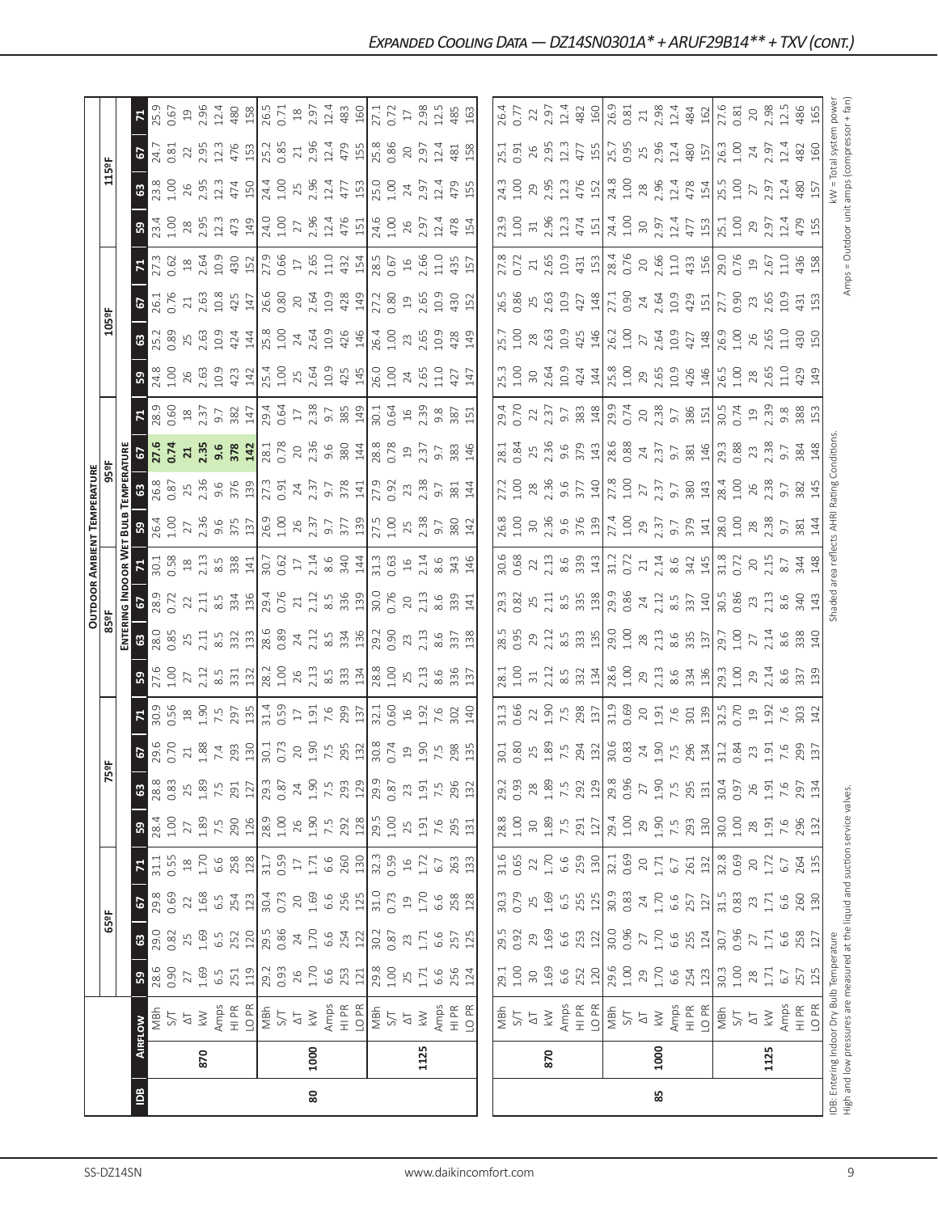## Expanded Cooling Data — DZ14SN0301A* + ARUF29B14** + TXV (cont.)

| IDB | Airflow | | 65°F | | | | 75°F | | | | 85°F | | | | 95°F | | | | 105°F | | | | 115°F | | | |
|---|---|---|---|---|---|---|---|---|---|---|---|---|---|---|---|---|---|---|---|---|---|---|---|---|---|---|
| | | | Entering Indoor Wet Bulb Temperature | | | | | | | | | | | | | | | | | | | | | | | |
| | | | 59 | 63 | 67 | 71 | 59 | 63 | 67 | 71 | 59 | 63 | 67 | 71 | 59 | 63 | 67 | 71 | 59 | 63 | 67 | 71 | 59 | 63 | 67 | 71 |
| 80 | 870 | MBh | 28.6 | 29.0 | 29.8 | 31.1 | 28.4 | 28.8 | 29.6 | 30.9 | 27.6 | 28.0 | 28.9 | 30.1 | 26.4 | 26.8 | **27.6** | 28.9 | 24.8 | 25.2 | 26.1 | 27.3 | 23.4 | 23.8 | 24.7 | 25.9 |
| | | S/T | 0.90 | 0.82 | 0.69 | 0.55 | 1.00 | 0.83 | 0.70 | 0.56 | 1.00 | 0.85 | 0.72 | 0.58 | 1.00 | 0.87 | **0.74** | 0.60 | 1.00 | 0.89 | 0.76 | 0.62 | 1.00 | 1.00 | 0.81 | 0.67 |
| | | ΔT | 27 | 25 | 22 | 18 | 27 | 25 | 21 | 18 | 27 | 25 | 22 | 18 | 27 | 25 | **21** | 18 | 26 | 25 | 21 | 18 | 28 | 26 | 22 | 19 |
| | | kW | 1.69 | 1.69 | 1.68 | 1.70 | 1.89 | 1.89 | 1.88 | 1.90 | 2.12 | 2.11 | 2.11 | 2.13 | 2.36 | 2.36 | **2.35** | 2.37 | 2.63 | 2.63 | 2.63 | 2.64 | 2.95 | 2.95 | 2.95 | 2.96 |
| | | Amps | 6.5 | 6.5 | 6.5 | 6.6 | 7.5 | 7.5 | 7.4 | 7.5 | 8.5 | 8.5 | 8.5 | 8.5 | 9.6 | 9.6 | **9.6** | 9.7 | 10.9 | 10.9 | 10.8 | 10.9 | 12.3 | 12.3 | 12.3 | 12.4 |
| | | HI PR | 251 | 252 | 254 | 258 | 290 | 291 | 293 | 297 | 331 | 332 | 334 | 338 | 375 | 376 | **378** | 382 | 423 | 424 | 425 | 430 | 473 | 474 | 476 | 480 |
| | | LO PR | 119 | 120 | 123 | 128 | 126 | 127 | 130 | 135 | 132 | 133 | 136 | 141 | 137 | 139 | **142** | 147 | 142 | 144 | 147 | 152 | 149 | 150 | 153 | 158 |
| | 1000 | MBh | 29.2 | 29.5 | 30.4 | 31.7 | 28.9 | 29.3 | 30.1 | 31.4 | 28.2 | 28.6 | 29.4 | 30.7 | 26.9 | 27.3 | 28.1 | 29.4 | 25.4 | 25.8 | 26.6 | 27.9 | 24.0 | 24.4 | 25.2 | 26.5 |
| | | S/T | 0.93 | 0.86 | 0.73 | 0.59 | 1.00 | 0.87 | 0.73 | 0.59 | 1.00 | 0.89 | 0.76 | 0.62 | 1.00 | 0.91 | 0.78 | 0.64 | 1.00 | 1.00 | 0.80 | 0.66 | 1.00 | 1.00 | 0.85 | 0.71 |
| | | ΔT | 26 | 24 | 20 | 17 | 26 | 24 | 20 | 17 | 26 | 24 | 21 | 17 | 26 | 24 | 20 | 17 | 25 | 24 | 20 | 17 | 27 | 25 | 21 | 18 |
| | | kW | 1.70 | 1.70 | 1.69 | 1.71 | 1.90 | 1.90 | 1.90 | 1.91 | 2.13 | 2.12 | 2.12 | 2.14 | 2.37 | 2.37 | 2.36 | 2.38 | 2.64 | 2.64 | 2.64 | 2.65 | 2.96 | 2.96 | 2.96 | 2.97 |
| | | Amps | 6.6 | 6.6 | 6.6 | 6.6 | 7.5 | 7.5 | 7.5 | 7.6 | 8.5 | 8.5 | 8.5 | 8.6 | 9.7 | 9.7 | 9.6 | 9.7 | 10.9 | 10.9 | 10.9 | 11.0 | 12.4 | 12.4 | 12.4 | 12.4 |
| | | HI PR | 253 | 254 | 256 | 260 | 292 | 293 | 295 | 299 | 333 | 334 | 336 | 340 | 377 | 378 | 380 | 385 | 425 | 426 | 428 | 432 | 476 | 477 | 479 | 483 |
| | | LO PR | 121 | 122 | 125 | 130 | 128 | 129 | 132 | 137 | 134 | 136 | 139 | 144 | 139 | 141 | 144 | 149 | 145 | 146 | 149 | 154 | 151 | 153 | 155 | 160 |
| | 1125 | MBh | 29.8 | 30.2 | 31.0 | 32.3 | 29.5 | 29.9 | 30.8 | 32.1 | 28.8 | 29.2 | 30.0 | 31.3 | 27.5 | 27.9 | 28.8 | 30.1 | 26.0 | 26.4 | 27.2 | 28.5 | 24.6 | 25.0 | 25.8 | 27.1 |
| | | S/T | 1.00 | 0.87 | 0.73 | 0.59 | 1.00 | 0.87 | 0.74 | 0.60 | 1.00 | 0.90 | 0.76 | 0.63 | 1.00 | 0.92 | 0.78 | 0.64 | 1.00 | 1.00 | 0.80 | 0.67 | 1.00 | 1.00 | 0.86 | 0.72 |
| | | ΔT | 25 | 23 | 19 | 16 | 25 | 23 | 19 | 16 | 25 | 23 | 20 | 16 | 25 | 23 | 19 | 16 | 24 | 23 | 19 | 16 | 26 | 24 | 20 | 17 |
| | | kW | 1.71 | 1.71 | 1.70 | 1.72 | 1.91 | 1.91 | 1.90 | 1.92 | 2.13 | 2.13 | 2.13 | 2.14 | 2.38 | 2.38 | 2.37 | 2.39 | 2.65 | 2.65 | 2.65 | 2.66 | 2.97 | 2.97 | 2.97 | 2.98 |
| | | Amps | 6.6 | 6.6 | 6.6 | 6.7 | 7.6 | 7.5 | 7.5 | 7.6 | 8.6 | 8.6 | 8.6 | 8.6 | 9.7 | 9.7 | 9.7 | 9.8 | 11.0 | 10.9 | 10.9 | 11.0 | 12.4 | 12.4 | 12.4 | 12.5 |
| | | HI PR | 256 | 257 | 258 | 263 | 295 | 296 | 298 | 302 | 336 | 337 | 339 | 343 | 380 | 381 | 383 | 387 | 427 | 428 | 430 | 435 | 478 | 479 | 481 | 485 |
| | | LO PR | 124 | 125 | 128 | 133 | 131 | 132 | 135 | 140 | 137 | 138 | 141 | 146 | 142 | 144 | 146 | 151 | 147 | 149 | 152 | 157 | 154 | 155 | 158 | 163 |
| 85 | 870 | MBh | 29.1 | 29.5 | 30.3 | 31.6 | 28.8 | 29.2 | 30.1 | 31.3 | 28.1 | 28.5 | 29.3 | 30.6 | 26.8 | 27.2 | 28.1 | 29.4 | 25.3 | 25.7 | 26.5 | 27.8 | 23.9 | 24.3 | 25.1 | 26.4 |
| | | S/T | 1.00 | 0.92 | 0.79 | 0.65 | 1.00 | 0.93 | 0.80 | 0.66 | 1.00 | 0.95 | 0.82 | 0.68 | 1.00 | 1.00 | 0.84 | 0.70 | 1.00 | 1.00 | 0.86 | 0.72 | 1.00 | 1.00 | 0.91 | 0.77 |
| | | ΔT | 30 | 29 | 25 | 22 | 30 | 28 | 25 | 22 | 31 | 29 | 25 | 22 | 30 | 28 | 25 | 22 | 30 | 28 | 25 | 21 | 31 | 29 | 26 | 22 |
| | | kW | 1.69 | 1.69 | 1.69 | 1.70 | 1.89 | 1.89 | 1.89 | 1.90 | 2.12 | 2.12 | 2.11 | 2.13 | 2.36 | 2.36 | 2.36 | 2.37 | 2.64 | 2.63 | 2.63 | 2.65 | 2.96 | 2.95 | 2.95 | 2.97 |
| | | Amps | 6.6 | 6.6 | 6.5 | 6.6 | 7.5 | 7.5 | 7.5 | 7.5 | 8.5 | 8.5 | 8.5 | 8.6 | 9.6 | 9.6 | 9.6 | 9.7 | 10.9 | 10.9 | 10.9 | 10.9 | 12.3 | 12.3 | 12.3 | 12.4 |
| | | HI PR | 252 | 253 | 255 | 259 | 291 | 292 | 294 | 298 | 332 | 333 | 335 | 339 | 376 | 377 | 379 | 383 | 424 | 425 | 427 | 431 | 474 | 476 | 477 | 482 |
| | | LO PR | 120 | 122 | 125 | 130 | 127 | 129 | 132 | 137 | 134 | 135 | 138 | 143 | 139 | 140 | 143 | 148 | 144 | 146 | 148 | 153 | 151 | 152 | 155 | 160 |
| | 1000 | MBh | 29.6 | 30.0 | 30.9 | 32.1 | 29.4 | 29.8 | 30.6 | 31.9 | 28.6 | 29.0 | 29.9 | 31.2 | 27.4 | 27.8 | 28.6 | 29.9 | 25.8 | 26.2 | 27.1 | 28.4 | 24.4 | 24.8 | 25.7 | 26.9 |
| | | S/T | 1.00 | 0.96 | 0.83 | 0.69 | 1.00 | 0.96 | 0.83 | 0.69 | 1.00 | 1.00 | 0.86 | 0.72 | 1.00 | 1.00 | 0.88 | 0.74 | 1.00 | 1.00 | 0.90 | 0.76 | 1.00 | 1.00 | 0.95 | 0.81 |
| | | ΔT | 29 | 27 | 24 | 20 | 29 | 27 | 24 | 20 | 29 | 28 | 24 | 21 | 29 | 27 | 24 | 20 | 29 | 27 | 24 | 20 | 30 | 28 | 25 | 21 |
| | | kW | 1.70 | 1.70 | 1.70 | 1.71 | 1.90 | 1.90 | 1.90 | 1.91 | 2.13 | 2.13 | 2.12 | 2.14 | 2.37 | 2.37 | 2.37 | 2.38 | 2.65 | 2.64 | 2.64 | 2.66 | 2.97 | 2.96 | 2.96 | 2.98 |
| | | Amps | 6.6 | 6.6 | 6.6 | 6.7 | 7.5 | 7.5 | 7.5 | 7.6 | 8.6 | 8.6 | 8.5 | 8.6 | 9.7 | 9.7 | 9.7 | 9.7 | 10.9 | 10.9 | 10.9 | 11.0 | 12.4 | 12.4 | 12.4 | 12.4 |
| | | HI PR | 254 | 255 | 257 | 261 | 293 | 295 | 296 | 301 | 334 | 335 | 337 | 342 | 379 | 380 | 381 | 386 | 426 | 427 | 429 | 433 | 477 | 478 | 480 | 484 |
| | | LO PR | 123 | 124 | 127 | 132 | 130 | 131 | 134 | 139 | 136 | 137 | 140 | 145 | 141 | 143 | 146 | 151 | 146 | 148 | 151 | 156 | 153 | 154 | 157 | 162 |
| | 1125 | MBh | 30.3 | 30.7 | 31.5 | 32.8 | 30.0 | 30.4 | 31.2 | 32.5 | 29.3 | 29.7 | 30.5 | 31.8 | 28.0 | 28.4 | 29.3 | 30.5 | 26.5 | 26.9 | 27.7 | 29.0 | 25.1 | 25.5 | 26.3 | 27.6 |
| | | S/T | 1.00 | 0.96 | 0.83 | 0.69 | 1.00 | 0.97 | 0.84 | 0.70 | 1.00 | 1.00 | 0.86 | 0.72 | 1.00 | 1.00 | 0.88 | 0.74 | 1.00 | 1.00 | 0.90 | 0.76 | 1.00 | 1.00 | 1.00 | 0.81 |
| | | ΔT | 28 | 27 | 23 | 20 | 28 | 26 | 23 | 19 | 29 | 27 | 23 | 20 | 28 | 26 | 23 | 19 | 28 | 26 | 23 | 19 | 29 | 27 | 24 | 20 |
| | | kW | 1.71 | 1.71 | 1.71 | 1.72 | 1.91 | 1.91 | 1.91 | 1.92 | 2.14 | 2.14 | 2.13 | 2.15 | 2.38 | 2.38 | 2.38 | 2.39 | 2.65 | 2.65 | 2.65 | 2.67 | 2.97 | 2.97 | 2.97 | 2.98 |
| | | Amps | 6.7 | 6.6 | 6.6 | 6.7 | 7.6 | 7.6 | 7.6 | 7.6 | 8.6 | 8.6 | 8.6 | 8.7 | 9.7 | 9.7 | 9.7 | 9.8 | 11.0 | 11.0 | 10.9 | 11.0 | 12.4 | 12.4 | 12.4 | 12.5 |
| | | HI PR | 257 | 258 | 260 | 264 | 296 | 297 | 299 | 303 | 337 | 338 | 340 | 344 | 381 | 382 | 384 | 388 | 429 | 430 | 431 | 436 | 479 | 480 | 482 | 486 |
| | | LO PR | 125 | 127 | 130 | 135 | 132 | 134 | 137 | 142 | 139 | 140 | 143 | 148 | 144 | 145 | 148 | 153 | 149 | 150 | 153 | 158 | 155 | 157 | 160 | 165 |

IDB: Entering Indoor Dry Bulb Temperature
High and low pressures are measured at the liquid and suction service valves.

Shaded area reflects AHRI Rating Conditions.

kW = Total system power
Amps = Outdoor unit amps (compressor + fan)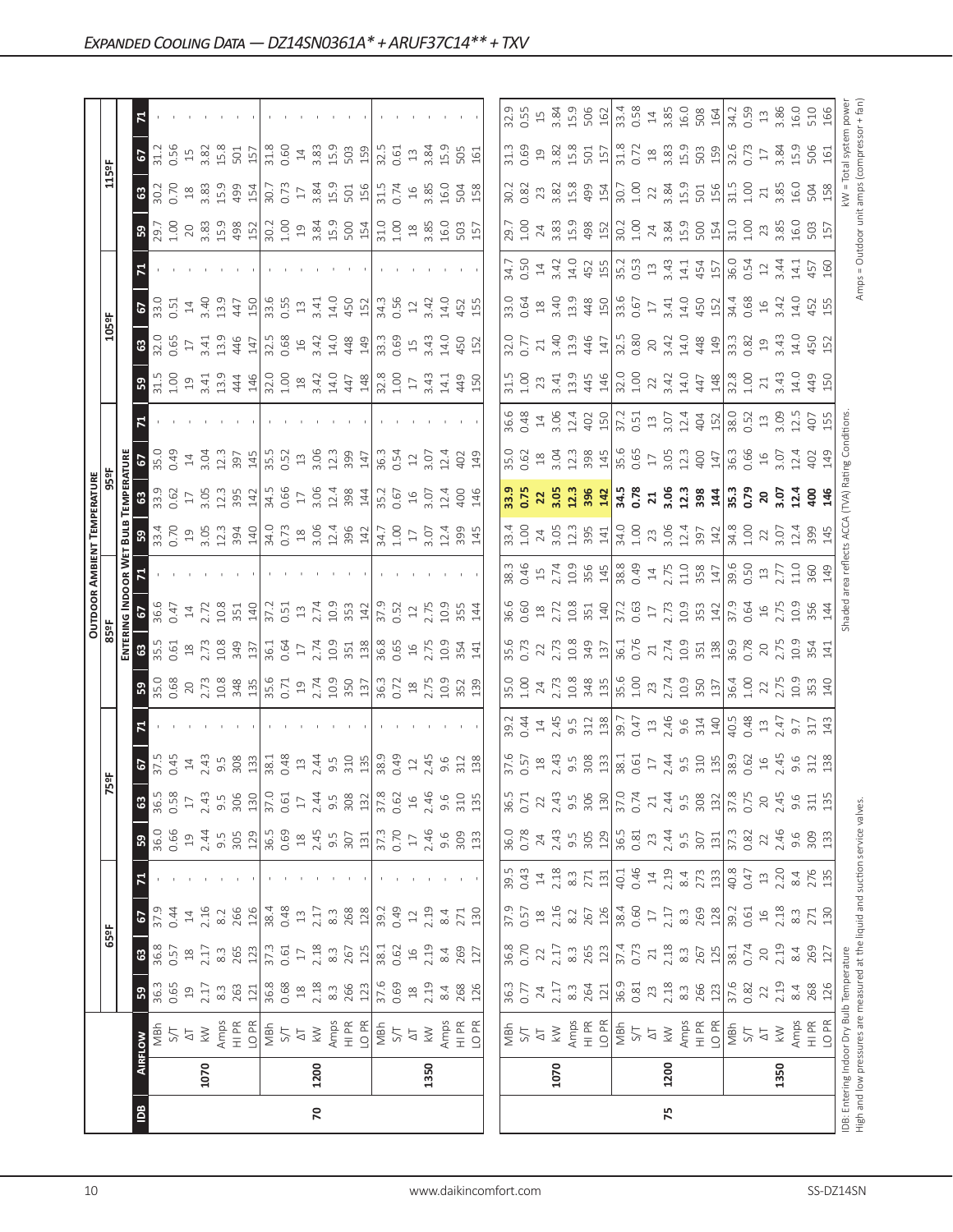## Expanded Cooling Data — DZ14SN0361A* + ARUF37C14** + TXV

| IDB | Airflow | | 65°F 59 | 65°F 63 | 65°F 67 | 65°F 71 | 75°F 59 | 75°F 63 | 75°F 67 | 75°F 71 | 85°F 59 | 85°F 63 | 85°F 67 | 85°F 71 | 95°F 59 | 95°F 63 | 95°F 67 | 95°F 71 | 105°F 59 | 105°F 63 | 105°F 67 | 105°F 71 | 115°F 59 | 115°F 63 | 115°F 67 | 115°F 71 |
|---|---|---|---|---|---|---|---|---|---|---|---|---|---|---|---|---|---|---|---|---|---|---|---|---|---|---|
| 70 | 1070 | MBh | 36.3 | 36.8 | 37.9 | - | 36.0 | 36.5 | 37.5 | - | 35.0 | 35.5 | 36.6 | - | 33.4 | 33.9 | 35.0 | - | 31.5 | 32.0 | 33.0 | - | 29.7 | 30.2 | 31.2 | - |
| | | S/T | 0.65 | 0.57 | 0.44 | - | 0.66 | 0.58 | 0.45 | - | 0.68 | 0.61 | 0.47 | - | 0.70 | 0.62 | 0.49 | - | 1.00 | 0.65 | 0.51 | - | 1.00 | 0.70 | 0.56 | - |
| | | ΔT | 19 | 18 | 14 | - | 19 | 17 | 14 | - | 20 | 18 | 14 | - | 19 | 17 | 14 | - | 19 | 17 | 14 | - | 20 | 18 | 15 | - |
| | | kW | 2.17 | 2.17 | 2.16 | - | 2.44 | 2.43 | 2.43 | - | 2.73 | 2.73 | 2.72 | - | 3.05 | 3.05 | 3.04 | - | 3.41 | 3.41 | 3.40 | - | 3.83 | 3.83 | 3.82 | - |
| | | Amps | 8.3 | 8.3 | 8.2 | - | 9.5 | 9.5 | 9.5 | - | 10.8 | 10.8 | 10.8 | - | 12.3 | 12.3 | 12.3 | - | 13.9 | 13.9 | 13.9 | - | 15.9 | 15.9 | 15.8 | - |
| | | HI PR | 263 | 265 | 266 | - | 305 | 306 | 308 | - | 348 | 349 | 351 | - | 394 | 395 | 397 | - | 444 | 446 | 447 | - | 498 | 499 | 501 | - |
| | | LO PR | 121 | 123 | 126 | - | 129 | 130 | 133 | - | 135 | 137 | 140 | - | 140 | 142 | 145 | - | 146 | 147 | 150 | - | 152 | 154 | 157 | - |
| | 1200 | MBh | 36.8 | 37.3 | 38.4 | - | 36.5 | 37.0 | 38.1 | - | 35.6 | 36.1 | 37.2 | - | 34.0 | 34.5 | 35.5 | - | 32.0 | 32.5 | 33.6 | - | 30.2 | 30.7 | 31.8 | - |
| | | S/T | 0.68 | 0.61 | 0.48 | - | 0.69 | 0.61 | 0.48 | - | 0.71 | 0.64 | 0.51 | - | 0.73 | 0.66 | 0.52 | - | 1.00 | 0.68 | 0.55 | - | 1.00 | 0.73 | 0.60 | - |
| | | ΔT | 18 | 17 | 13 | - | 18 | 17 | 13 | - | 19 | 17 | 13 | - | 18 | 17 | 13 | - | 18 | 16 | 13 | - | 19 | 17 | 14 | - |
| | | kW | 2.18 | 2.18 | 2.17 | - | 2.45 | 2.44 | 2.44 | - | 2.74 | 2.74 | 2.74 | - | 3.06 | 3.06 | 3.06 | - | 3.42 | 3.42 | 3.41 | - | 3.84 | 3.84 | 3.83 | - |
| | | Amps | 8.3 | 8.3 | 8.3 | - | 9.5 | 9.5 | 9.5 | - | 10.9 | 10.9 | 10.9 | - | 12.4 | 12.4 | 12.3 | - | 14.0 | 14.0 | 14.0 | - | 15.9 | 15.9 | 15.9 | - |
| | | HI PR | 266 | 267 | 268 | - | 307 | 308 | 310 | - | 350 | 351 | 353 | - | 396 | 398 | 399 | - | 447 | 448 | 450 | - | 500 | 501 | 503 | - |
| | | LO PR | 123 | 125 | 128 | - | 131 | 132 | 135 | - | 137 | 138 | 142 | - | 142 | 144 | 147 | - | 148 | 149 | 152 | - | 154 | 156 | 159 | - |
| | 1350 | MBh | 37.6 | 38.1 | 39.2 | - | 37.3 | 37.8 | 38.9 | - | 36.3 | 36.8 | 37.9 | - | 34.7 | 35.2 | 36.3 | - | 32.8 | 33.3 | 34.3 | - | 31.0 | 31.5 | 32.5 | - |
| | | S/T | 0.69 | 0.62 | 0.49 | - | 0.70 | 0.62 | 0.49 | - | 0.72 | 0.65 | 0.52 | - | 1.00 | 0.67 | 0.54 | - | 1.00 | 0.69 | 0.56 | - | 1.00 | 0.74 | 0.61 | - |
| | | ΔT | 18 | 16 | 12 | - | 17 | 16 | 12 | - | 18 | 16 | 12 | - | 17 | 16 | 12 | - | 17 | 15 | 12 | - | 18 | 16 | 13 | - |
| | | kW | 2.19 | 2.19 | 2.19 | - | 2.46 | 2.46 | 2.45 | - | 2.75 | 2.75 | 2.75 | - | 3.07 | 3.07 | 3.07 | - | 3.43 | 3.43 | 3.42 | - | 3.85 | 3.85 | 3.84 | - |
| | | Amps | 8.4 | 8.4 | 8.4 | - | 9.6 | 9.6 | 9.6 | - | 10.9 | 10.9 | 10.9 | - | 12.4 | 12.4 | 12.4 | - | 14.1 | 14.0 | 14.0 | - | 16.0 | 16.0 | 15.9 | - |
| | | HI PR | 268 | 269 | 271 | - | 309 | 310 | 312 | - | 352 | 354 | 355 | - | 399 | 400 | 402 | - | 449 | 450 | 452 | - | 503 | 504 | 505 | - |
| | | LO PR | 126 | 127 | 130 | - | 133 | 135 | 138 | - | 139 | 141 | 144 | - | 145 | 146 | 149 | - | 150 | 152 | 155 | - | 157 | 158 | 161 | - |
| 75 | 1070 | MBh | 36.3 | 36.8 | 37.9 | 39.5 | 36.0 | 36.5 | 37.6 | 39.2 | 35.0 | 35.6 | 36.6 | 38.3 | 33.4 | **33.9** | 35.0 | 36.6 | 31.5 | 32.0 | 33.0 | 34.7 | 29.7 | 30.2 | 31.3 | 32.9 |
| | | S/T | 0.77 | 0.70 | 0.57 | 0.43 | 0.78 | 0.71 | 0.57 | 0.44 | 1.00 | 0.73 | 0.60 | 0.46 | 1.00 | **0.75** | 0.62 | 0.48 | 1.00 | 0.77 | 0.64 | 0.50 | 1.00 | 0.82 | 0.69 | 0.55 |
| | | ΔT | 24 | 22 | 18 | 14 | 24 | 22 | 18 | 14 | 24 | 22 | 18 | 15 | 24 | **22** | 18 | 14 | 23 | 21 | 18 | 14 | 24 | 23 | 19 | 15 |
| | | kW | 2.17 | 2.17 | 2.16 | 2.18 | 2.43 | 2.43 | 2.43 | 2.45 | 2.73 | 2.73 | 2.72 | 2.74 | 3.05 | **3.05** | 3.04 | 3.06 | 3.41 | 3.40 | 3.40 | 3.42 | 3.83 | 3.82 | 3.82 | 3.84 |
| | | Amps | 8.3 | 8.3 | 8.2 | 8.3 | 9.5 | 9.5 | 9.5 | 9.5 | 10.8 | 10.8 | 10.8 | 10.9 | 12.3 | **12.3** | 12.3 | 12.4 | 13.9 | 13.9 | 13.9 | 14.0 | 15.9 | 15.8 | 15.8 | 15.9 |
| | | HI PR | 264 | 265 | 267 | 271 | 305 | 306 | 308 | 312 | 348 | 349 | 351 | 356 | 395 | **396** | 398 | 402 | 445 | 446 | 448 | 452 | 498 | 499 | 501 | 506 |
| | | LO PR | 121 | 123 | 126 | 131 | 129 | 130 | 133 | 138 | 135 | 137 | 140 | 145 | 141 | **142** | 145 | 150 | 146 | 147 | 150 | 155 | 152 | 154 | 157 | 162 |
| | 1200 | MBh | 36.9 | 37.4 | 38.4 | 40.1 | 36.5 | 37.0 | 38.1 | 39.7 | 35.6 | 36.1 | 37.2 | 38.8 | 34.0 | **34.5** | 35.6 | 37.2 | 32.0 | 32.5 | 33.6 | 35.2 | 30.2 | 30.7 | 31.8 | 33.4 |
| | | S/T | 0.81 | 0.73 | 0.60 | 0.46 | 0.81 | 0.74 | 0.61 | 0.47 | 1.00 | 0.76 | 0.63 | 0.49 | 1.00 | **0.78** | 0.65 | 0.51 | 1.00 | 0.80 | 0.67 | 0.53 | 1.00 | 1.00 | 0.72 | 0.58 |
| | | ΔT | 23 | 21 | 17 | 14 | 23 | 21 | 17 | 13 | 23 | 21 | 17 | 14 | 23 | **21** | 17 | 13 | 22 | 20 | 17 | 13 | 24 | 22 | 18 | 14 |
| | | kW | 2.18 | 2.18 | 2.17 | 2.19 | 2.44 | 2.44 | 2.44 | 2.46 | 2.74 | 2.74 | 2.73 | 2.75 | 3.06 | **3.06** | 3.05 | 3.07 | 3.42 | 3.42 | 3.41 | 3.43 | 3.84 | 3.84 | 3.83 | 3.85 |
| | | Amps | 8.3 | 8.3 | 8.3 | 8.4 | 9.5 | 9.5 | 9.5 | 9.6 | 10.9 | 10.9 | 10.9 | 11.0 | 12.4 | **12.3** | 12.3 | 12.4 | 14.0 | 14.0 | 14.0 | 14.1 | 15.9 | 15.9 | 15.9 | 16.0 |
| | | HI PR | 266 | 267 | 269 | 273 | 307 | 308 | 310 | 314 | 350 | 351 | 353 | 358 | 397 | **398** | 400 | 404 | 447 | 448 | 450 | 454 | 500 | 501 | 503 | 508 |
| | | LO PR | 123 | 125 | 128 | 133 | 131 | 132 | 135 | 140 | 137 | 138 | 142 | 147 | 142 | **144** | 147 | 152 | 148 | 149 | 152 | 157 | 154 | 156 | 159 | 164 |
| | 1350 | MBh | 37.6 | 38.1 | 39.2 | 40.8 | 37.3 | 37.8 | 38.9 | 40.5 | 36.4 | 36.9 | 37.9 | 39.6 | 34.8 | **35.3** | 36.3 | 38.0 | 32.8 | 33.3 | 34.4 | 36.0 | 31.0 | 31.5 | 32.6 | 34.2 |
| | | S/T | 0.82 | 0.74 | 0.61 | 0.47 | 0.82 | 0.75 | 0.62 | 0.48 | 1.00 | 0.78 | 0.64 | 0.50 | 1.00 | **0.79** | 0.66 | 0.52 | 1.00 | 0.82 | 0.68 | 0.54 | 1.00 | 1.00 | 0.73 | 0.59 |
| | | ΔT | 22 | 20 | 16 | 13 | 22 | 20 | 16 | 13 | 22 | 20 | 16 | 13 | 22 | **20** | 16 | 13 | 21 | 19 | 16 | 12 | 23 | 21 | 17 | 13 |
| | | kW | 2.19 | 2.19 | 2.18 | 2.20 | 2.46 | 2.45 | 2.45 | 2.47 | 2.75 | 2.75 | 2.75 | 2.77 | 3.07 | **3.07** | 3.07 | 3.09 | 3.43 | 3.43 | 3.42 | 3.44 | 3.85 | 3.85 | 3.84 | 3.86 |
| | | Amps | 8.4 | 8.4 | 8.3 | 8.4 | 9.6 | 9.6 | 9.6 | 9.7 | 10.9 | 10.9 | 10.9 | 11.0 | 12.4 | **12.4** | 12.4 | 12.5 | 14.0 | 14.0 | 14.0 | 14.1 | 16.0 | 16.0 | 15.9 | 16.0 |
| | | HI PR | 268 | 269 | 271 | 276 | 309 | 311 | 312 | 317 | 353 | 354 | 356 | 360 | 399 | **400** | 402 | 407 | 449 | 450 | 452 | 457 | 503 | 504 | 506 | 510 |
| | | LO PR | 126 | 127 | 130 | 135 | 133 | 135 | 138 | 143 | 140 | 141 | 144 | 149 | 145 | **146** | 149 | 155 | 150 | 152 | 155 | 160 | 157 | 158 | 161 | 166 |

Column headers: Outdoor Ambient Temperature (65°F–115°F); Entering Indoor Wet Bulb Temperature (59, 63, 67, 71).

IDB: Entering Indoor Dry Bulb Temperature
High and low pressures are measured at the liquid and suction service valves.

Shaded area reflects ACCA (TVA) Rating Conditions.

kW = Total system power
Amps = Outdoor unit amps (compressor + fan)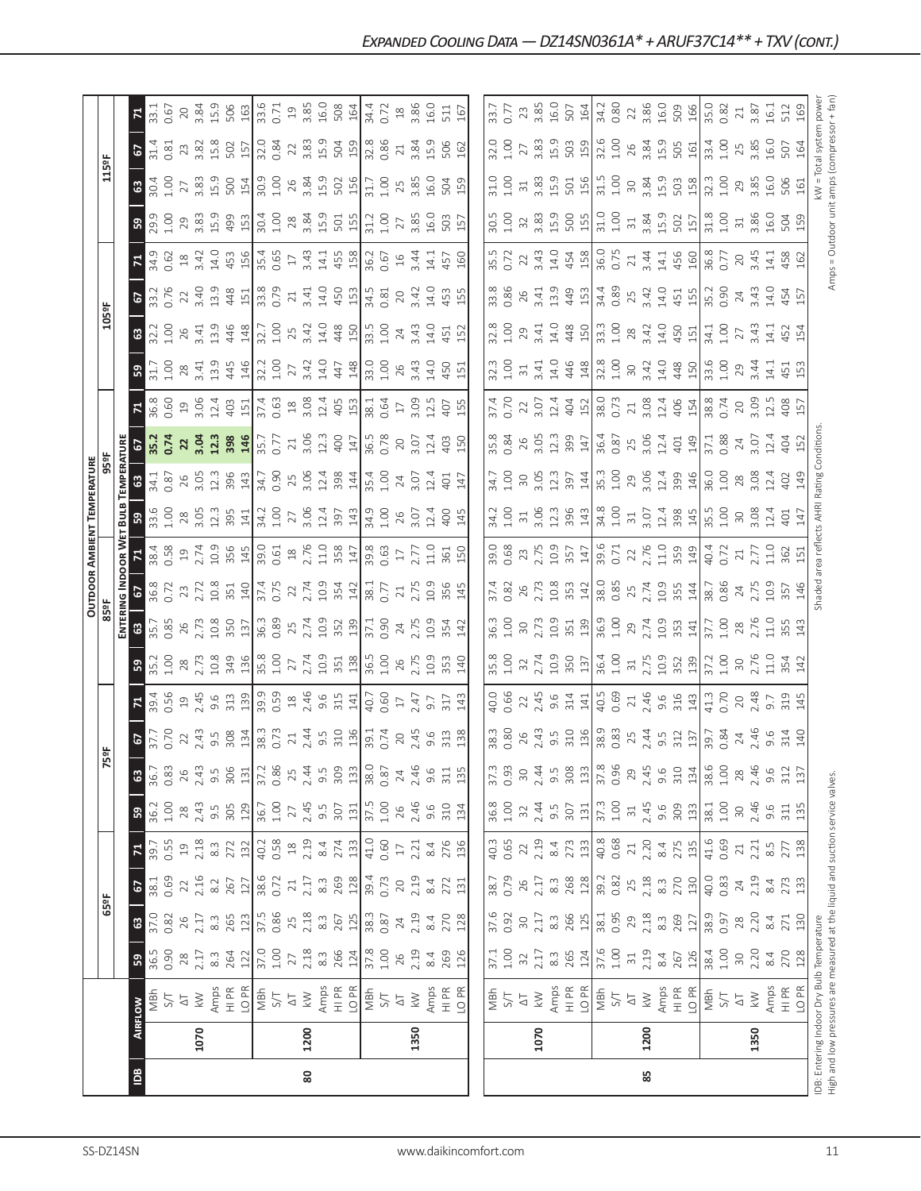# Expanded Cooling Data — DZ14SN0361A* + ARUF37C14** + TXV (cont.)

| IDB | Airflow | | Outdoor Ambient Temperature | | | | | | | | | | | | | | | | | | | |
|---|---|---|---|---|---|---|---|---|---|---|---|---|---|---|---|---|---|---|---|---|---|---|
| | | | 65ºF | | | | 75ºF | | | | 85ºF | | | | 95ºF | | | | 105ºF | | | | 115ºF | | | |
| | | | Entering Indoor Wet Bulb Temperature | | | | | | | | | | | | | | | | | | | | | | | |
| | | | 59 | 63 | 67 | 71 | 59 | 63 | 67 | 71 | 59 | 63 | 67 | 71 | 59 | 63 | 67 | 71 | 59 | 63 | 67 | 71 | 59 | 63 | 67 | 71 |
| 80 | 1070 | MBh | 36.5 | 37.0 | 38.1 | 39.7 | 36.2 | 36.7 | 37.7 | 39.4 | 35.2 | 35.7 | 36.8 | 38.4 | 33.6 | 34.1 | **35.2** | 36.8 | 31.7 | 32.2 | 33.2 | 34.9 | 29.9 | 30.4 | 31.4 | 33.1 |
| | | S/T | 0.90 | 0.82 | 0.69 | 0.55 | 1.00 | 0.83 | 0.70 | 0.56 | 1.00 | 0.85 | 0.72 | 0.58 | 1.00 | 0.87 | **0.74** | 0.60 | 1.00 | 1.00 | 0.76 | 0.62 | 1.00 | 1.00 | 0.81 | 0.67 |
| | | ΔT | 28 | 26 | 22 | 19 | 28 | 26 | 22 | 19 | 28 | 26 | 23 | 19 | 28 | 26 | **22** | 19 | 28 | 26 | 22 | 18 | 29 | 27 | 23 | 20 |
| | | kW | 2.17 | 2.17 | 2.16 | 2.18 | 2.43 | 2.43 | 2.43 | 2.45 | 2.73 | 2.73 | 2.72 | 2.74 | 3.05 | 3.05 | **3.04** | 3.06 | 3.41 | 3.41 | 3.40 | 3.42 | 3.83 | 3.83 | 3.82 | 3.84 |
| | | Amps | 8.3 | 8.3 | 8.2 | 8.3 | 9.5 | 9.5 | 9.5 | 9.6 | 10.8 | 10.8 | 10.8 | 10.9 | 12.3 | 12.3 | **12.3** | 12.4 | 13.9 | 13.9 | 13.9 | 14.0 | 15.9 | 15.9 | 15.8 | 15.9 |
| | | HI PR | 264 | 265 | 267 | 272 | 305 | 306 | 308 | 313 | 349 | 350 | 351 | 356 | 395 | 396 | **398** | 403 | 445 | 446 | 448 | 453 | 499 | 500 | 502 | 506 |
| | | LO PR | 122 | 123 | 127 | 132 | 129 | 131 | 134 | 139 | 136 | 137 | 140 | 145 | 141 | 143 | **146** | 151 | 146 | 148 | 151 | 156 | 153 | 154 | 157 | 163 |
| | 1200 | MBh | 37.0 | 37.5 | 38.6 | 40.2 | 36.7 | 37.2 | 38.3 | 39.9 | 35.8 | 36.3 | 37.4 | 39.0 | 34.2 | 34.7 | 35.7 | 37.4 | 32.2 | 32.7 | 33.8 | 35.4 | 30.4 | 30.9 | 32.0 | 33.6 |
| | | S/T | 1.00 | 0.86 | 0.72 | 0.58 | 1.00 | 0.86 | 0.73 | 0.59 | 1.00 | 0.89 | 0.75 | 0.61 | 1.00 | 0.90 | 0.77 | 0.63 | 1.00 | 1.00 | 0.79 | 0.65 | 1.00 | 1.00 | 0.84 | 0.71 |
| | | ΔT | 27 | 25 | 21 | 18 | 27 | 25 | 21 | 18 | 27 | 25 | 22 | 18 | 27 | 25 | 21 | 18 | 27 | 25 | 21 | 17 | 28 | 26 | 22 | 19 |
| | | kW | 2.18 | 2.18 | 2.17 | 2.19 | 2.45 | 2.44 | 2.44 | 2.46 | 2.74 | 2.74 | 2.74 | 2.76 | 3.06 | 3.06 | 3.06 | 3.08 | 3.42 | 3.42 | 3.41 | 3.43 | 3.84 | 3.84 | 3.83 | 3.85 |
| | | Amps | 8.3 | 8.3 | 8.3 | 8.4 | 9.5 | 9.5 | 9.5 | 9.6 | 10.9 | 10.9 | 10.9 | 11.0 | 12.4 | 12.4 | 12.3 | 12.4 | 14.0 | 14.0 | 14.0 | 14.1 | 15.9 | 15.9 | 15.9 | 16.0 |
| | | HI PR | 266 | 267 | 269 | 274 | 307 | 309 | 310 | 315 | 351 | 352 | 354 | 358 | 397 | 398 | 400 | 405 | 447 | 448 | 450 | 455 | 501 | 502 | 504 | 508 |
| | | LO PR | 124 | 125 | 128 | 133 | 131 | 133 | 136 | 141 | 138 | 139 | 142 | 147 | 143 | 144 | 147 | 153 | 148 | 150 | 153 | 158 | 155 | 156 | 159 | 164 |
| | 1350 | MBh | 37.8 | 38.3 | 39.4 | 41.0 | 37.5 | 38.0 | 39.1 | 40.7 | 36.5 | 37.1 | 38.1 | 39.8 | 34.9 | 35.4 | 36.5 | 38.1 | 33.0 | 33.5 | 34.5 | 36.2 | 31.2 | 31.7 | 32.8 | 34.4 |
| | | S/T | 1.00 | 0.87 | 0.73 | 0.60 | 1.00 | 0.87 | 0.74 | 0.60 | 1.00 | 0.90 | 0.77 | 0.63 | 1.00 | 1.00 | 0.78 | 0.64 | 1.00 | 1.00 | 0.81 | 0.67 | 1.00 | 1.00 | 0.86 | 0.72 |
| | | ΔT | 26 | 24 | 20 | 17 | 26 | 24 | 20 | 17 | 26 | 24 | 21 | 17 | 26 | 24 | 20 | 17 | 26 | 24 | 20 | 16 | 27 | 25 | 21 | 18 |
| | | kW | 2.19 | 2.19 | 2.19 | 2.21 | 2.46 | 2.46 | 2.45 | 2.47 | 2.75 | 2.75 | 2.75 | 2.77 | 3.07 | 3.07 | 3.07 | 3.09 | 3.43 | 3.43 | 3.42 | 3.44 | 3.85 | 3.85 | 3.84 | 3.86 |
| | | Amps | 8.4 | 8.4 | 8.4 | 8.4 | 9.6 | 9.6 | 9.6 | 9.7 | 10.9 | 10.9 | 10.9 | 11.0 | 12.4 | 12.4 | 12.4 | 12.5 | 14.0 | 14.0 | 14.0 | 14.1 | 16.0 | 16.0 | 15.9 | 16.0 |
| | | HI PR | 269 | 270 | 272 | 276 | 310 | 311 | 313 | 317 | 353 | 354 | 356 | 361 | 400 | 401 | 403 | 407 | 450 | 451 | 453 | 457 | 503 | 504 | 506 | 511 |
| | | LO PR | 126 | 128 | 131 | 136 | 134 | 135 | 138 | 143 | 140 | 142 | 145 | 150 | 145 | 147 | 150 | 155 | 151 | 152 | 155 | 160 | 157 | 159 | 162 | 167 |
| 85 | 1070 | MBh | 37.1 | 37.6 | 38.7 | 40.3 | 36.8 | 37.3 | 38.3 | 40.0 | 35.8 | 36.3 | 37.4 | 39.0 | 34.2 | 34.7 | 35.8 | 37.4 | 32.3 | 32.8 | 33.8 | 35.5 | 30.5 | 31.0 | 32.0 | 33.7 |
| | | S/T | 1.00 | 0.92 | 0.79 | 0.65 | 1.00 | 0.93 | 0.80 | 0.66 | 1.00 | 1.00 | 0.82 | 0.68 | 1.00 | 1.00 | 0.84 | 0.70 | 1.00 | 1.00 | 0.86 | 0.72 | 1.00 | 1.00 | 1.00 | 0.77 |
| | | ΔT | 32 | 30 | 26 | 22 | 32 | 30 | 26 | 22 | 32 | 30 | 26 | 23 | 31 | 30 | 26 | 22 | 31 | 29 | 26 | 22 | 32 | 31 | 27 | 23 |
| | | kW | 2.17 | 2.17 | 2.17 | 2.19 | 2.44 | 2.44 | 2.43 | 2.45 | 2.74 | 2.73 | 2.73 | 2.75 | 3.06 | 3.05 | 3.05 | 3.07 | 3.41 | 3.41 | 3.41 | 3.43 | 3.83 | 3.83 | 3.83 | 3.85 |
| | | Amps | 8.3 | 8.3 | 8.3 | 8.4 | 9.5 | 9.5 | 9.5 | 9.6 | 10.9 | 10.9 | 10.8 | 10.9 | 12.3 | 12.3 | 12.3 | 12.4 | 14.0 | 14.0 | 13.9 | 14.0 | 15.9 | 15.9 | 15.9 | 16.0 |
| | | HI PR | 265 | 266 | 268 | 273 | 307 | 308 | 310 | 314 | 350 | 351 | 353 | 357 | 396 | 397 | 399 | 404 | 446 | 448 | 449 | 454 | 500 | 501 | 503 | 507 |
| | | LO PR | 124 | 125 | 128 | 133 | 131 | 133 | 136 | 141 | 137 | 139 | 142 | 147 | 143 | 144 | 147 | 152 | 148 | 150 | 153 | 158 | 155 | 156 | 159 | 164 |
| | 1200 | MBh | 37.6 | 38.1 | 39.2 | 40.8 | 37.3 | 37.8 | 38.9 | 40.5 | 36.4 | 36.9 | 38.0 | 39.6 | 34.8 | 35.3 | 36.4 | 38.0 | 32.8 | 33.3 | 34.4 | 36.0 | 31.0 | 31.5 | 32.6 | 34.2 |
| | | S/T | 1.00 | 0.95 | 0.82 | 0.68 | 1.00 | 0.96 | 0.83 | 0.69 | 1.00 | 1.00 | 0.85 | 0.71 | 1.00 | 1.00 | 0.87 | 0.73 | 1.00 | 1.00 | 0.89 | 0.75 | 1.00 | 1.00 | 1.00 | 0.80 |
| | | ΔT | 31 | 29 | 25 | 21 | 31 | 29 | 25 | 21 | 31 | 29 | 25 | 22 | 31 | 29 | 25 | 21 | 30 | 28 | 25 | 21 | 31 | 30 | 26 | 22 |
| | | kW | 2.19 | 2.18 | 2.18 | 2.20 | 2.45 | 2.45 | 2.44 | 2.46 | 2.75 | 2.74 | 2.74 | 2.76 | 3.07 | 3.06 | 3.06 | 3.08 | 3.42 | 3.42 | 3.42 | 3.44 | 3.84 | 3.84 | 3.84 | 3.86 |
| | | Amps | 8.4 | 8.3 | 8.3 | 8.4 | 9.6 | 9.6 | 9.5 | 9.6 | 10.9 | 10.9 | 10.9 | 11.0 | 12.4 | 12.4 | 12.4 | 12.4 | 14.0 | 14.0 | 14.0 | 14.1 | 15.9 | 15.9 | 15.9 | 16.0 |
| | | HI PR | 267 | 269 | 270 | 275 | 309 | 310 | 312 | 316 | 352 | 353 | 355 | 359 | 398 | 399 | 401 | 406 | 448 | 450 | 451 | 456 | 502 | 503 | 505 | 509 |
| | | LO PR | 126 | 127 | 130 | 135 | 133 | 134 | 137 | 143 | 139 | 141 | 144 | 149 | 145 | 146 | 149 | 154 | 150 | 151 | 155 | 160 | 157 | 158 | 161 | 166 |
| | 1350 | MBh | 38.4 | 38.9 | 40.0 | 41.6 | 38.1 | 38.6 | 39.7 | 41.3 | 37.2 | 37.7 | 38.7 | 40.4 | 35.5 | 36.0 | 37.1 | 38.8 | 33.6 | 34.1 | 35.2 | 36.8 | 31.8 | 32.3 | 33.4 | 35.0 |
| | | S/T | 1.00 | 0.97 | 0.83 | 0.69 | 1.00 | 1.00 | 0.84 | 0.70 | 1.00 | 1.00 | 0.86 | 0.72 | 1.00 | 1.00 | 0.88 | 0.74 | 1.00 | 1.00 | 0.90 | 0.77 | 1.00 | 1.00 | 1.00 | 0.82 |
| | | ΔT | 30 | 28 | 24 | 21 | 30 | 28 | 24 | 20 | 30 | 28 | 24 | 21 | 30 | 28 | 24 | 20 | 29 | 27 | 24 | 20 | 31 | 29 | 25 | 21 |
| | | kW | 2.20 | 2.20 | 2.19 | 2.21 | 2.46 | 2.46 | 2.46 | 2.48 | 2.76 | 2.76 | 2.75 | 2.77 | 3.08 | 3.08 | 3.07 | 3.09 | 3.44 | 3.43 | 3.43 | 3.45 | 3.86 | 3.85 | 3.85 | 3.87 |
| | | Amps | 8.4 | 8.4 | 8.4 | 8.5 | 9.6 | 9.6 | 9.6 | 9.7 | 11.0 | 11.0 | 10.9 | 11.0 | 12.4 | 12.4 | 12.4 | 12.5 | 14.1 | 14.1 | 14.0 | 14.1 | 16.0 | 16.0 | 16.0 | 16.1 |
| | | HI PR | 270 | 271 | 273 | 277 | 311 | 312 | 314 | 319 | 354 | 355 | 357 | 362 | 401 | 402 | 404 | 408 | 451 | 452 | 454 | 458 | 504 | 506 | 507 | 512 |
| | | LO PR | 128 | 130 | 133 | 138 | 135 | 137 | 140 | 145 | 142 | 143 | 146 | 151 | 147 | 149 | 152 | 157 | 153 | 154 | 157 | 162 | 159 | 161 | 164 | 169 |

IDB: Entering Indoor Dry Bulb Temperature
High and low pressures are measured at the liquid and suction service valves.

Shaded area reflects AHRI Rating Conditions.

kW = Total system power
Amps = Outdoor unit amps (compressor + fan)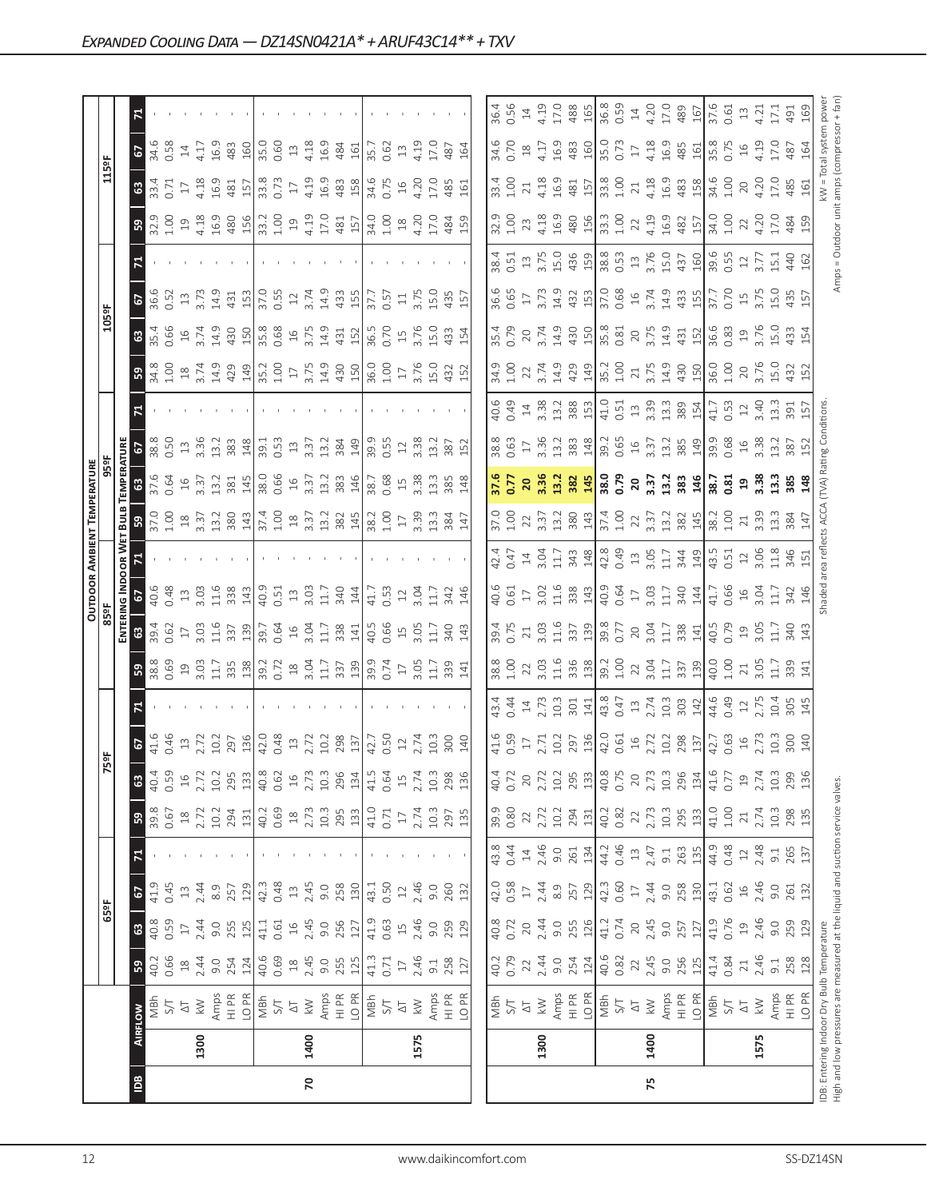## Expanded Cooling Data — DZ14SN0421A* + ARUF43C14** + TXV

| IDB | Airflow | | Outdoor Ambient Temperature | | | | | | | | | | | | | | | | | | | |
|---|---|---|---|---|---|---|---|---|---|---|---|---|---|---|---|---|---|---|---|---|---|---|
| | | | 65ºF | | | | 75ºF | | | | 85ºF | | | | 95ºF | | | | 105ºF | | | | 115ºF | | | |
| | | | Entering Indoor Wet Bulb Temperature | | | | | | | | | | | | | | | | | | | | | | | |
| | | | 59 | 63 | 67 | 71 | 59 | 63 | 67 | 71 | 59 | 63 | 67 | 71 | 59 | 63 | 67 | 71 | 59 | 63 | 67 | 71 | 59 | 63 | 67 | 71 |
| 70 | 1300 | MBh | 40.2 | 40.8 | 41.9 | - | 39.8 | 40.4 | 41.6 | - | 38.8 | 39.4 | 40.6 | - | 37.0 | 37.6 | 38.8 | - | 34.8 | 35.4 | 36.6 | - | 32.9 | 33.4 | 34.6 | - |
| | | S/T | 0.66 | 0.59 | 0.45 | - | 0.67 | 0.59 | 0.46 | - | 0.69 | 0.62 | 0.48 | - | 1.00 | 0.64 | 0.50 | - | 1.00 | 0.66 | 0.52 | - | 1.00 | 0.71 | 0.58 | - |
| | | ΔT | 18 | 17 | 13 | - | 18 | 16 | 13 | - | 19 | 17 | 13 | - | 18 | 16 | 13 | - | 18 | 16 | 13 | - | 19 | 17 | 14 | - |
| | | kW | 2.44 | 2.44 | 2.44 | - | 2.72 | 2.72 | 2.72 | - | 3.03 | 3.03 | 3.03 | - | 3.37 | 3.37 | 3.36 | - | 3.74 | 3.74 | 3.73 | - | 4.18 | 4.18 | 4.17 | - |
| | | Amps | 9.0 | 9.0 | 8.9 | - | 10.2 | 10.2 | 10.2 | - | 11.7 | 11.6 | 11.6 | - | 13.2 | 13.2 | 13.2 | - | 14.9 | 14.9 | 14.9 | - | 16.9 | 16.9 | 16.9 | - |
| | | HI PR | 254 | 255 | 257 | - | 294 | 295 | 297 | - | 335 | 337 | 338 | - | 380 | 381 | 383 | - | 429 | 430 | 431 | - | 480 | 481 | 483 | - |
| | | LO PR | 124 | 125 | 129 | - | 131 | 133 | 136 | - | 138 | 139 | 143 | - | 143 | 145 | 148 | - | 149 | 150 | 153 | - | 156 | 157 | 160 | - |
| | 1400 | MBh | 40.6 | 41.1 | 42.3 | - | 40.2 | 40.8 | 42.0 | - | 39.2 | 39.7 | 40.9 | - | 37.4 | 38.0 | 39.1 | - | 35.2 | 35.8 | 37.0 | - | 33.2 | 33.8 | 35.0 | - |
| | | S/T | 0.69 | 0.61 | 0.48 | - | 0.69 | 0.62 | 0.48 | - | 0.72 | 0.64 | 0.51 | - | 1.00 | 0.66 | 0.53 | - | 1.00 | 0.68 | 0.55 | - | 1.00 | 0.73 | 0.60 | - |
| | | ΔT | 18 | 16 | 13 | - | 18 | 16 | 13 | - | 18 | 16 | 13 | - | 18 | 16 | 13 | - | 17 | 16 | 12 | - | 19 | 17 | 13 | - |
| | | kW | 2.45 | 2.45 | 2.45 | - | 2.73 | 2.73 | 2.72 | - | 3.04 | 3.04 | 3.03 | - | 3.37 | 3.37 | 3.37 | - | 3.75 | 3.75 | 3.74 | - | 4.19 | 4.19 | 4.18 | - |
| | | Amps | 9.0 | 9.0 | 9.0 | - | 10.3 | 10.3 | 10.2 | - | 11.7 | 11.7 | 11.7 | - | 13.2 | 13.2 | 13.2 | - | 14.9 | 14.9 | 14.9 | - | 17.0 | 16.9 | 16.9 | - |
| | | HI PR | 255 | 256 | 258 | - | 295 | 296 | 298 | - | 337 | 338 | 340 | - | 382 | 383 | 384 | - | 430 | 431 | 433 | - | 481 | 483 | 484 | - |
| | | LO PR | 125 | 127 | 130 | - | 133 | 134 | 137 | - | 139 | 141 | 144 | - | 145 | 146 | 149 | - | 150 | 152 | 155 | - | 157 | 158 | 161 | - |
| | 1575 | MBh | 41.3 | 41.9 | 43.1 | - | 41.0 | 41.5 | 42.7 | - | 39.9 | 40.5 | 41.7 | - | 38.2 | 38.7 | 39.9 | - | 36.0 | 36.5 | 37.7 | - | 34.0 | 34.6 | 35.7 | - |
| | | S/T | 0.71 | 0.63 | 0.50 | - | 0.71 | 0.64 | 0.50 | - | 0.74 | 0.66 | 0.53 | - | 1.00 | 0.68 | 0.55 | - | 1.00 | 0.70 | 0.57 | - | 1.00 | 0.75 | 0.62 | - |
| | | ΔT | 17 | 15 | 12 | - | 17 | 15 | 12 | - | 17 | 15 | 12 | - | 17 | 15 | 12 | - | 17 | 15 | 11 | - | 18 | 16 | 13 | - |
| | | kW | 2.46 | 2.46 | 2.46 | - | 2.74 | 2.74 | 2.74 | - | 3.05 | 3.05 | 3.04 | - | 3.39 | 3.38 | 3.38 | - | 3.76 | 3.76 | 3.75 | - | 4.20 | 4.20 | 4.19 | - |
| | | Amps | 9.1 | 9.0 | 9.0 | - | 10.3 | 10.3 | 10.3 | - | 11.7 | 11.7 | 11.7 | - | 13.3 | 13.3 | 13.2 | - | 15.0 | 15.0 | 15.0 | - | 17.0 | 17.0 | 17.0 | - |
| | | HI PR | 258 | 259 | 260 | - | 297 | 298 | 300 | - | 339 | 340 | 342 | - | 384 | 385 | 387 | - | 432 | 433 | 435 | - | 484 | 485 | 487 | - |
| | | LO PR | 127 | 129 | 132 | - | 135 | 136 | 140 | - | 141 | 143 | 146 | - | 147 | 148 | 152 | - | 152 | 154 | 157 | - | 159 | 161 | 164 | - |
| 75 | 1300 | MBh | 40.2 | 40.8 | 42.0 | 43.8 | 39.9 | 40.4 | 41.6 | 43.4 | 38.8 | 39.4 | 40.6 | 42.4 | 37.0 | **37.6** | 38.8 | 40.6 | 34.9 | 35.4 | 36.6 | 38.4 | 32.9 | 33.4 | 34.6 | 36.4 |
| | | S/T | 0.79 | 0.72 | 0.58 | 0.44 | 0.80 | 0.72 | 0.59 | 0.44 | 1.00 | 0.75 | 0.61 | 0.47 | 1.00 | **0.77** | 0.63 | 0.49 | 1.00 | 0.79 | 0.65 | 0.51 | 1.00 | 1.00 | 0.70 | 0.56 |
| | | ΔT | 22 | 20 | 17 | 14 | 22 | 20 | 17 | 14 | 22 | 21 | 17 | 14 | 22 | **20** | 17 | 14 | 22 | 20 | 17 | 13 | 23 | 21 | 18 | 14 |
| | | kW | 2.44 | 2.44 | 2.44 | 2.46 | 2.72 | 2.72 | 2.71 | 2.73 | 3.03 | 3.03 | 3.02 | 3.04 | 3.37 | **3.36** | 3.36 | 3.38 | 3.74 | 3.74 | 3.73 | 3.75 | 4.18 | 4.18 | 4.17 | 4.19 |
| | | Amps | 9.0 | 9.0 | 8.9 | 9.0 | 10.2 | 10.2 | 10.2 | 10.3 | 11.6 | 11.6 | 11.6 | 11.7 | 13.2 | **13.2** | 13.2 | 13.2 | 14.9 | 14.9 | 14.9 | 15.0 | 16.9 | 16.9 | 16.9 | 17.0 |
| | | HI PR | 254 | 255 | 257 | 261 | 294 | 295 | 297 | 301 | 336 | 337 | 338 | 343 | 380 | **382** | 383 | 388 | 429 | 430 | 432 | 436 | 480 | 481 | 483 | 488 |
| | | LO PR | 124 | 126 | 129 | 134 | 131 | 133 | 136 | 141 | 138 | 139 | 143 | 148 | 143 | **145** | 148 | 153 | 149 | 150 | 153 | 159 | 156 | 157 | 160 | 165 |
| | 1400 | MBh | 40.6 | 41.2 | 42.3 | 44.2 | 40.2 | 40.8 | 42.0 | 43.8 | 39.2 | 39.8 | 40.9 | 42.8 | 37.4 | **38.0** | 39.2 | 41.0 | 35.2 | 35.8 | 37.0 | 38.8 | 33.3 | 33.8 | 35.0 | 36.8 |
| | | S/T | 0.82 | 0.74 | 0.60 | 0.46 | 0.82 | 0.75 | 0.61 | 0.47 | 1.00 | 0.77 | 0.64 | 0.49 | 1.00 | **0.79** | 0.65 | 0.51 | 1.00 | 0.81 | 0.68 | 0.53 | 1.00 | 1.00 | 0.73 | 0.59 |
| | | ΔT | 22 | 20 | 17 | 13 | 22 | 20 | 16 | 13 | 22 | 20 | 17 | 13 | 22 | **20** | 16 | 13 | 21 | 20 | 16 | 13 | 22 | 21 | 17 | 14 |
| | | kW | 2.45 | 2.45 | 2.44 | 2.47 | 2.73 | 2.73 | 2.72 | 2.74 | 3.04 | 3.04 | 3.03 | 3.05 | 3.37 | **3.37** | 3.37 | 3.39 | 3.75 | 3.75 | 3.74 | 3.76 | 4.19 | 4.18 | 4.18 | 4.20 |
| | | Amps | 9.0 | 9.0 | 9.0 | 9.1 | 10.3 | 10.3 | 10.2 | 10.3 | 11.7 | 11.7 | 11.7 | 11.7 | 13.2 | **13.2** | 13.2 | 13.3 | 14.9 | 14.9 | 14.9 | 15.0 | 16.9 | 16.9 | 16.9 | 17.0 |
| | | HI PR | 256 | 257 | 258 | 263 | 295 | 296 | 298 | 303 | 337 | 338 | 340 | 344 | 382 | **383** | 385 | 389 | 430 | 431 | 433 | 437 | 482 | 483 | 485 | 489 |
| | | LO PR | 125 | 127 | 130 | 135 | 133 | 134 | 137 | 142 | 139 | 141 | 144 | 149 | 145 | **146** | 149 | 154 | 150 | 152 | 155 | 160 | 157 | 158 | 161 | 167 |
| | 1575 | MBh | 41.4 | 41.9 | 43.1 | 44.9 | 41.0 | 41.6 | 42.7 | 44.6 | 40.0 | 40.5 | 41.7 | 43.5 | 38.2 | **38.7** | 39.9 | 41.7 | 36.0 | 36.6 | 37.7 | 39.6 | 34.0 | 34.6 | 35.8 | 37.6 |
| | | S/T | 0.84 | 0.76 | 0.62 | 0.48 | 1.00 | 0.77 | 0.63 | 0.49 | 1.00 | 0.79 | 0.66 | 0.51 | 1.00 | **0.81** | 0.68 | 0.53 | 1.00 | 0.83 | 0.70 | 0.55 | 1.00 | 1.00 | 0.75 | 0.61 |
| | | ΔT | 21 | 19 | 16 | 12 | 21 | 19 | 16 | 12 | 21 | 19 | 16 | 12 | 21 | **19** | 16 | 12 | 20 | 19 | 15 | 12 | 22 | 20 | 16 | 13 |
| | | kW | 2.46 | 2.46 | 2.46 | 2.48 | 2.74 | 2.74 | 2.73 | 2.75 | 3.05 | 3.05 | 3.04 | 3.06 | 3.39 | **3.38** | 3.38 | 3.40 | 3.76 | 3.76 | 3.75 | 3.77 | 4.20 | 4.20 | 4.19 | 4.21 |
| | | Amps | 9.1 | 9.0 | 9.0 | 9.1 | 10.3 | 10.3 | 10.3 | 10.4 | 11.7 | 11.7 | 11.7 | 11.8 | 13.3 | **13.3** | 13.2 | 13.3 | 15.0 | 15.0 | 15.0 | 15.1 | 17.0 | 17.0 | 17.0 | 17.1 |
| | | HI PR | 258 | 259 | 261 | 265 | 298 | 299 | 300 | 305 | 339 | 340 | 342 | 346 | 384 | **385** | 387 | 391 | 432 | 433 | 435 | 440 | 484 | 485 | 487 | 491 |
| | | LO PR | 128 | 129 | 132 | 137 | 135 | 136 | 140 | 145 | 141 | 143 | 146 | 151 | 147 | **148** | 152 | 157 | 152 | 154 | 157 | 162 | 159 | 161 | 164 | 169 |

IDB: Entering Indoor Dry Bulb Temperature
High and low pressures are measured at the liquid and suction service valves.

Shaded area reflects ACCA (TVA) Rating Conditions.

kW = Total system power
Amps = Outdoor unit amps (compressor + fan)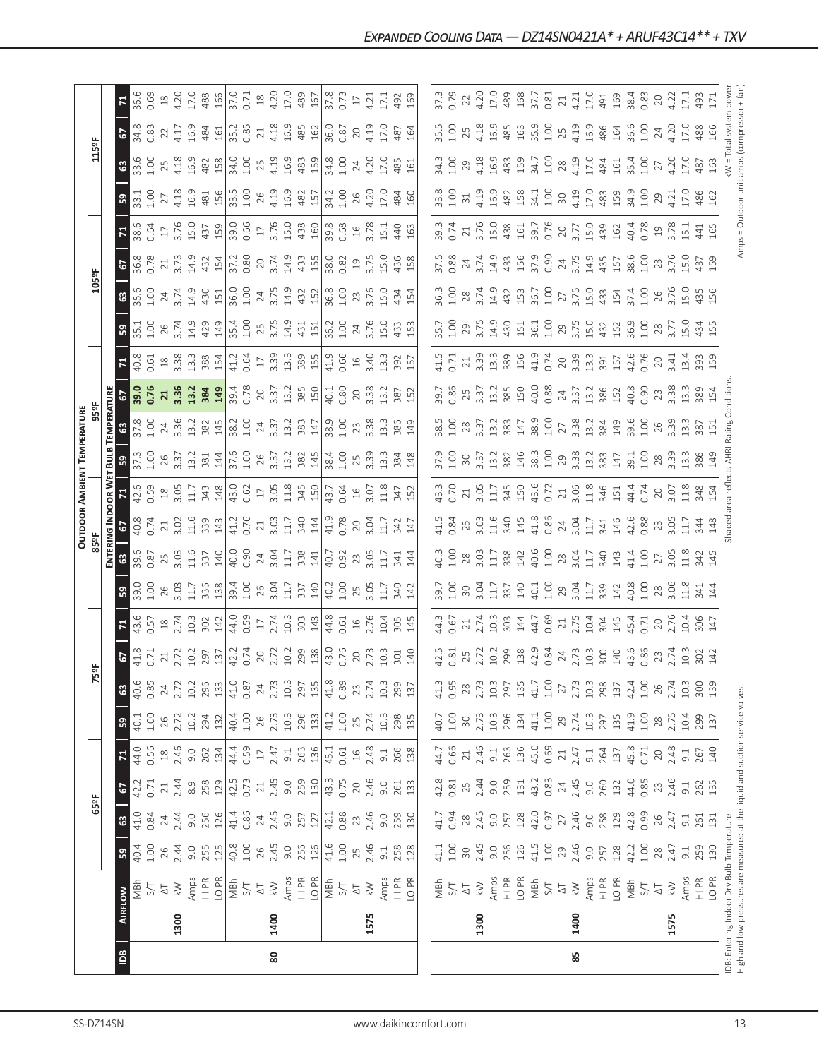# Expanded Cooling Data — DZ14SN0421A* + ARUF43C14** + TXV

| IDB | Airflow | | Outdoor Ambient Temperature | | | | | | | | | | | | | | | | | | | |
|---|---|---|---|---|---|---|---|---|---|---|---|---|---|---|---|---|---|---|---|---|---|---|
| | | | 65ºF | | | | 75ºF | | | | 85ºF | | | | 95ºF | | | | 105ºF | | | | 115ºF | | | |
| | | | Entering Indoor Wet Bulb Temperature | | | | | | | | | | | | | | | | | | | | | | | |
| | | | 59 | 63 | 67 | 71 | 59 | 63 | 67 | 71 | 59 | 63 | 67 | 71 | 59 | 63 | 67 | 71 | 59 | 63 | 67 | 71 | 59 | 63 | 67 | 71 |
| 80 | 1300 | MBh | 40.4 | 41.0 | 42.2 | 44.0 | 40.1 | 40.6 | 41.8 | 43.6 | 39.0 | 39.6 | 40.8 | 42.6 | 37.3 | 37.8 | **39.0** | 40.8 | 35.1 | 35.6 | 36.8 | 38.6 | 33.1 | 33.6 | 34.8 | 36.6 |
| | | S/T | 1.00 | 0.84 | 0.71 | 0.56 | 1.00 | 0.85 | 0.71 | 0.57 | 1.00 | 0.87 | 0.74 | 0.59 | 1.00 | 1.00 | **0.76** | 0.61 | 1.00 | 1.00 | 0.78 | 0.64 | 1.00 | 1.00 | 0.83 | 0.69 |
| | | ΔT | 26 | 24 | 21 | 18 | 26 | 24 | 21 | 18 | 26 | 25 | 21 | 18 | 26 | 24 | **21** | 18 | 26 | 24 | 21 | 17 | 27 | 25 | 22 | 18 |
| | | kW | 2.44 | 2.44 | 2.44 | 2.46 | 2.72 | 2.72 | 2.72 | 2.74 | 3.03 | 3.03 | 3.02 | 3.05 | 3.37 | 3.36 | **3.36** | 3.38 | 3.74 | 3.74 | 3.73 | 3.76 | 4.18 | 4.18 | 4.17 | 4.20 |
| | | Amps | 9.0 | 9.0 | 8.9 | 9.0 | 10.2 | 10.2 | 10.2 | 10.3 | 11.7 | 11.6 | 11.6 | 11.7 | 13.2 | 13.2 | **13.2** | 13.3 | 14.9 | 14.9 | 14.9 | 15.0 | 16.9 | 16.9 | 16.9 | 17.0 |
| | | HI PR | 255 | 256 | 258 | 262 | 294 | 296 | 297 | 302 | 336 | 337 | 339 | 343 | 381 | 382 | **384** | 388 | 429 | 430 | 432 | 437 | 481 | 482 | 484 | 488 |
| | | LO PR | 125 | 126 | 129 | 134 | 132 | 133 | 137 | 142 | 138 | 140 | 143 | 148 | 144 | 145 | **149** | 154 | 149 | 151 | 154 | 159 | 156 | 158 | 161 | 166 |
| | 1400 | MBh | 40.8 | 41.4 | 42.5 | 44.4 | 40.4 | 41.0 | 42.2 | 44.0 | 39.4 | 40.0 | 41.2 | 43.0 | 37.6 | 38.2 | 39.4 | 41.2 | 35.4 | 36.0 | 37.2 | 39.0 | 33.5 | 34.0 | 35.2 | 37.0 |
| | | S/T | 1.00 | 0.86 | 0.73 | 0.59 | 1.00 | 0.87 | 0.74 | 0.59 | 1.00 | 0.90 | 0.76 | 0.62 | 1.00 | 1.00 | 0.78 | 0.64 | 1.00 | 1.00 | 0.80 | 0.66 | 1.00 | 1.00 | 0.85 | 0.71 |
| | | ΔT | 26 | 24 | 21 | 17 | 26 | 24 | 20 | 17 | 26 | 24 | 21 | 17 | 26 | 24 | 20 | 17 | 25 | 24 | 20 | 17 | 26 | 25 | 21 | 18 |
| | | kW | 2.45 | 2.45 | 2.45 | 2.47 | 2.73 | 2.73 | 2.72 | 2.74 | 3.04 | 3.04 | 3.03 | 3.05 | 3.37 | 3.37 | 3.37 | 3.39 | 3.75 | 3.75 | 3.74 | 3.76 | 4.19 | 4.19 | 4.18 | 4.20 |
| | | Amps | 9.0 | 9.0 | 9.0 | 9.1 | 10.3 | 10.3 | 10.2 | 10.3 | 11.7 | 11.7 | 11.7 | 11.8 | 13.2 | 13.2 | 13.2 | 13.3 | 14.9 | 14.9 | 14.9 | 15.0 | 16.9 | 16.9 | 16.9 | 17.0 |
| | | HI PR | 256 | 257 | 259 | 263 | 296 | 297 | 299 | 303 | 337 | 338 | 340 | 345 | 382 | 383 | 385 | 389 | 431 | 432 | 433 | 438 | 482 | 483 | 485 | 489 |
| | | LO PR | 126 | 127 | 130 | 136 | 133 | 135 | 138 | 143 | 140 | 141 | 144 | 150 | 145 | 147 | 150 | 155 | 151 | 152 | 155 | 160 | 157 | 159 | 162 | 167 |
| | 1575 | MBh | 41.6 | 42.1 | 43.3 | 45.1 | 41.2 | 41.8 | 43.0 | 44.8 | 40.2 | 40.7 | 41.9 | 43.7 | 38.4 | 38.9 | 40.1 | 41.9 | 36.2 | 36.8 | 38.0 | 39.8 | 34.2 | 34.8 | 36.0 | 37.8 |
| | | S/T | 1.00 | 0.88 | 0.75 | 0.61 | 1.00 | 0.89 | 0.76 | 0.61 | 1.00 | 0.92 | 0.78 | 0.64 | 1.00 | 1.00 | 0.80 | 0.66 | 1.00 | 1.00 | 0.82 | 0.68 | 1.00 | 1.00 | 0.87 | 0.73 |
| | | ΔT | 25 | 23 | 20 | 16 | 25 | 23 | 20 | 16 | 25 | 23 | 20 | 16 | 25 | 23 | 20 | 16 | 24 | 23 | 19 | 16 | 26 | 24 | 20 | 17 |
| | | kW | 2.46 | 2.46 | 2.46 | 2.48 | 2.74 | 2.74 | 2.73 | 2.76 | 3.05 | 3.05 | 3.04 | 3.07 | 3.39 | 3.38 | 3.38 | 3.40 | 3.76 | 3.76 | 3.75 | 3.78 | 4.20 | 4.20 | 4.19 | 4.21 |
| | | Amps | 9.1 | 9.0 | 9.0 | 9.1 | 10.3 | 10.3 | 10.3 | 10.4 | 11.7 | 11.7 | 11.7 | 11.8 | 13.3 | 13.3 | 13.2 | 13.3 | 15.0 | 15.0 | 15.0 | 15.1 | 17.0 | 17.0 | 17.0 | 17.1 |
| | | HI PR | 258 | 259 | 261 | 266 | 298 | 299 | 301 | 305 | 340 | 341 | 342 | 347 | 384 | 386 | 387 | 392 | 433 | 434 | 436 | 440 | 484 | 485 | 487 | 492 |
| | | LO PR | 128 | 130 | 133 | 138 | 135 | 137 | 140 | 145 | 142 | 144 | 147 | 152 | 148 | 149 | 152 | 157 | 153 | 154 | 158 | 163 | 160 | 161 | 164 | 169 |
| 85 | 1300 | MBh | 41.1 | 41.7 | 42.8 | 44.7 | 40.7 | 41.3 | 42.5 | 44.3 | 39.7 | 40.3 | 41.5 | 43.3 | 37.9 | 38.5 | 39.7 | 41.5 | 35.7 | 36.3 | 37.5 | 39.3 | 33.8 | 34.3 | 35.5 | 37.3 |
| | | S/T | 1.00 | 0.94 | 0.81 | 0.66 | 1.00 | 0.95 | 0.81 | 0.67 | 1.00 | 1.00 | 0.84 | 0.70 | 1.00 | 1.00 | 0.86 | 0.71 | 1.00 | 1.00 | 0.88 | 0.74 | 1.00 | 1.00 | 1.00 | 0.79 |
| | | ΔT | 30 | 28 | 25 | 21 | 30 | 28 | 25 | 21 | 30 | 28 | 25 | 21 | 30 | 28 | 25 | 21 | 29 | 28 | 24 | 21 | 31 | 29 | 25 | 22 |
| | | kW | 2.45 | 2.45 | 2.44 | 2.46 | 2.73 | 2.73 | 2.72 | 2.74 | 3.04 | 3.03 | 3.03 | 3.05 | 3.37 | 3.37 | 3.37 | 3.39 | 3.75 | 3.74 | 3.74 | 3.76 | 4.19 | 4.18 | 4.18 | 4.20 |
| | | Amps | 9.0 | 9.0 | 9.0 | 9.1 | 10.3 | 10.3 | 10.2 | 10.3 | 11.7 | 11.7 | 11.6 | 11.7 | 13.2 | 13.2 | 13.2 | 13.3 | 14.9 | 14.9 | 14.9 | 15.0 | 16.9 | 16.9 | 16.9 | 17.0 |
| | | HI PR | 256 | 257 | 259 | 263 | 296 | 297 | 299 | 303 | 337 | 338 | 340 | 345 | 382 | 383 | 385 | 389 | 430 | 432 | 433 | 438 | 482 | 483 | 485 | 489 |
| | | LO PR | 126 | 128 | 131 | 136 | 134 | 135 | 138 | 144 | 140 | 142 | 145 | 150 | 146 | 147 | 150 | 156 | 151 | 153 | 156 | 161 | 158 | 159 | 163 | 168 |
| | 1400 | MBh | 41.5 | 42.0 | 43.2 | 45.0 | 41.1 | 41.7 | 42.9 | 44.7 | 40.1 | 40.6 | 41.8 | 43.6 | 38.3 | 38.9 | 40.0 | 41.9 | 36.1 | 36.7 | 37.9 | 39.7 | 34.1 | 34.7 | 35.9 | 37.7 |
| | | S/T | 1.00 | 0.97 | 0.83 | 0.69 | 1.00 | 1.00 | 0.84 | 0.69 | 1.00 | 1.00 | 0.86 | 0.72 | 1.00 | 1.00 | 0.88 | 0.74 | 1.00 | 1.00 | 0.90 | 0.76 | 1.00 | 1.00 | 1.00 | 0.81 |
| | | ΔT | 29 | 27 | 24 | 21 | 29 | 27 | 24 | 21 | 29 | 28 | 24 | 21 | 29 | 27 | 24 | 20 | 29 | 27 | 24 | 20 | 30 | 28 | 25 | 21 |
| | | kW | 2.46 | 2.46 | 2.45 | 2.47 | 2.74 | 2.73 | 2.73 | 2.75 | 3.04 | 3.04 | 3.04 | 3.06 | 3.38 | 3.38 | 3.37 | 3.39 | 3.75 | 3.75 | 3.75 | 3.77 | 4.19 | 4.19 | 4.19 | 4.21 |
| | | Amps | 9.0 | 9.0 | 9.0 | 9.1 | 10.3 | 10.3 | 10.3 | 10.4 | 11.7 | 11.7 | 11.7 | 11.8 | 13.2 | 13.2 | 13.2 | 13.3 | 15.0 | 15.0 | 14.9 | 15.0 | 17.0 | 17.0 | 16.9 | 17.0 |
| | | HI PR | 257 | 258 | 260 | 264 | 297 | 298 | 300 | 304 | 339 | 340 | 341 | 346 | 383 | 384 | 386 | 391 | 432 | 433 | 435 | 439 | 483 | 484 | 486 | 491 |
| | | LO PR | 128 | 129 | 132 | 137 | 135 | 137 | 140 | 145 | 142 | 143 | 146 | 151 | 147 | 149 | 152 | 157 | 152 | 154 | 157 | 162 | 159 | 161 | 164 | 169 |
| | 1575 | MBh | 42.2 | 42.8 | 44.0 | 45.8 | 41.9 | 42.4 | 43.6 | 45.4 | 40.8 | 41.4 | 42.6 | 44.4 | 39.1 | 39.6 | 40.8 | 42.6 | 36.9 | 37.4 | 38.6 | 40.4 | 34.9 | 35.4 | 36.6 | 38.4 |
| | | S/T | 1.00 | 0.99 | 0.85 | 0.71 | 1.00 | 1.00 | 0.86 | 0.71 | 1.00 | 1.00 | 0.88 | 0.74 | 1.00 | 1.00 | 0.90 | 0.76 | 1.00 | 1.00 | 1.00 | 0.78 | 1.00 | 1.00 | 1.00 | 0.83 |
| | | ΔT | 28 | 26 | 23 | 20 | 28 | 26 | 23 | 20 | 28 | 27 | 23 | 20 | 28 | 26 | 23 | 20 | 28 | 26 | 23 | 19 | 29 | 27 | 24 | 20 |
| | | kW | 2.47 | 2.47 | 2.46 | 2.48 | 2.75 | 2.74 | 2.74 | 2.76 | 3.06 | 3.05 | 3.05 | 3.07 | 3.39 | 3.39 | 3.38 | 3.41 | 3.77 | 3.76 | 3.76 | 3.78 | 4.21 | 4.20 | 4.20 | 4.22 |
| | | Amps | 9.1 | 9.1 | 9.1 | 9.1 | 10.4 | 10.3 | 10.3 | 10.4 | 11.8 | 11.8 | 11.7 | 11.8 | 13.3 | 13.3 | 13.3 | 13.4 | 15.0 | 15.0 | 15.0 | 15.1 | 17.0 | 17.0 | 17.0 | 17.1 |
| | | HI PR | 259 | 261 | 262 | 267 | 299 | 300 | 302 | 306 | 341 | 342 | 344 | 348 | 386 | 387 | 389 | 393 | 434 | 435 | 437 | 441 | 486 | 487 | 488 | 493 |
| | | LO PR | 130 | 131 | 135 | 140 | 137 | 139 | 142 | 147 | 144 | 145 | 148 | 154 | 149 | 151 | 154 | 159 | 155 | 156 | 159 | 165 | 162 | 163 | 166 | 171 |

IDB: Entering Indoor Dry Bulb Temperature
High and low pressures are measured at the liquid and suction service valves.

Shaded area reflects AHRI Rating Conditions.

kW = Total system power
Amps = Outdoor unit amps (compressor + fan)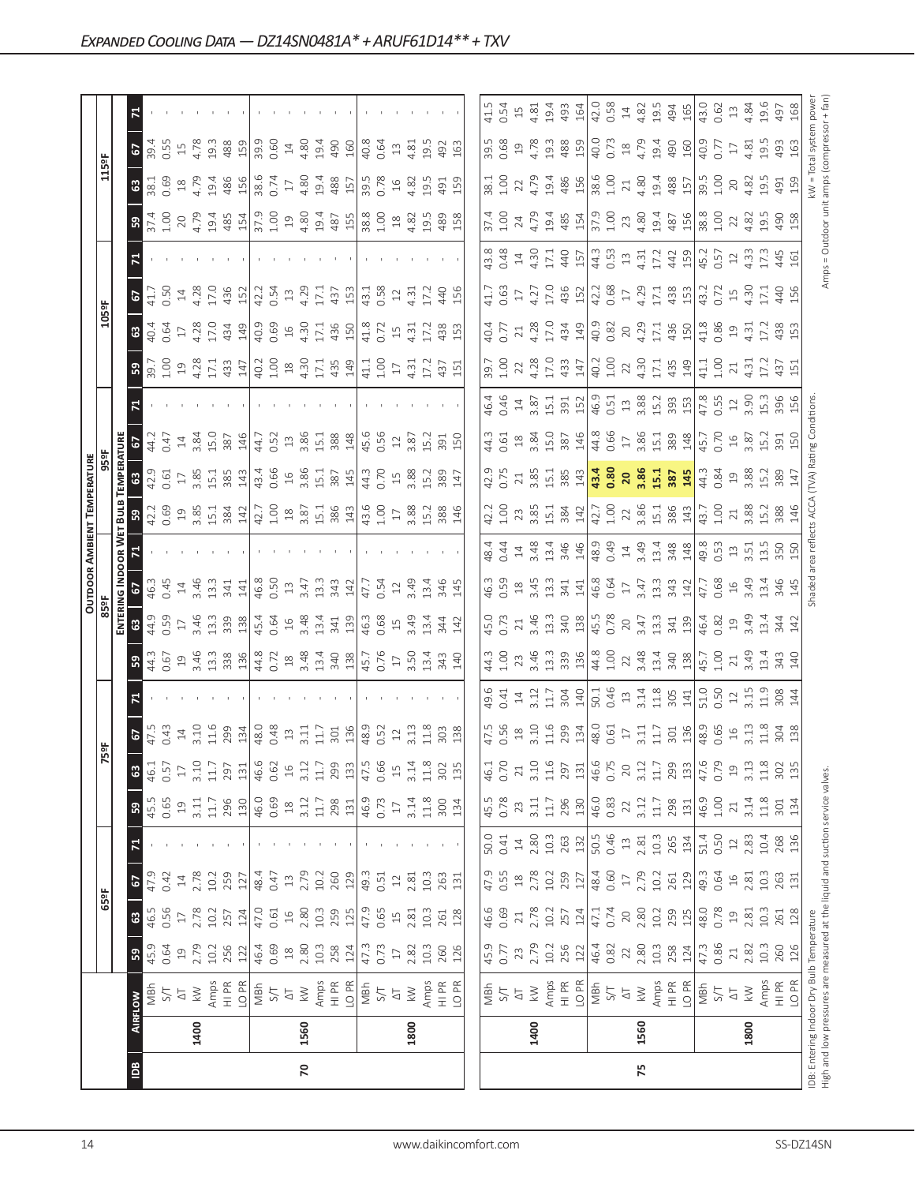## Expanded Cooling Data — DZ14SN0481A* + ARUF61D14** + TXV

| IDB | Airflow | | Outdoor Ambient Temperature | | | | | | | | | | | | | | | | | | | | | | | |
|---|---|---|---|---|---|---|---|---|---|---|---|---|---|---|---|---|---|---|---|---|---|---|---|---|---|---|
| | | | 65°F | | | | 75°F | | | | 85°F | | | | 95°F | | | | 105°F | | | | 115°F | | | |
| | | | Entering Indoor Wet Bulb Temperature | | | | | | | | | | | | | | | | | | | | | | | |
| | | | 59 | 63 | 67 | 71 | 59 | 63 | 67 | 71 | 59 | 63 | 67 | 71 | 59 | 63 | 67 | 71 | 59 | 63 | 67 | 71 | 59 | 63 | 67 | 71 |
| 70 | 1400 | MBh | 45.9 | 46.5 | 47.9 | - | 45.5 | 46.1 | 47.5 | - | 44.3 | 44.9 | 46.3 | - | 42.2 | 42.9 | 44.2 | - | 39.7 | 40.4 | 41.7 | - | 37.4 | 38.1 | 39.4 | - |
| | | S/T | 0.64 | 0.56 | 0.42 | - | 0.65 | 0.57 | 0.43 | - | 0.67 | 0.59 | 0.45 | - | 0.69 | 0.61 | 0.47 | - | 1.00 | 0.64 | 0.50 | - | 1.00 | 0.69 | 0.55 | - |
| | | ΔT | 19 | 17 | 14 | - | 19 | 17 | 14 | - | 19 | 17 | 14 | - | 19 | 17 | 14 | - | 19 | 17 | 14 | - | 20 | 18 | 15 | - |
| | | kW | 2.79 | 2.78 | 2.78 | - | 3.11 | 3.10 | 3.10 | - | 3.46 | 3.46 | 3.46 | - | 3.85 | 3.85 | 3.84 | - | 4.28 | 4.28 | 4.28 | - | 4.79 | 4.79 | 4.78 | - |
| | | Amps | 10.2 | 10.2 | 10.2 | - | 11.7 | 11.7 | 11.6 | - | 13.3 | 13.3 | 13.3 | - | 15.1 | 15.1 | 15.0 | - | 17.1 | 17.0 | 17.0 | - | 19.4 | 19.4 | 19.3 | - |
| | | HI PR | 256 | 257 | 259 | - | 296 | 297 | 299 | - | 338 | 339 | 341 | - | 384 | 385 | 387 | - | 433 | 434 | 436 | - | 485 | 486 | 488 | - |
| | | LO PR | 122 | 124 | 127 | - | 130 | 131 | 134 | - | 136 | 138 | 141 | - | 142 | 143 | 146 | - | 147 | 149 | 152 | - | 154 | 156 | 159 | - |
| | 1560 | MBh | 46.4 | 47.0 | 48.4 | - | 46.0 | 46.6 | 48.0 | - | 44.8 | 45.4 | 46.8 | - | 42.7 | 43.4 | 44.7 | - | 40.2 | 40.9 | 42.2 | - | 37.9 | 38.6 | 39.9 | - |
| | | S/T | 0.69 | 0.61 | 0.47 | - | 0.69 | 0.62 | 0.48 | - | 0.72 | 0.64 | 0.50 | - | 1.00 | 0.66 | 0.52 | - | 1.00 | 0.69 | 0.54 | - | 1.00 | 0.74 | 0.60 | - |
| | | ΔT | 18 | 16 | 13 | - | 18 | 16 | 13 | - | 18 | 16 | 13 | - | 18 | 16 | 13 | - | 18 | 16 | 13 | - | 19 | 17 | 14 | - |
| | | kW | 2.80 | 2.80 | 2.79 | - | 3.12 | 3.12 | 3.11 | - | 3.48 | 3.48 | 3.47 | - | 3.87 | 3.86 | 3.86 | - | 4.30 | 4.30 | 4.29 | - | 4.80 | 4.80 | 4.80 | - |
| | | Amps | 10.3 | 10.3 | 10.2 | - | 11.7 | 11.7 | 11.7 | - | 13.4 | 13.4 | 13.3 | - | 15.1 | 15.1 | 15.1 | - | 17.1 | 17.1 | 17.1 | - | 19.4 | 19.4 | 19.4 | - |
| | | HI PR | 258 | 259 | 260 | - | 298 | 299 | 301 | - | 340 | 341 | 343 | - | 386 | 387 | 388 | - | 435 | 436 | 437 | - | 487 | 488 | 490 | - |
| | | LO PR | 124 | 125 | 129 | - | 131 | 133 | 136 | - | 138 | 139 | 142 | - | 143 | 145 | 148 | - | 149 | 150 | 153 | - | 155 | 157 | 160 | - |
| | 1800 | MBh | 47.3 | 47.9 | 49.3 | - | 46.9 | 47.5 | 48.9 | - | 45.7 | 46.3 | 47.7 | - | 43.6 | 44.3 | 45.6 | - | 41.1 | 41.8 | 43.1 | - | 38.8 | 39.5 | 40.8 | - |
| | | S/T | 0.73 | 0.65 | 0.51 | - | 0.73 | 0.66 | 0.52 | - | 0.76 | 0.68 | 0.54 | - | 1.00 | 0.70 | 0.56 | - | 1.00 | 0.72 | 0.58 | - | 1.00 | 0.78 | 0.64 | - |
| | | ΔT | 17 | 15 | 12 | - | 17 | 15 | 12 | - | 17 | 15 | 12 | - | 17 | 15 | 12 | - | 17 | 15 | 12 | - | 18 | 16 | 13 | - |
| | | kW | 2.82 | 2.81 | 2.81 | - | 3.14 | 3.14 | 3.13 | - | 3.50 | 3.49 | 3.49 | - | 3.88 | 3.88 | 3.87 | - | 4.31 | 4.31 | 4.31 | - | 4.82 | 4.82 | 4.81 | - |
| | | Amps | 10.3 | 10.3 | 10.3 | - | 11.8 | 11.8 | 11.8 | - | 13.4 | 13.4 | 13.4 | - | 15.2 | 15.2 | 15.2 | - | 17.2 | 17.2 | 17.2 | - | 19.5 | 19.5 | 19.5 | - |
| | | HI PR | 260 | 261 | 263 | - | 300 | 302 | 303 | - | 343 | 344 | 346 | - | 388 | 389 | 391 | - | 437 | 438 | 440 | - | 489 | 491 | 492 | - |
| | | LO PR | 126 | 128 | 131 | - | 134 | 135 | 138 | - | 140 | 142 | 145 | - | 146 | 148 | 150 | - | 151 | 153 | 156 | - | 158 | 159 | 163 | - |
| 75 | 1400 | MBh | 45.9 | 46.6 | 47.9 | 50.0 | 45.5 | 46.1 | 47.5 | 49.6 | 44.3 | 45.0 | 46.3 | 48.4 | 42.2 | 42.9 | 44.3 | 46.4 | 39.7 | 40.4 | 41.7 | 43.8 | 37.4 | 38.1 | 39.5 | 41.5 |
| | | S/T | 0.77 | 0.69 | 0.55 | 0.41 | 0.78 | 0.70 | 0.56 | 0.41 | 1.00 | 0.73 | 0.59 | 0.44 | 1.00 | 0.75 | 0.61 | 0.46 | 1.00 | 0.77 | 0.63 | 0.48 | 1.00 | 1.00 | 0.68 | 0.54 |
| | | ΔT | 23 | 21 | 18 | 14 | 23 | 21 | 18 | 14 | 23 | 21 | 18 | 14 | 23 | 21 | 18 | 14 | 22 | 21 | 17 | 14 | 24 | 22 | 19 | 15 |
| | | kW | 2.79 | 2.78 | 2.78 | 2.80 | 3.11 | 3.10 | 3.10 | 3.12 | 3.46 | 3.46 | 3.45 | 3.48 | 3.85 | 3.85 | 3.84 | 3.87 | 4.28 | 4.28 | 4.27 | 4.30 | 4.79 | 4.79 | 4.78 | 4.81 |
| | | Amps | 10.2 | 10.2 | 10.2 | 10.3 | 11.7 | 11.6 | 11.6 | 11.7 | 13.3 | 13.3 | 13.3 | 13.4 | 15.1 | 15.1 | 15.0 | 15.1 | 17.0 | 17.0 | 17.0 | 17.1 | 19.4 | 19.4 | 19.3 | 19.4 |
| | | HI PR | 256 | 257 | 259 | 263 | 296 | 297 | 299 | 304 | 339 | 340 | 341 | 346 | 384 | 385 | 387 | 391 | 433 | 434 | 436 | 440 | 485 | 486 | 488 | 493 |
| | | LO PR | 122 | 124 | 127 | 132 | 130 | 131 | 134 | 140 | 136 | 138 | 141 | 146 | 142 | 143 | 146 | 152 | 147 | 149 | 152 | 157 | 154 | 156 | 159 | 164 |
| | 1560 | MBh | 46.4 | 47.1 | 48.4 | 50.5 | 46.0 | 46.6 | 48.0 | 50.1 | 44.8 | 45.5 | 46.8 | 48.9 | 42.7 | **43.4** | 44.8 | 46.9 | 40.2 | 40.9 | 42.2 | 44.3 | 37.9 | 38.6 | 40.0 | 42.0 |
| | | S/T | 0.82 | 0.74 | 0.60 | 0.46 | 0.83 | 0.75 | 0.61 | 0.46 | 1.00 | 0.78 | 0.64 | 0.49 | 1.00 | **0.80** | 0.66 | 0.51 | 1.00 | 0.82 | 0.68 | 0.53 | 1.00 | 1.00 | 0.73 | 0.58 |
| | | ΔT | 22 | 20 | 17 | 13 | 22 | 20 | 17 | 13 | 22 | 20 | 17 | 14 | 22 | **20** | 17 | 13 | 22 | 20 | 17 | 13 | 23 | 21 | 18 | 14 |
| | | kW | 2.80 | 2.80 | 2.79 | 2.81 | 3.12 | 3.12 | 3.11 | 3.14 | 3.48 | 3.47 | 3.47 | 3.49 | 3.86 | **3.86** | 3.86 | 3.88 | 4.30 | 4.29 | 4.29 | 4.31 | 4.80 | 4.80 | 4.79 | 4.82 |
| | | Amps | 10.3 | 10.2 | 10.2 | 10.3 | 11.7 | 11.7 | 11.7 | 11.8 | 13.4 | 13.3 | 13.3 | 13.4 | 15.1 | **15.1** | 15.1 | 15.2 | 17.1 | 17.1 | 17.1 | 17.2 | 19.4 | 19.4 | 19.4 | 19.5 |
| | | HI PR | 258 | 259 | 261 | 265 | 298 | 299 | 301 | 305 | 340 | 341 | 343 | 348 | 386 | **387** | 389 | 393 | 435 | 436 | 438 | 442 | 487 | 488 | 490 | 494 |
| | | LO PR | 124 | 125 | 129 | 134 | 131 | 133 | 136 | 141 | 138 | 139 | 142 | 148 | 143 | **145** | 148 | 153 | 149 | 150 | 153 | 159 | 156 | 157 | 160 | 165 |
| | 1800 | MBh | 47.3 | 48.0 | 49.3 | 51.4 | 46.9 | 47.6 | 48.9 | 51.0 | 45.7 | 46.4 | 47.7 | 49.8 | 43.7 | 44.3 | 45.7 | 47.8 | 41.1 | 41.8 | 43.2 | 45.2 | 38.8 | 39.5 | 40.9 | 43.0 |
| | | S/T | 0.86 | 0.78 | 0.64 | 0.50 | 1.00 | 0.79 | 0.65 | 0.50 | 1.00 | 0.82 | 0.68 | 0.53 | 1.00 | 0.84 | 0.70 | 0.55 | 1.00 | 0.86 | 0.72 | 0.57 | 1.00 | 1.00 | 0.77 | 0.62 |
| | | ΔT | 21 | 19 | 16 | 12 | 21 | 19 | 16 | 12 | 21 | 19 | 16 | 13 | 21 | 19 | 16 | 12 | 21 | 19 | 15 | 12 | 22 | 20 | 17 | 13 |
| | | kW | 2.82 | 2.81 | 2.81 | 2.83 | 3.14 | 3.13 | 3.13 | 3.15 | 3.49 | 3.49 | 3.49 | 3.51 | 3.88 | 3.88 | 3.87 | 3.90 | 4.31 | 4.31 | 4.30 | 4.33 | 4.82 | 4.82 | 4.81 | 4.84 |
| | | Amps | 10.3 | 10.3 | 10.3 | 10.4 | 11.8 | 11.8 | 11.8 | 11.9 | 13.4 | 13.4 | 13.4 | 13.5 | 15.2 | 15.2 | 15.2 | 15.3 | 17.2 | 17.2 | 17.1 | 17.3 | 19.5 | 19.5 | 19.5 | 19.6 |
| | | HI PR | 260 | 261 | 263 | 268 | 301 | 302 | 304 | 308 | 343 | 344 | 346 | 350 | 388 | 389 | 391 | 396 | 437 | 438 | 440 | 445 | 490 | 491 | 493 | 497 |
| | | LO PR | 126 | 128 | 131 | 136 | 134 | 135 | 138 | 144 | 140 | 142 | 145 | 150 | 146 | 147 | 150 | 156 | 151 | 153 | 156 | 161 | 158 | 159 | 163 | 168 |

IDB: Entering Indoor Dry Bulb Temperature
High and low pressures are measured at the liquid and suction service valves.

Shaded area reflects ACCA (TVA) Rating Conditions.

kW = Total system power
Amps = Outdoor unit amps (compressor + fan)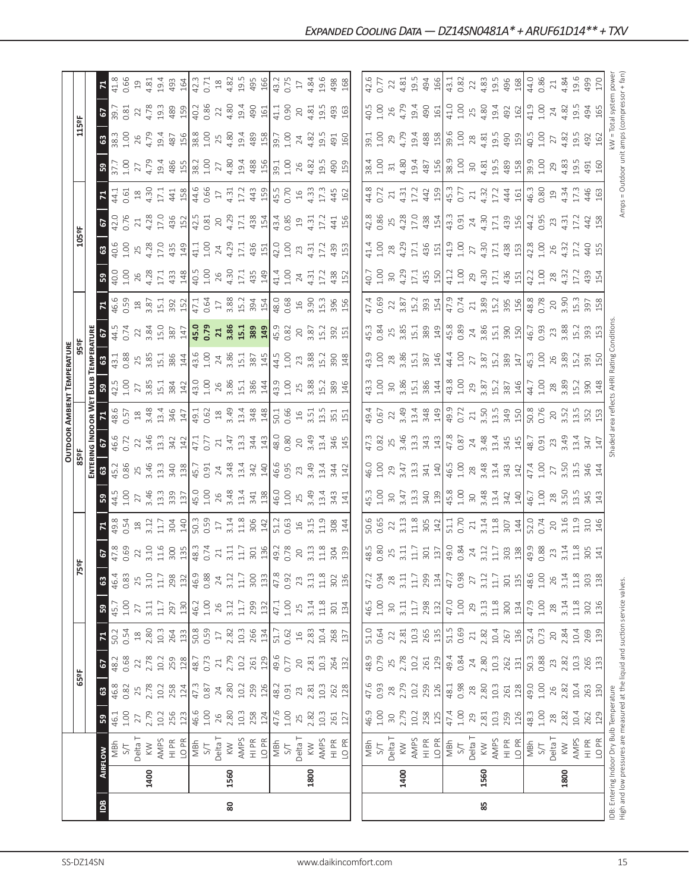# Expanded Cooling Data — DZ14SN0481A* + ARUF61D14** + TXV

| IDB | Airflow | | Outdoor Ambient Temperature | | | | | | | | | | | | | | | |
|---|---|---|---|---|---|---|---|---|---|---|---|---|---|---|---|---|---|---|
| | | | 65ºF | | | | 75ºF | | | | 85ºF | | | | 95ºF | | | |
| | | | Entering Indoor Wet Bulb Temperature | | | | | | | | | | | | | | | |
| | | | 59 | 63 | 67 | 71 | 59 | 63 | 67 | 71 | 59 | 63 | 67 | 71 | 59 | 63 | 67 | 71 |
| 80 | 1400 | MBh | 46.1 | 46.8 | 48.2 | 50.2 | 45.7 | 46.4 | 47.8 | 49.8 | 44.5 | 45.2 | 46.6 | 48.6 | 42.5 | 43.1 | 44.5 | 46.6 |
| | | S/T | 1.00 | 0.82 | 0.68 | 0.54 | 1.00 | 0.83 | 0.69 | 0.54 | 1.00 | 0.86 | 0.72 | 0.57 | 1.00 | 0.88 | 0.74 | 0.59 |
| | | Delta T | 27 | 25 | 22 | 18 | 27 | 25 | 22 | 18 | 27 | 25 | 22 | 18 | 27 | 25 | 22 | 18 |
| | | KW | 2.79 | 2.78 | 2.78 | 2.80 | 3.11 | 3.10 | 3.10 | 3.12 | 3.46 | 3.46 | 3.46 | 3.48 | 3.85 | 3.85 | 3.84 | 3.87 |
| | | AMPS | 10.2 | 10.2 | 10.2 | 10.3 | 11.7 | 11.7 | 11.6 | 11.7 | 13.3 | 13.3 | 13.3 | 13.4 | 15.1 | 15.1 | 15.0 | 15.1 |
| | | HI PR | 256 | 258 | 259 | 264 | 297 | 298 | 300 | 304 | 339 | 340 | 342 | 346 | 384 | 386 | 387 | 392 |
| | | LO PR | 123 | 124 | 128 | 133 | 130 | 132 | 135 | 140 | 137 | 138 | 142 | 147 | 142 | 144 | 147 | 152 |
| | 1560 | MBh | 46.6 | 47.3 | 48.7 | 50.8 | 46.2 | 46.9 | 48.3 | 50.3 | 45.0 | 45.7 | 47.1 | 49.1 | 43.0 | 43.6 | **45.0** | 47.1 |
| | | S/T | 1.00 | 0.87 | 0.73 | 0.59 | 1.00 | 0.88 | 0.74 | 0.59 | 1.00 | 0.91 | 0.77 | 0.62 | 1.00 | 1.00 | **0.79** | 0.64 |
| | | Delta T | 26 | 24 | 21 | 17 | 26 | 24 | 21 | 17 | 26 | 24 | 21 | 18 | 26 | 24 | **21** | 17 |
| | | KW | 2.80 | 2.80 | 2.79 | 2.82 | 3.12 | 3.12 | 3.11 | 3.14 | 3.48 | 3.48 | 3.47 | 3.49 | 3.86 | 3.86 | **3.86** | 3.88 |
| | | AMPS | 10.3 | 10.2 | 10.2 | 10.3 | 11.7 | 11.7 | 11.7 | 11.8 | 13.4 | 13.4 | 13.3 | 13.4 | 15.1 | 15.1 | **15.1** | 15.2 |
| | | HI PR | 258 | 259 | 261 | 266 | 299 | 300 | 301 | 306 | 341 | 342 | 344 | 348 | 386 | 387 | **389** | 394 |
| | | LO PR | 124 | 126 | 129 | 134 | 132 | 133 | 136 | 142 | 138 | 140 | 143 | 148 | 144 | 145 | **149** | 154 |
| | 1800 | MBh | 47.6 | 48.2 | 49.6 | 51.7 | 47.1 | 47.8 | 49.2 | 51.2 | 46.0 | 46.6 | 48.0 | 50.1 | 43.9 | 44.5 | 45.9 | 48.0 |
| | | S/T | 1.00 | 0.91 | 0.77 | 0.62 | 1.00 | 0.92 | 0.78 | 0.63 | 1.00 | 0.95 | 0.80 | 0.66 | 1.00 | 1.00 | 0.82 | 0.68 |
| | | Delta T | 25 | 23 | 20 | 16 | 25 | 23 | 20 | 16 | 25 | 23 | 20 | 16 | 25 | 23 | 20 | 16 |
| | | KW | 2.82 | 2.81 | 2.81 | 2.83 | 3.14 | 3.13 | 3.13 | 3.15 | 3.49 | 3.49 | 3.49 | 3.51 | 3.88 | 3.88 | 3.87 | 3.90 |
| | | AMPS | 10.3 | 10.3 | 10.3 | 10.4 | 11.8 | 11.8 | 11.8 | 11.9 | 13.4 | 13.4 | 13.4 | 13.5 | 15.2 | 15.2 | 15.2 | 15.3 |
| | | HI PR | 261 | 262 | 264 | 268 | 301 | 302 | 304 | 308 | 343 | 344 | 346 | 351 | 389 | 390 | 392 | 396 |
| | | LO PR | 127 | 128 | 132 | 137 | 134 | 136 | 139 | 144 | 141 | 142 | 145 | 151 | 146 | 148 | 151 | 156 |
| 85 | 1400 | MBh | 46.9 | 47.6 | 48.9 | 51.0 | 46.5 | 47.2 | 48.5 | 50.6 | 45.3 | 46.0 | 47.3 | 49.4 | 43.3 | 43.9 | 45.3 | 47.4 |
| | | S/T | 1.00 | 0.93 | 0.79 | 0.64 | 1.00 | 0.94 | 0.80 | 0.65 | 1.00 | 1.00 | 0.82 | 0.67 | 1.00 | 1.00 | 0.84 | 0.69 |
| | | Delta T | 30 | 28 | 25 | 22 | 30 | 28 | 25 | 22 | 30 | 29 | 25 | 22 | 30 | 28 | 25 | 22 |
| | | KW | 2.79 | 2.79 | 2.78 | 2.81 | 3.11 | 3.11 | 3.11 | 3.13 | 3.47 | 3.47 | 3.46 | 3.49 | 3.86 | 3.86 | 3.85 | 3.87 |
| | | AMPS | 10.2 | 10.2 | 10.2 | 10.3 | 11.7 | 11.7 | 11.7 | 11.8 | 13.3 | 13.3 | 13.3 | 13.4 | 15.1 | 15.1 | 15.1 | 15.2 |
| | | HI PR | 258 | 259 | 261 | 265 | 298 | 299 | 301 | 305 | 340 | 341 | 343 | 348 | 386 | 387 | 389 | 393 |
| | | LO PR | 125 | 126 | 129 | 135 | 132 | 134 | 137 | 142 | 139 | 140 | 143 | 149 | 144 | 146 | 149 | 154 |
| | 1560 | MBh | 47.4 | 48.1 | 49.4 | 51.5 | 47.0 | 47.7 | 49.0 | 51.1 | 45.8 | 46.5 | 47.8 | 49.9 | 43.8 | 44.4 | 45.8 | 47.9 |
| | | S/T | 1.00 | 0.98 | 0.84 | 0.69 | 1.00 | 0.98 | 0.84 | 0.70 | 1.00 | 1.00 | 0.87 | 0.72 | 1.00 | 1.00 | 0.89 | 0.74 |
| | | Delta T | 29 | 28 | 24 | 21 | 29 | 27 | 24 | 21 | 30 | 28 | 24 | 21 | 29 | 27 | 24 | 21 |
| | | KW | 2.81 | 2.80 | 2.80 | 2.82 | 3.13 | 3.12 | 3.12 | 3.14 | 3.48 | 3.48 | 3.48 | 3.50 | 3.87 | 3.87 | 3.86 | 3.89 |
| | | AMPS | 10.3 | 10.3 | 10.3 | 10.4 | 11.8 | 11.7 | 11.7 | 11.8 | 13.4 | 13.4 | 13.4 | 13.5 | 15.2 | 15.2 | 15.1 | 15.2 |
| | | HI PR | 259 | 261 | 262 | 267 | 300 | 301 | 303 | 307 | 342 | 343 | 345 | 349 | 387 | 389 | 390 | 395 |
| | | LO PR | 126 | 128 | 131 | 136 | 134 | 135 | 138 | 144 | 140 | 142 | 145 | 150 | 146 | 147 | 150 | 156 |
| | 1800 | MBh | 48.3 | 49.0 | 50.3 | 52.4 | 47.9 | 48.6 | 49.9 | 52.0 | 46.7 | 47.4 | 48.7 | 50.8 | 44.7 | 45.3 | 46.7 | 48.8 |
| | | S/T | 1.00 | 1.00 | 0.88 | 0.73 | 1.00 | 1.00 | 0.88 | 0.74 | 1.00 | 1.00 | 0.91 | 0.76 | 1.00 | 1.00 | 0.93 | 0.78 |
| | | Delta T | 28 | 26 | 23 | 20 | 28 | 26 | 23 | 20 | 28 | 27 | 23 | 20 | 28 | 26 | 23 | 20 |
| | | KW | 2.82 | 2.82 | 2.82 | 2.84 | 3.14 | 3.14 | 3.14 | 3.16 | 3.50 | 3.50 | 3.49 | 3.52 | 3.89 | 3.89 | 3.88 | 3.90 |
| | | AMPS | 10.4 | 10.4 | 10.3 | 10.4 | 11.8 | 11.8 | 11.8 | 11.9 | 13.5 | 13.5 | 13.4 | 13.5 | 15.2 | 15.2 | 15.2 | 15.3 |
| | | HI PR | 262 | 263 | 265 | 269 | 302 | 303 | 305 | 310 | 345 | 346 | 347 | 352 | 390 | 391 | 393 | 397 |
| | | LO PR | 129 | 130 | 133 | 139 | 136 | 138 | 141 | 146 | 143 | 144 | 147 | 153 | 148 | 150 | 153 | 158 |

| IDB | Airflow | | 105ºF | | | | 115ºF | | | |
|---|---|---|---|---|---|---|---|---|---|---|
| | | | 59 | 63 | 67 | 71 | 59 | 63 | 67 | 71 |
| 80 | 1400 | MBh | 40.0 | 40.6 | 42.0 | 44.1 | 37.7 | 38.3 | 39.7 | 41.8 |
| | | S/T | 1.00 | 1.00 | 0.76 | 0.61 | 1.00 | 1.00 | 0.81 | 0.66 |
| | | Delta T | 26 | 25 | 21 | 18 | 27 | 26 | 22 | 19 |
| | | KW | 4.28 | 4.28 | 4.28 | 4.30 | 4.79 | 4.79 | 4.78 | 4.81 |
| | | AMPS | 17.1 | 17.0 | 17.0 | 17.1 | 19.4 | 19.4 | 19.3 | 19.4 |
| | | HI PR | 433 | 435 | 436 | 441 | 486 | 487 | 489 | 493 |
| | | LO PR | 148 | 149 | 152 | 158 | 155 | 156 | 159 | 164 |
| | 1560 | MBh | 40.5 | 41.1 | 42.5 | 44.6 | 38.2 | 38.8 | 40.2 | 42.3 |
| | | S/T | 1.00 | 1.00 | 0.81 | 0.66 | 1.00 | 1.00 | 0.86 | 0.71 |
| | | Delta T | 26 | 24 | 20 | 17 | 27 | 25 | 22 | 18 |
| | | KW | 4.30 | 4.29 | 4.29 | 4.31 | 4.80 | 4.80 | 4.80 | 4.82 |
| | | AMPS | 17.1 | 17.1 | 17.1 | 17.2 | 19.4 | 19.4 | 19.4 | 19.5 |
| | | HI PR | 435 | 436 | 438 | 443 | 488 | 489 | 490 | 495 |
| | | LO PR | 149 | 151 | 154 | 159 | 156 | 158 | 161 | 166 |
| | 1800 | MBh | 41.4 | 42.0 | 43.4 | 45.5 | 39.1 | 39.7 | 41.1 | 43.2 |
| | | S/T | 1.00 | 1.00 | 0.85 | 0.70 | 1.00 | 1.00 | 0.90 | 0.75 |
| | | Delta T | 24 | 23 | 19 | 16 | 26 | 24 | 20 | 17 |
| | | KW | 4.31 | 4.31 | 4.31 | 4.33 | 4.82 | 4.82 | 4.81 | 4.84 |
| | | AMPS | 17.2 | 17.2 | 17.2 | 17.3 | 19.5 | 19.5 | 19.5 | 19.6 |
| | | HI PR | 438 | 439 | 441 | 445 | 490 | 491 | 493 | 498 |
| | | LO PR | 152 | 153 | 156 | 162 | 159 | 160 | 163 | 168 |
| 85 | 1400 | MBh | 40.7 | 41.4 | 42.8 | 44.8 | 38.4 | 39.1 | 40.5 | 42.6 |
| | | S/T | 1.00 | 1.00 | 0.86 | 0.72 | 1.00 | 1.00 | 1.00 | 0.77 |
| | | Delta T | 30 | 28 | 25 | 21 | 31 | 29 | 26 | 22 |
| | | KW | 4.29 | 4.29 | 4.28 | 4.31 | 4.80 | 4.79 | 4.79 | 4.81 |
| | | AMPS | 17.1 | 17.1 | 17.0 | 17.2 | 19.4 | 19.4 | 19.4 | 19.5 |
| | | HI PR | 435 | 436 | 438 | 442 | 487 | 488 | 490 | 494 |
| | | LO PR | 150 | 151 | 154 | 159 | 156 | 158 | 161 | 166 |
| | 1560 | MBh | 41.2 | 41.9 | 43.3 | 45.3 | 38.9 | 39.6 | 41.0 | 43.1 |
| | | S/T | 1.00 | 1.00 | 0.91 | 0.77 | 1.00 | 1.00 | 1.00 | 0.82 |
| | | Delta T | 29 | 27 | 24 | 21 | 30 | 28 | 25 | 22 |
| | | KW | 4.30 | 4.30 | 4.30 | 4.32 | 4.81 | 4.81 | 4.80 | 4.83 |
| | | AMPS | 17.1 | 17.1 | 17.1 | 17.2 | 19.5 | 19.5 | 19.4 | 19.5 |
| | | HI PR | 436 | 438 | 439 | 444 | 489 | 490 | 492 | 496 |
| | | LO PR | 151 | 153 | 156 | 161 | 158 | 159 | 162 | 168 |
| | 1800 | MBh | 42.2 | 42.8 | 44.2 | 46.3 | 39.9 | 40.5 | 41.9 | 44.0 |
| | | S/T | 1.00 | 1.00 | 0.95 | 0.80 | 1.00 | 1.00 | 1.00 | 0.86 |
| | | Delta T | 28 | 26 | 23 | 19 | 29 | 27 | 24 | 21 |
| | | KW | 4.32 | 4.32 | 4.31 | 4.34 | 4.83 | 4.82 | 4.82 | 4.84 |
| | | AMPS | 17.2 | 17.2 | 17.2 | 17.3 | 19.5 | 19.5 | 19.5 | 19.6 |
| | | HI PR | 439 | 440 | 442 | 446 | 491 | 492 | 494 | 499 |
| | | LO PR | 154 | 155 | 158 | 163 | 160 | 162 | 165 | 170 |

IDB: Entering Indoor Dry Bulb Temperature
High and low pressures are measured at the liquid and suction service valves.

Shaded area reflects AHRI Rating Conditions.

kW = Total system power
Amps = Outdoor unit amps (compressor + fan)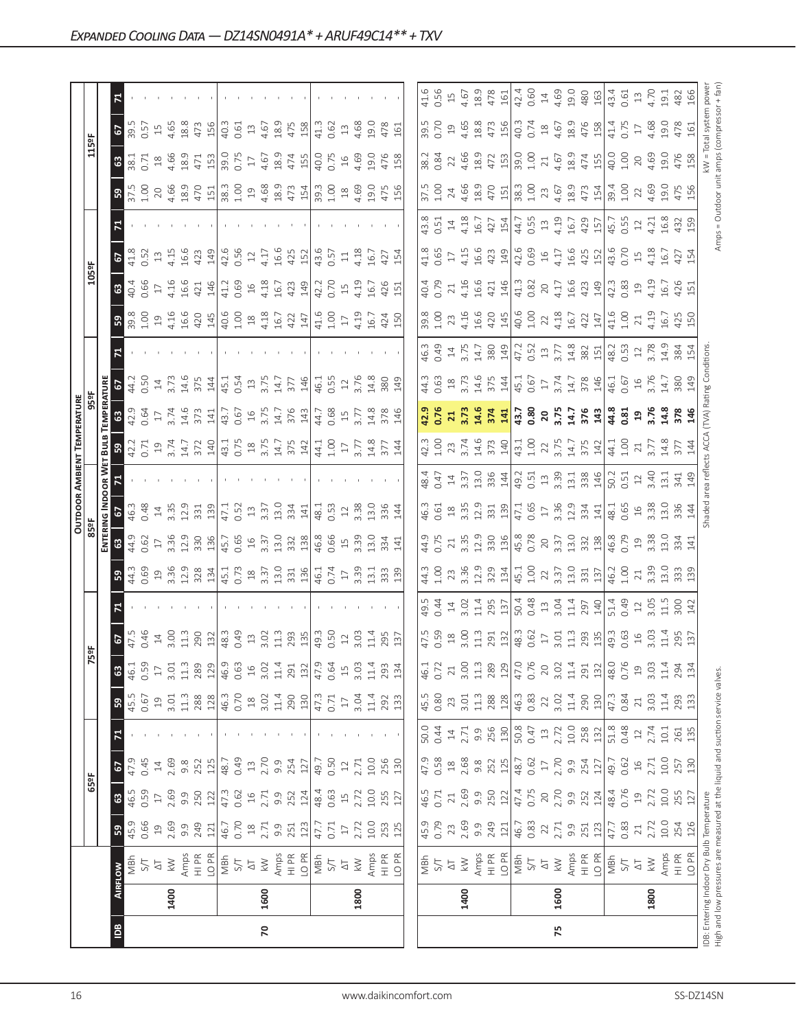## Expanded Cooling Data — DZ14SN0491A* + ARUF49C14** + TXV

| IDB | Airflow | | 65ºF | | | | 75ºF | | | | 85ºF | | | | 95ºF | | | | 105ºF | | | | 115ºF | | | |
|---|---|---|---|---|---|---|---|---|---|---|---|---|---|---|---|---|---|---|---|---|---|---|---|---|---|---|
| | | | **Entering Indoor Wet Bulb Temperature** | | | | | | | | | | | | | | | | | | | | | | | |
| | | | 59 | 63 | 67 | 71 | 59 | 63 | 67 | 71 | 59 | 63 | 67 | 71 | 59 | 63 | 67 | 71 | 59 | 63 | 67 | 71 | 59 | 63 | 67 | 71 |
| 70 | 1400 | MBh | 45.9 | 46.5 | 47.9 | - | 45.5 | 46.1 | 47.5 | - | 44.3 | 44.9 | 46.3 | - | 42.2 | 42.9 | 44.2 | - | 39.8 | 40.4 | 41.8 | - | 37.5 | 38.1 | 39.5 | - |
| | | S/T | 0.66 | 0.59 | 0.45 | - | 0.67 | 0.59 | 0.46 | - | 0.69 | 0.62 | 0.48 | - | 0.71 | 0.64 | 0.50 | - | 1.00 | 0.66 | 0.52 | - | 1.00 | 0.71 | 0.57 | - |
| | | ΔT | 19 | 17 | 14 | - | 19 | 17 | 14 | - | 19 | 17 | 14 | - | 19 | 17 | 14 | - | 19 | 17 | 13 | - | 20 | 18 | 15 | - |
| | | kW | 2.69 | 2.69 | 2.69 | - | 3.01 | 3.01 | 3.00 | - | 3.36 | 3.36 | 3.35 | - | 3.74 | 3.74 | 3.73 | - | 4.16 | 4.16 | 4.15 | - | 4.66 | 4.66 | 4.65 | - |
| | | Amps | 9.9 | 9.9 | 9.8 | - | 11.3 | 11.3 | 11.3 | - | 12.9 | 12.9 | 12.9 | - | 14.7 | 14.6 | 14.6 | - | 16.6 | 16.6 | 16.6 | - | 18.9 | 18.9 | 18.8 | - |
| | | HI PR | 249 | 250 | 252 | - | 288 | 289 | 290 | - | 328 | 330 | 331 | - | 372 | 373 | 375 | - | 420 | 421 | 423 | - | 470 | 471 | 473 | - |
| | | LO PR | 121 | 122 | 125 | - | 128 | 129 | 132 | - | 134 | 136 | 139 | - | 140 | 141 | 144 | - | 145 | 146 | 149 | - | 151 | 153 | 156 | - |
| | 1600 | MBh | 46.7 | 47.3 | 48.7 | - | 46.3 | 46.9 | 48.3 | - | 45.1 | 45.7 | 47.1 | - | 43.1 | 43.7 | 45.1 | - | 40.6 | 41.2 | 42.6 | - | 38.3 | 39.0 | 40.3 | - |
| | | S/T | 0.70 | 0.62 | 0.49 | - | 0.70 | 0.63 | 0.49 | - | 0.73 | 0.65 | 0.52 | - | 0.75 | 0.67 | 0.54 | - | 1.00 | 0.69 | 0.56 | - | 1.00 | 0.75 | 0.61 | - |
| | | ΔT | 18 | 16 | 13 | - | 18 | 16 | 13 | - | 18 | 16 | 13 | - | 18 | 16 | 13 | - | 18 | 16 | 12 | - | 19 | 17 | 13 | - |
| | | kW | 2.71 | 2.71 | 2.70 | - | 3.02 | 3.02 | 3.02 | - | 3.37 | 3.37 | 3.37 | - | 3.75 | 3.75 | 3.75 | - | 4.18 | 4.18 | 4.17 | - | 4.68 | 4.67 | 4.67 | - |
| | | Amps | 9.9 | 9.9 | 9.9 | - | 11.4 | 11.4 | 11.3 | - | 13.0 | 13.0 | 13.0 | - | 14.7 | 14.7 | 14.7 | - | 16.7 | 16.7 | 16.6 | - | 18.9 | 18.9 | 18.9 | - |
| | | HI PR | 251 | 252 | 254 | - | 290 | 291 | 293 | - | 331 | 332 | 334 | - | 375 | 376 | 377 | - | 422 | 423 | 425 | - | 473 | 474 | 475 | - |
| | | LO PR | 123 | 124 | 127 | - | 130 | 132 | 135 | - | 136 | 138 | 141 | - | 142 | 143 | 146 | - | 147 | 149 | 152 | - | 154 | 155 | 158 | - |
| | 1800 | MBh | 47.7 | 48.4 | 49.7 | - | 47.3 | 47.9 | 49.3 | - | 46.1 | 46.8 | 48.1 | - | 44.1 | 44.7 | 46.1 | - | 41.6 | 42.2 | 43.6 | - | 39.3 | 40.0 | 41.3 | - |
| | | S/T | 0.71 | 0.63 | 0.50 | - | 0.71 | 0.64 | 0.50 | - | 0.74 | 0.66 | 0.53 | - | 1.00 | 0.68 | 0.55 | - | 1.00 | 0.70 | 0.57 | - | 1.00 | 0.75 | 0.62 | - |
| | | ΔT | 17 | 15 | 12 | - | 17 | 15 | 12 | - | 17 | 15 | 12 | - | 17 | 15 | 12 | - | 17 | 15 | 11 | - | 18 | 16 | 13 | - |
| | | kW | 2.72 | 2.72 | 2.71 | - | 3.04 | 3.03 | 3.03 | - | 3.39 | 3.39 | 3.38 | - | 3.77 | 3.77 | 3.76 | - | 4.19 | 4.19 | 4.18 | - | 4.69 | 4.69 | 4.68 | - |
| | | Amps | 10.0 | 10.0 | 10.0 | - | 11.4 | 11.4 | 11.4 | - | 13.1 | 13.0 | 13.0 | - | 14.8 | 14.8 | 14.8 | - | 16.7 | 16.7 | 16.7 | - | 19.0 | 19.0 | 19.0 | - |
| | | HI PR | 253 | 255 | 256 | - | 292 | 293 | 295 | - | 333 | 334 | 336 | - | 377 | 378 | 380 | - | 424 | 426 | 427 | - | 475 | 476 | 478 | - |
| | | LO PR | 125 | 127 | 130 | - | 133 | 134 | 137 | - | 139 | 141 | 144 | - | 144 | 146 | 149 | - | 150 | 151 | 154 | - | 156 | 158 | 161 | - |
| 75 | 1400 | MBh | 45.9 | 46.5 | 47.9 | 50.0 | 45.5 | 46.1 | 47.5 | 49.5 | 44.3 | 44.9 | 46.3 | 48.4 | 42.3 | **42.9** | 44.3 | 46.3 | 39.8 | 40.4 | 41.8 | 43.8 | 37.5 | 38.2 | 39.5 | 41.6 |
| | | S/T | 0.79 | 0.71 | 0.58 | 0.44 | 0.80 | 0.72 | 0.59 | 0.44 | 1.00 | 0.75 | 0.61 | 0.47 | 1.00 | **0.76** | 0.63 | 0.49 | 1.00 | 0.79 | 0.65 | 0.51 | 1.00 | 0.84 | 0.70 | 0.56 |
| | | ΔT | 23 | 21 | 18 | 14 | 23 | 21 | 18 | 14 | 23 | 21 | 18 | 14 | 23 | **21** | 18 | 14 | 23 | 21 | 17 | 14 | 24 | 22 | 19 | 15 |
| | | kW | 2.69 | 2.69 | 2.68 | 2.71 | 3.01 | 3.00 | 3.00 | 3.02 | 3.36 | 3.35 | 3.35 | 3.37 | 3.74 | **3.73** | 3.73 | 3.75 | 4.16 | 4.16 | 4.15 | 4.18 | 4.66 | 4.66 | 4.65 | 4.67 |
| | | Amps | 9.9 | 9.9 | 9.8 | 9.9 | 11.3 | 11.3 | 11.3 | 11.4 | 12.9 | 12.9 | 12.9 | 13.0 | 14.6 | **14.6** | 14.6 | 14.7 | 16.6 | 16.6 | 16.6 | 16.7 | 18.9 | 18.9 | 18.8 | 18.9 |
| | | HI PR | 249 | 250 | 252 | 256 | 288 | 289 | 291 | 295 | 329 | 330 | 331 | 336 | 373 | **374** | 375 | 380 | 420 | 421 | 423 | 427 | 470 | 472 | 473 | 478 |
| | | LO PR | 121 | 122 | 125 | 130 | 128 | 129 | 132 | 137 | 134 | 136 | 139 | 144 | 140 | **141** | 144 | 149 | 145 | 146 | 149 | 154 | 151 | 153 | 156 | 161 |
| | 1600 | MBh | 46.7 | 47.4 | 48.7 | 50.8 | 46.3 | 47.0 | 48.3 | 50.4 | 45.1 | 45.8 | 47.1 | 49.2 | 43.1 | **43.7** | 45.1 | 47.2 | 40.6 | 41.3 | 42.6 | 44.7 | 38.3 | 39.0 | 40.3 | 42.4 |
| | | S/T | 0.83 | 0.75 | 0.62 | 0.47 | 0.83 | 0.76 | 0.62 | 0.48 | 1.00 | 0.78 | 0.65 | 0.51 | 1.00 | **0.80** | 0.67 | 0.52 | 1.00 | 0.82 | 0.69 | 0.55 | 1.00 | 1.00 | 0.74 | 0.60 |
| | | ΔT | 22 | 20 | 17 | 13 | 22 | 20 | 17 | 13 | 22 | 20 | 17 | 13 | 22 | **20** | 17 | 13 | 22 | 20 | 16 | 13 | 23 | 21 | 18 | 14 |
| | | kW | 2.71 | 2.70 | 2.70 | 2.72 | 3.02 | 3.02 | 3.01 | 3.04 | 3.37 | 3.37 | 3.36 | 3.39 | 3.75 | **3.75** | 3.74 | 3.77 | 4.18 | 4.17 | 4.17 | 4.19 | 4.67 | 4.67 | 4.67 | 4.69 |
| | | Amps | 9.9 | 9.9 | 9.9 | 10.0 | 11.4 | 11.4 | 11.3 | 11.4 | 13.0 | 13.0 | 12.9 | 13.1 | 14.7 | **14.7** | 14.7 | 14.8 | 16.7 | 16.6 | 16.6 | 16.7 | 18.9 | 18.9 | 18.9 | 19.0 |
| | | HI PR | 251 | 252 | 254 | 258 | 290 | 291 | 293 | 297 | 331 | 332 | 334 | 338 | 375 | **376** | 378 | 382 | 422 | 423 | 425 | 429 | 473 | 474 | 476 | 480 |
| | | LO PR | 123 | 124 | 127 | 132 | 130 | 132 | 135 | 140 | 137 | 138 | 141 | 146 | 142 | **143** | 146 | 151 | 147 | 149 | 152 | 157 | 154 | 155 | 158 | 163 |
| | 1800 | MBh | 47.7 | 48.4 | 49.7 | 51.8 | 47.3 | 48.0 | 49.3 | 51.4 | 46.2 | 46.8 | 48.1 | 50.2 | 44.1 | **44.8** | 46.1 | 48.2 | 41.6 | 42.3 | 43.6 | 45.7 | 39.4 | 40.0 | 41.4 | 43.4 |
| | | S/T | 0.83 | 0.76 | 0.62 | 0.48 | 0.84 | 0.76 | 0.63 | 0.49 | 1.00 | 0.79 | 0.65 | 0.51 | 1.00 | **0.81** | 0.67 | 0.53 | 1.00 | 0.83 | 0.70 | 0.55 | 1.00 | 1.00 | 0.75 | 0.61 |
| | | ΔT | 21 | 19 | 16 | 12 | 21 | 19 | 16 | 12 | 21 | 19 | 16 | 12 | 21 | **19** | 16 | 12 | 21 | 19 | 15 | 12 | 22 | 20 | 17 | 13 |
| | | kW | 2.72 | 2.72 | 2.71 | 2.74 | 3.03 | 3.03 | 3.03 | 3.05 | 3.39 | 3.38 | 3.38 | 3.40 | 3.77 | **3.76** | 3.76 | 3.78 | 4.19 | 4.19 | 4.18 | 4.21 | 4.69 | 4.69 | 4.68 | 4.70 |
| | | Amps | 10.0 | 10.0 | 10.0 | 10.1 | 11.4 | 11.4 | 11.4 | 11.5 | 13.0 | 13.0 | 13.0 | 13.1 | 14.8 | **14.8** | 14.7 | 14.9 | 16.7 | 16.7 | 16.7 | 16.8 | 19.0 | 19.0 | 19.0 | 19.1 |
| | | HI PR | 254 | 255 | 257 | 261 | 293 | 294 | 295 | 300 | 333 | 334 | 336 | 341 | 377 | **378** | 380 | 384 | 425 | 426 | 427 | 432 | 475 | 476 | 478 | 482 |
| | | LO PR | 126 | 127 | 130 | 135 | 133 | 134 | 137 | 142 | 139 | 141 | 144 | 149 | 144 | **146** | 149 | 154 | 150 | 151 | 154 | 159 | 156 | 158 | 161 | 166 |

IDB: Entering Indoor Dry Bulb Temperature
High and low pressures are measured at the liquid and suction service valves.

Shaded area reflects ACCA (TVA) Rating Conditions.

kW = Total system power
Amps = Outdoor unit amps (compressor + fan)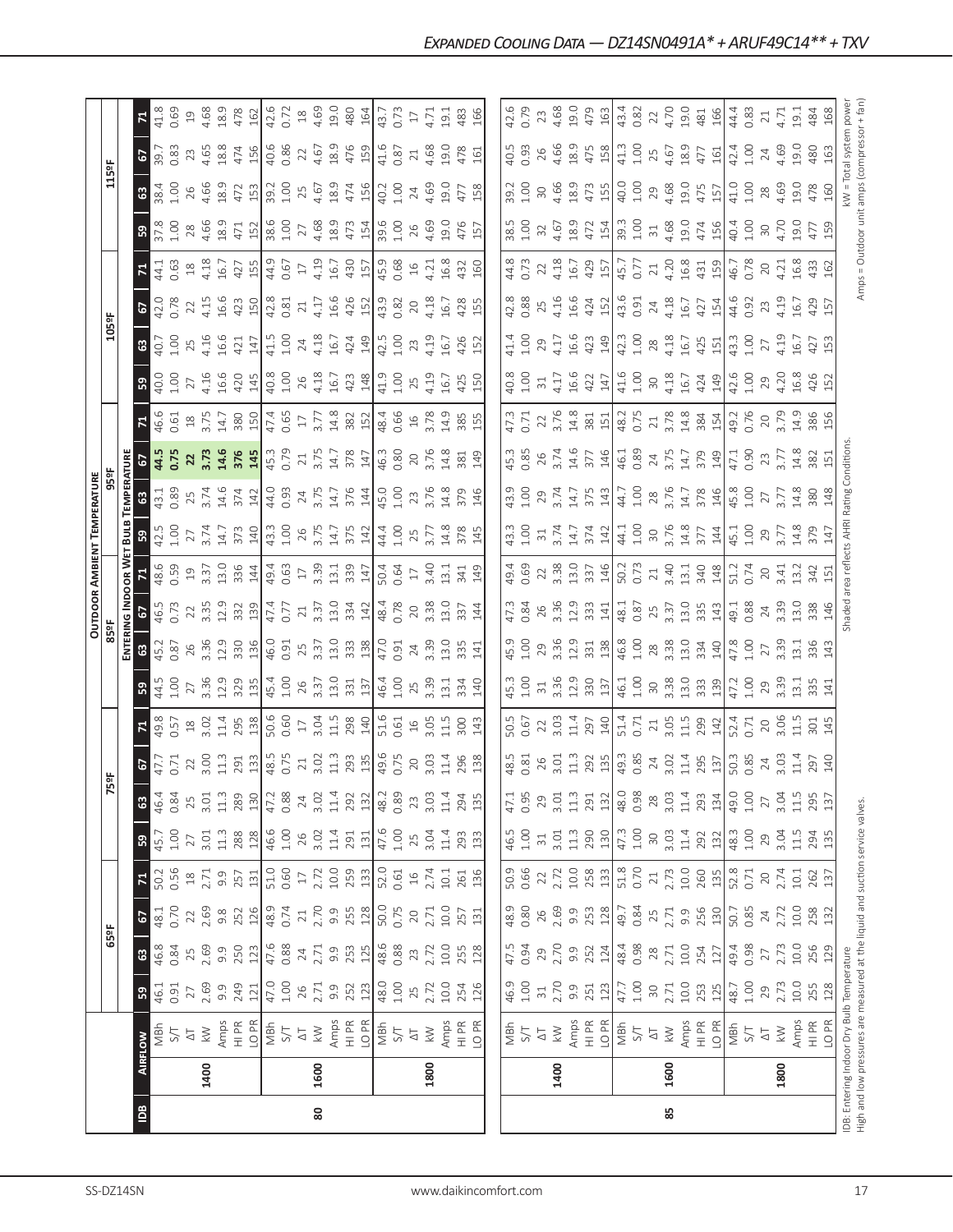# Expanded Cooling Data — DZ14SN0491A* + ARUF49C14** + TXV

| IDB | Airflow | | Outdoor Ambient Temperature | | | | | | | | | | | | | | | | | | | |
|---|---|---|---|---|---|---|---|---|---|---|---|---|---|---|---|---|---|---|---|---|---|---|
| | | | 65ºF | | | | 75ºF | | | | 85ºF | | | | 95ºF | | | | 105ºF | | | | 115ºF | | | |
| | | | Entering Indoor Wet Bulb Temperature | | | | | | | | | | | | | | | | | | | | | | | |
| | | | 59 | 63 | 67 | 71 | 59 | 63 | 67 | 71 | 59 | 63 | 67 | 71 | 59 | 63 | 67 | 71 | 59 | 63 | 67 | 71 | 59 | 63 | 67 | 71 |
| 80 | 1400 | MBh | 46.1 | 46.8 | 48.1 | 50.2 | 45.7 | 46.4 | 47.7 | 49.8 | 44.5 | 45.2 | 46.5 | 48.6 | 42.5 | 43.1 | **44.5** | 46.6 | 40.0 | 40.7 | 42.0 | 44.1 | 37.8 | 38.4 | 39.7 | 41.8 |
| | | S/T | 0.91 | 0.84 | 0.70 | 0.56 | 1.00 | 0.84 | 0.71 | 0.57 | 1.00 | 0.87 | 0.73 | 0.59 | 1.00 | 0.89 | **0.75** | 0.61 | 1.00 | 1.00 | 0.78 | 0.63 | 1.00 | 1.00 | 0.83 | 0.69 |
| | | ΔT | 27 | 25 | 22 | 18 | 27 | 25 | 22 | 18 | 27 | 26 | 22 | 19 | 27 | 25 | **22** | 18 | 27 | 25 | 22 | 18 | 28 | 26 | 23 | 19 |
| | | kW | 2.69 | 2.69 | 2.69 | 2.71 | 3.01 | 3.01 | 3.00 | 3.02 | 3.36 | 3.36 | 3.35 | 3.37 | 3.74 | 3.74 | **3.73** | 3.75 | 4.16 | 4.16 | 4.15 | 4.18 | 4.66 | 4.66 | 4.65 | 4.68 |
| | | Amps | 9.9 | 9.9 | 9.8 | 9.9 | 11.3 | 11.3 | 11.3 | 11.4 | 12.9 | 12.9 | 12.9 | 13.0 | 14.7 | 14.6 | **14.6** | 14.7 | 16.6 | 16.6 | 16.6 | 16.7 | 18.9 | 18.9 | 18.8 | 18.9 |
| | | HI PR | 249 | 250 | 252 | 257 | 288 | 289 | 291 | 295 | 329 | 330 | 332 | 336 | 373 | 374 | **376** | 380 | 420 | 421 | 423 | 427 | 471 | 472 | 474 | 478 |
| | | LO PR | 121 | 123 | 126 | 131 | 128 | 130 | 133 | 138 | 135 | 136 | 139 | 144 | 140 | 142 | **145** | 150 | 145 | 147 | 150 | 155 | 152 | 153 | 156 | 162 |
| | 1600 | MBh | 47.0 | 47.6 | 48.9 | 51.0 | 46.6 | 47.2 | 48.5 | 50.6 | 45.4 | 46.0 | 47.4 | 49.4 | 43.3 | 44.0 | 45.3 | 47.4 | 40.8 | 41.5 | 42.8 | 44.9 | 38.6 | 39.2 | 40.6 | 42.6 |
| | | S/T | 1.00 | 0.88 | 0.74 | 0.60 | 1.00 | 0.88 | 0.75 | 0.60 | 1.00 | 0.91 | 0.77 | 0.63 | 1.00 | 0.93 | 0.79 | 0.65 | 1.00 | 1.00 | 0.81 | 0.67 | 1.00 | 1.00 | 0.86 | 0.72 |
| | | ΔT | 26 | 24 | 21 | 17 | 26 | 24 | 21 | 17 | 26 | 25 | 21 | 17 | 26 | 24 | 21 | 17 | 26 | 24 | 21 | 17 | 27 | 25 | 22 | 18 |
| | | kW | 2.71 | 2.71 | 2.70 | 2.72 | 3.02 | 3.02 | 3.02 | 3.04 | 3.37 | 3.37 | 3.37 | 3.39 | 3.75 | 3.75 | 3.75 | 3.77 | 4.18 | 4.18 | 4.17 | 4.19 | 4.68 | 4.67 | 4.67 | 4.69 |
| | | Amps | 9.9 | 9.9 | 9.9 | 10.0 | 11.4 | 11.4 | 11.3 | 11.5 | 13.0 | 13.0 | 13.0 | 13.1 | 14.7 | 14.7 | 14.7 | 14.8 | 16.7 | 16.7 | 16.6 | 16.7 | 18.9 | 18.9 | 18.9 | 19.0 |
| | | HI PR | 252 | 253 | 255 | 259 | 291 | 292 | 293 | 298 | 331 | 333 | 334 | 339 | 375 | 376 | 378 | 382 | 423 | 424 | 426 | 430 | 473 | 474 | 476 | 480 |
| | | LO PR | 123 | 125 | 128 | 133 | 131 | 132 | 135 | 140 | 137 | 138 | 142 | 147 | 142 | 144 | 147 | 152 | 148 | 149 | 152 | 157 | 154 | 156 | 159 | 164 |
| | 1800 | MBh | 48.0 | 48.6 | 50.0 | 52.0 | 47.6 | 48.2 | 49.6 | 51.6 | 46.4 | 47.0 | 48.4 | 50.4 | 44.4 | 45.0 | 46.3 | 48.4 | 41.9 | 42.5 | 43.9 | 45.9 | 39.6 | 40.2 | 41.6 | 43.7 |
| | | S/T | 1.00 | 0.88 | 0.75 | 0.61 | 1.00 | 0.89 | 0.75 | 0.61 | 1.00 | 0.91 | 0.78 | 0.64 | 1.00 | 1.00 | 0.80 | 0.66 | 1.00 | 1.00 | 0.82 | 0.68 | 1.00 | 1.00 | 0.87 | 0.73 |
| | | ΔT | 25 | 23 | 20 | 16 | 25 | 23 | 20 | 16 | 25 | 24 | 20 | 17 | 25 | 23 | 20 | 16 | 25 | 23 | 20 | 16 | 26 | 24 | 21 | 17 |
| | | kW | 2.72 | 2.72 | 2.71 | 2.74 | 3.04 | 3.03 | 3.03 | 3.05 | 3.39 | 3.39 | 3.38 | 3.40 | 3.77 | 3.76 | 3.76 | 3.78 | 4.19 | 4.19 | 4.18 | 4.21 | 4.69 | 4.69 | 4.68 | 4.71 |
| | | Amps | 10.0 | 10.0 | 10.0 | 10.1 | 11.4 | 11.4 | 11.4 | 11.5 | 13.1 | 13.0 | 13.0 | 13.1 | 14.8 | 14.8 | 14.8 | 14.9 | 16.7 | 16.7 | 16.7 | 16.8 | 19.0 | 19.0 | 19.0 | 19.1 |
| | | HI PR | 254 | 255 | 257 | 261 | 293 | 294 | 296 | 300 | 334 | 335 | 337 | 341 | 378 | 379 | 381 | 385 | 425 | 426 | 428 | 432 | 476 | 477 | 478 | 483 |
| | | LO PR | 126 | 128 | 131 | 136 | 133 | 135 | 138 | 143 | 140 | 141 | 144 | 149 | 145 | 146 | 149 | 155 | 150 | 152 | 155 | 160 | 157 | 158 | 161 | 166 |
| 85 | 1400 | MBh | 46.9 | 47.5 | 48.9 | 50.9 | 46.5 | 47.1 | 48.5 | 50.5 | 45.3 | 45.9 | 47.3 | 49.4 | 43.3 | 43.9 | 45.3 | 47.3 | 40.8 | 41.4 | 42.8 | 44.8 | 38.5 | 39.2 | 40.5 | 42.6 |
| | | S/T | 1.00 | 0.94 | 0.80 | 0.66 | 1.00 | 0.95 | 0.81 | 0.67 | 1.00 | 1.00 | 0.84 | 0.69 | 1.00 | 1.00 | 0.85 | 0.71 | 1.00 | 1.00 | 0.88 | 0.73 | 1.00 | 1.00 | 0.93 | 0.79 |
| | | ΔT | 31 | 29 | 26 | 22 | 31 | 29 | 26 | 22 | 31 | 29 | 26 | 22 | 31 | 29 | 26 | 22 | 31 | 29 | 25 | 22 | 32 | 30 | 26 | 23 |
| | | kW | 2.70 | 2.70 | 2.69 | 2.72 | 3.01 | 3.01 | 3.01 | 3.03 | 3.36 | 3.36 | 3.36 | 3.38 | 3.74 | 3.74 | 3.74 | 3.76 | 4.17 | 4.17 | 4.16 | 4.18 | 4.67 | 4.66 | 4.66 | 4.68 |
| | | Amps | 9.9 | 9.9 | 9.9 | 10.0 | 11.3 | 11.3 | 11.3 | 11.4 | 12.9 | 12.9 | 12.9 | 13.0 | 14.7 | 14.7 | 14.6 | 14.8 | 16.6 | 16.6 | 16.6 | 16.7 | 18.9 | 18.9 | 18.9 | 19.0 |
| | | HI PR | 251 | 252 | 253 | 258 | 290 | 291 | 292 | 297 | 330 | 331 | 333 | 337 | 374 | 375 | 377 | 381 | 422 | 423 | 424 | 429 | 472 | 473 | 475 | 479 |
| | | LO PR | 123 | 124 | 128 | 133 | 130 | 132 | 135 | 140 | 137 | 138 | 141 | 146 | 142 | 143 | 146 | 151 | 147 | 149 | 152 | 157 | 154 | 155 | 158 | 163 |
| | 1600 | MBh | 47.7 | 48.4 | 49.7 | 51.8 | 47.3 | 48.0 | 49.3 | 51.4 | 46.1 | 46.8 | 48.1 | 50.2 | 44.1 | 44.7 | 46.1 | 48.2 | 41.6 | 42.3 | 43.6 | 45.7 | 39.3 | 40.0 | 41.3 | 43.4 |
| | | S/T | 1.00 | 0.98 | 0.84 | 0.70 | 1.00 | 0.98 | 0.85 | 0.71 | 1.00 | 1.00 | 0.87 | 0.73 | 1.00 | 1.00 | 0.89 | 0.75 | 1.00 | 1.00 | 0.91 | 0.77 | 1.00 | 1.00 | 1.00 | 0.82 |
| | | ΔT | 30 | 28 | 25 | 21 | 30 | 28 | 24 | 21 | 30 | 28 | 25 | 21 | 30 | 28 | 24 | 21 | 30 | 28 | 24 | 21 | 31 | 29 | 25 | 22 |
| | | kW | 2.71 | 2.71 | 2.71 | 2.73 | 3.03 | 3.03 | 3.02 | 3.05 | 3.38 | 3.38 | 3.37 | 3.40 | 3.76 | 3.76 | 3.75 | 3.78 | 4.18 | 4.18 | 4.18 | 4.20 | 4.68 | 4.68 | 4.67 | 4.70 |
| | | Amps | 10.0 | 10.0 | 9.9 | 10.0 | 11.4 | 11.4 | 11.4 | 11.5 | 13.0 | 13.0 | 13.0 | 13.1 | 14.8 | 14.7 | 14.7 | 14.8 | 16.7 | 16.7 | 16.7 | 16.8 | 19.0 | 19.0 | 18.9 | 19.0 |
| | | HI PR | 253 | 254 | 256 | 260 | 292 | 293 | 295 | 299 | 333 | 334 | 335 | 340 | 377 | 378 | 379 | 384 | 424 | 425 | 427 | 431 | 474 | 475 | 477 | 481 |
| | | LO PR | 125 | 127 | 130 | 135 | 132 | 134 | 137 | 142 | 139 | 140 | 143 | 148 | 144 | 146 | 149 | 154 | 149 | 151 | 154 | 159 | 156 | 157 | 161 | 166 |
| | 1800 | MBh | 48.7 | 49.4 | 50.7 | 52.8 | 48.3 | 49.0 | 50.3 | 52.4 | 47.2 | 47.8 | 49.1 | 51.2 | 45.1 | 45.8 | 47.1 | 49.2 | 42.6 | 43.3 | 44.6 | 46.7 | 40.4 | 41.0 | 42.4 | 44.4 |
| | | S/T | 1.00 | 0.98 | 0.85 | 0.71 | 1.00 | 1.00 | 0.85 | 0.71 | 1.00 | 1.00 | 0.88 | 0.74 | 1.00 | 1.00 | 0.90 | 0.76 | 1.00 | 1.00 | 0.92 | 0.78 | 1.00 | 1.00 | 1.00 | 0.83 |
| | | ΔT | 29 | 27 | 24 | 20 | 29 | 27 | 24 | 20 | 29 | 27 | 24 | 20 | 29 | 27 | 23 | 20 | 29 | 27 | 23 | 20 | 30 | 28 | 24 | 21 |
| | | kW | 2.73 | 2.73 | 2.72 | 2.74 | 3.04 | 3.04 | 3.03 | 3.06 | 3.39 | 3.39 | 3.39 | 3.41 | 3.77 | 3.77 | 3.77 | 3.79 | 4.20 | 4.19 | 4.19 | 4.21 | 4.70 | 4.69 | 4.69 | 4.71 |
| | | Amps | 10.0 | 10.0 | 10.0 | 10.1 | 11.5 | 11.5 | 11.4 | 11.5 | 13.1 | 13.1 | 13.0 | 13.2 | 14.8 | 14.8 | 14.8 | 14.9 | 16.8 | 16.7 | 16.7 | 16.8 | 19.0 | 19.0 | 19.0 | 19.1 |
| | | HI PR | 255 | 256 | 258 | 262 | 294 | 295 | 297 | 301 | 335 | 336 | 338 | 342 | 379 | 380 | 382 | 386 | 426 | 427 | 429 | 433 | 477 | 478 | 480 | 484 |
| | | LO PR | 128 | 129 | 132 | 137 | 135 | 137 | 140 | 145 | 141 | 143 | 146 | 151 | 147 | 148 | 151 | 156 | 152 | 153 | 157 | 162 | 159 | 160 | 163 | 168 |

IDB: Entering Indoor Dry Bulb Temperature
High and low pressures are measured at the liquid and suction service valves.

Shaded area reflects AHRI Rating Conditions.

kW = Total system power
Amps = Outdoor unit amps (compressor + fan)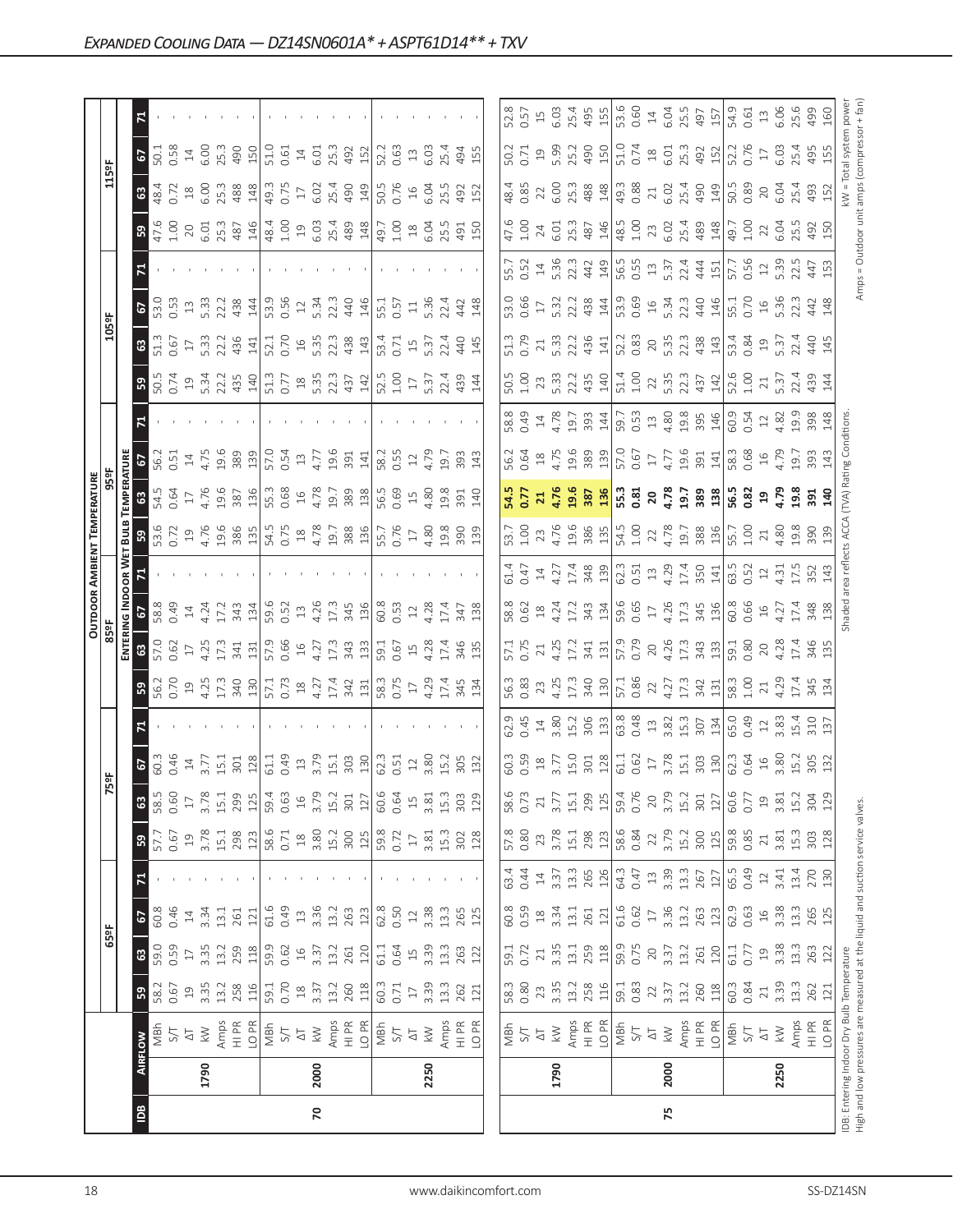## Expanded Cooling Data — DZ14SN0601A* + ASPT61D14** + TXV

| IDB | Airflow | | 65°F | | | | 75°F | | | | 85°F | | | | 95°F | | | | 105°F | | | | 115°F | | | |
|---|---|---|---|---|---|---|---|---|---|---|---|---|---|---|---|---|---|---|---|---|---|---|---|---|---|---|
| | | | **Entering Indoor Wet Bulb Temperature** | | | | | | | | | | | | | | | | | | | | | | | |
| | | | 59 | 63 | 67 | 71 | 59 | 63 | 67 | 71 | 59 | 63 | 67 | 71 | 59 | 63 | 67 | 71 | 59 | 63 | 67 | 71 | 59 | 63 | 67 | 71 |
| 70 | 1790 | MBh | 58.2 | 59.0 | 60.8 | - | 57.7 | 58.5 | 60.3 | - | 56.2 | 57.0 | 58.8 | - | 53.6 | 54.5 | 56.2 | - | 50.5 | 51.3 | 53.0 | - | 47.6 | 48.4 | 50.1 | - |
| | | S/T | 0.67 | 0.59 | 0.46 | - | 0.67 | 0.60 | 0.46 | - | 0.70 | 0.62 | 0.49 | - | 0.72 | 0.64 | 0.51 | - | 0.74 | 0.67 | 0.53 | - | 1.00 | 0.72 | 0.58 | - |
| | | ΔT | 19 | 17 | 14 | - | 19 | 17 | 14 | - | 19 | 17 | 14 | - | 19 | 17 | 14 | - | 19 | 17 | 13 | - | 20 | 18 | 14 | - |
| | | kW | 3.35 | 3.35 | 3.34 | - | 3.78 | 3.78 | 3.77 | - | 4.25 | 4.25 | 4.24 | - | 4.76 | 4.76 | 4.75 | - | 5.34 | 5.33 | 5.33 | - | 6.01 | 6.00 | 6.00 | - |
| | | Amps | 13.2 | 13.2 | 13.1 | - | 15.1 | 15.1 | 15.1 | - | 17.3 | 17.3 | 17.2 | - | 19.6 | 19.6 | 19.6 | - | 22.2 | 22.2 | 22.2 | - | 25.3 | 25.3 | 25.3 | - |
| | | HI PR | 258 | 259 | 261 | - | 298 | 299 | 301 | - | 340 | 341 | 343 | - | 386 | 387 | 389 | - | 435 | 436 | 438 | - | 487 | 488 | 490 | - |
| | | LO PR | 116 | 118 | 121 | - | 123 | 125 | 128 | - | 130 | 131 | 134 | - | 135 | 136 | 139 | - | 140 | 141 | 144 | - | 146 | 148 | 150 | - |
| | 2000 | MBh | 59.1 | 59.9 | 61.6 | - | 58.6 | 59.4 | 61.1 | - | 57.1 | 57.9 | 59.6 | - | 54.5 | 55.3 | 57.0 | - | 51.3 | 52.1 | 53.9 | - | 48.4 | 49.3 | 51.0 | - |
| | | S/T | 0.70 | 0.62 | 0.49 | - | 0.71 | 0.63 | 0.49 | - | 0.73 | 0.66 | 0.52 | - | 0.75 | 0.68 | 0.54 | - | 0.77 | 0.70 | 0.56 | - | 1.00 | 0.75 | 0.61 | - |
| | | ΔT | 18 | 16 | 13 | - | 18 | 16 | 13 | - | 18 | 16 | 13 | - | 18 | 16 | 13 | - | 18 | 16 | 12 | - | 19 | 17 | 14 | - |
| | | kW | 3.37 | 3.37 | 3.36 | - | 3.80 | 3.79 | 3.79 | - | 4.27 | 4.27 | 4.26 | - | 4.78 | 4.78 | 4.77 | - | 5.35 | 5.35 | 5.34 | - | 6.03 | 6.02 | 6.01 | - |
| | | Amps | 13.2 | 13.2 | 13.2 | - | 15.2 | 15.2 | 15.1 | - | 17.4 | 17.3 | 17.3 | - | 19.7 | 19.7 | 19.6 | - | 22.3 | 22.3 | 22.3 | - | 25.4 | 25.4 | 25.3 | - |
| | | HI PR | 260 | 261 | 263 | - | 300 | 301 | 303 | - | 342 | 343 | 345 | - | 388 | 389 | 391 | - | 437 | 438 | 440 | - | 489 | 490 | 492 | - |
| | | LO PR | 118 | 120 | 123 | - | 125 | 127 | 130 | - | 131 | 133 | 136 | - | 136 | 138 | 141 | - | 142 | 143 | 146 | - | 148 | 149 | 152 | - |
| | 2250 | MBh | 60.3 | 61.1 | 62.8 | - | 59.8 | 60.6 | 62.3 | - | 58.3 | 59.1 | 60.8 | - | 55.7 | 56.5 | 58.2 | - | 52.5 | 53.4 | 55.1 | - | 49.7 | 50.5 | 52.2 | - |
| | | S/T | 0.71 | 0.64 | 0.50 | - | 0.72 | 0.64 | 0.51 | - | 0.75 | 0.67 | 0.53 | - | 0.76 | 0.69 | 0.55 | - | 1.00 | 0.71 | 0.57 | - | 1.00 | 0.76 | 0.63 | - |
| | | ΔT | 17 | 15 | 12 | - | 17 | 15 | 12 | - | 17 | 15 | 12 | - | 17 | 15 | 12 | - | 17 | 15 | 11 | - | 18 | 16 | 13 | - |
| | | kW | 3.39 | 3.39 | 3.38 | - | 3.81 | 3.81 | 3.80 | - | 4.29 | 4.28 | 4.28 | - | 4.80 | 4.80 | 4.79 | - | 5.37 | 5.37 | 5.36 | - | 6.04 | 6.04 | 6.03 | - |
| | | Amps | 13.3 | 13.3 | 13.3 | - | 15.3 | 15.3 | 15.2 | - | 17.4 | 17.4 | 17.4 | - | 19.8 | 19.8 | 19.7 | - | 22.4 | 22.4 | 22.4 | - | 25.5 | 25.5 | 25.4 | - |
| | | HI PR | 262 | 263 | 265 | - | 302 | 303 | 305 | - | 345 | 346 | 347 | - | 390 | 391 | 393 | - | 439 | 440 | 442 | - | 491 | 492 | 494 | - |
| | | LO PR | 121 | 122 | 125 | - | 128 | 129 | 132 | - | 134 | 135 | 138 | - | 139 | 140 | 143 | - | 144 | 145 | 148 | - | 150 | 152 | 155 | - |
| 75 | 1790 | MBh | 58.3 | 59.1 | 60.8 | 63.4 | 57.8 | 58.6 | 60.3 | 62.9 | 56.3 | 57.1 | 58.8 | 61.4 | 53.7 | **54.5** | 56.2 | 58.8 | 50.5 | 51.3 | 53.0 | 55.7 | 47.6 | 48.4 | 50.2 | 52.8 |
| | | S/T | 0.80 | 0.72 | 0.59 | 0.44 | 0.80 | 0.73 | 0.59 | 0.45 | 0.83 | 0.75 | 0.62 | 0.47 | 1.00 | **0.77** | 0.64 | 0.49 | 1.00 | 0.79 | 0.66 | 0.52 | 1.00 | 0.85 | 0.71 | 0.57 |
| | | ΔT | 23 | 21 | 18 | 14 | 23 | 21 | 18 | 14 | 23 | 21 | 18 | 14 | 23 | **21** | 18 | 14 | 23 | 21 | 17 | 14 | 24 | 22 | 19 | 15 |
| | | kW | 3.35 | 3.35 | 3.34 | 3.37 | 3.78 | 3.77 | 3.77 | 3.80 | 4.25 | 4.25 | 4.24 | 4.27 | 4.76 | **4.76** | 4.75 | 4.78 | 5.33 | 5.33 | 5.32 | 5.36 | 6.01 | 6.00 | 5.99 | 6.03 |
| | | Amps | 13.2 | 13.1 | 13.1 | 13.3 | 15.1 | 15.1 | 15.0 | 15.2 | 17.3 | 17.2 | 17.2 | 17.4 | 19.6 | **19.6** | 19.6 | 19.7 | 22.2 | 22.2 | 22.2 | 22.3 | 25.3 | 25.3 | 25.2 | 25.4 |
| | | HI PR | 258 | 259 | 261 | 265 | 298 | 299 | 301 | 306 | 340 | 341 | 343 | 348 | 386 | **387** | 389 | 393 | 435 | 436 | 438 | 442 | 487 | 488 | 490 | 495 |
| | | LO PR | 116 | 118 | 121 | 126 | 123 | 125 | 128 | 133 | 130 | 131 | 134 | 139 | 135 | **136** | 139 | 144 | 140 | 141 | 144 | 149 | 146 | 148 | 150 | 155 |
| | 2000 | MBh | 59.1 | 59.9 | 61.6 | 64.3 | 58.6 | 59.4 | 61.1 | 63.8 | 57.1 | 57.9 | 59.6 | 62.3 | 54.5 | **55.3** | 57.0 | 59.7 | 51.4 | 52.2 | 53.9 | 56.5 | 48.5 | 49.3 | 51.0 | 53.6 |
| | | S/T | 0.83 | 0.75 | 0.62 | 0.47 | 0.84 | 0.76 | 0.62 | 0.48 | 0.86 | 0.79 | 0.65 | 0.51 | 1.00 | **0.81** | 0.67 | 0.53 | 1.00 | 0.83 | 0.69 | 0.55 | 1.00 | 0.88 | 0.74 | 0.60 |
| | | ΔT | 22 | 20 | 17 | 13 | 22 | 20 | 17 | 13 | 22 | 20 | 17 | 13 | 22 | **20** | 17 | 13 | 22 | 20 | 16 | 13 | 23 | 21 | 18 | 14 |
| | | kW | 3.37 | 3.37 | 3.36 | 3.39 | 3.79 | 3.79 | 3.78 | 3.82 | 4.27 | 4.26 | 4.26 | 4.29 | 4.78 | **4.78** | 4.77 | 4.80 | 5.35 | 5.35 | 5.34 | 5.37 | 6.02 | 6.02 | 6.01 | 6.04 |
| | | Amps | 13.2 | 13.2 | 13.2 | 13.3 | 15.2 | 15.2 | 15.1 | 15.3 | 17.3 | 17.3 | 17.3 | 17.4 | 19.7 | **19.7** | 19.6 | 19.8 | 22.3 | 22.3 | 22.3 | 22.4 | 25.4 | 25.4 | 25.3 | 25.5 |
| | | HI PR | 260 | 261 | 263 | 267 | 300 | 301 | 303 | 307 | 342 | 343 | 345 | 350 | 388 | **389** | 391 | 395 | 437 | 438 | 440 | 444 | 489 | 490 | 492 | 497 |
| | | LO PR | 118 | 120 | 123 | 127 | 125 | 127 | 130 | 134 | 131 | 133 | 136 | 141 | 136 | **138** | 141 | 146 | 142 | 143 | 146 | 151 | 148 | 149 | 152 | 157 |
| | 2250 | MBh | 60.3 | 61.1 | 62.9 | 65.5 | 59.8 | 60.6 | 62.3 | 65.0 | 58.3 | 59.1 | 60.8 | 63.5 | 55.7 | **56.5** | 58.3 | 60.9 | 52.6 | 53.4 | 55.1 | 57.7 | 49.7 | 50.5 | 52.2 | 54.9 |
| | | S/T | 0.84 | 0.77 | 0.63 | 0.49 | 0.85 | 0.77 | 0.64 | 0.49 | 1.00 | 0.80 | 0.66 | 0.52 | 1.00 | **0.82** | 0.68 | 0.54 | 1.00 | 0.84 | 0.70 | 0.56 | 1.00 | 0.89 | 0.76 | 0.61 |
| | | ΔT | 21 | 19 | 16 | 12 | 21 | 19 | 16 | 12 | 21 | 20 | 16 | 12 | 21 | **19** | 16 | 12 | 21 | 19 | 16 | 12 | 22 | 20 | 17 | 13 |
| | | kW | 3.39 | 3.38 | 3.38 | 3.41 | 3.81 | 3.81 | 3.80 | 3.83 | 4.29 | 4.28 | 4.27 | 4.31 | 4.80 | **4.79** | 4.79 | 4.82 | 5.37 | 5.37 | 5.36 | 5.39 | 6.04 | 6.04 | 6.03 | 6.06 |
| | | Amps | 13.3 | 13.3 | 13.3 | 13.4 | 15.3 | 15.2 | 15.2 | 15.4 | 17.4 | 17.4 | 17.4 | 17.5 | 19.8 | **19.8** | 19.7 | 19.9 | 22.4 | 22.4 | 22.3 | 22.5 | 25.5 | 25.4 | 25.4 | 25.6 |
| | | HI PR | 262 | 263 | 265 | 270 | 303 | 304 | 305 | 310 | 345 | 346 | 348 | 352 | 390 | **391** | 393 | 398 | 439 | 440 | 442 | 447 | 492 | 493 | 495 | 499 |
| | | LO PR | 121 | 122 | 125 | 130 | 128 | 129 | 132 | 137 | 134 | 135 | 138 | 143 | 139 | **140** | 143 | 148 | 144 | 145 | 148 | 153 | 150 | 152 | 155 | 160 |

IDB: Entering Indoor Dry Bulb Temperature
High and low pressures are measured at the liquid and suction service valves.

Shaded area reflects ACCA (TVA) Rating Conditions.

kW = Total system power
Amps = Outdoor unit amps (compressor + fan)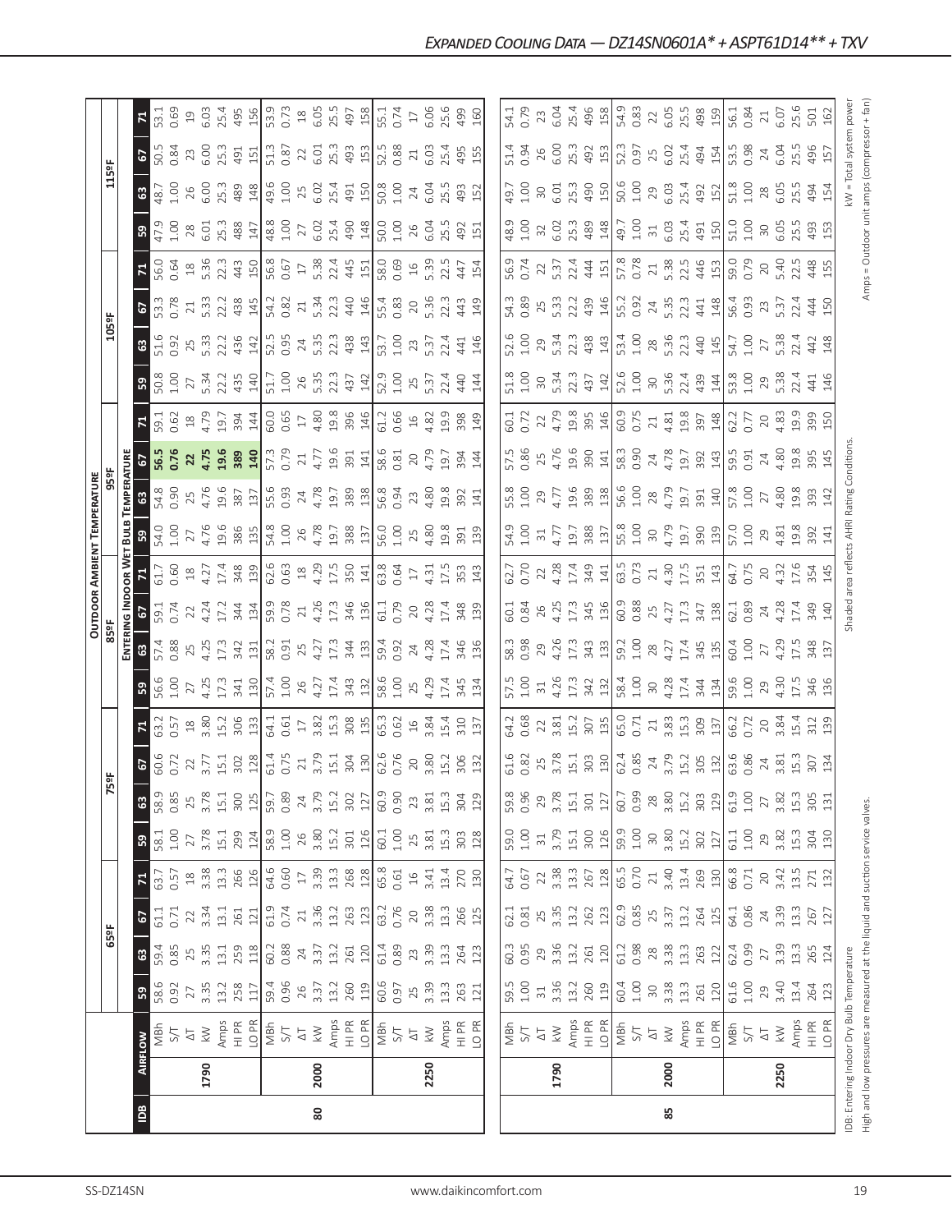# Expanded Cooling Data — DZ14SN0601A* + ASPT61D14** + TXV

| IDB | Airflow | | 65°F | | | | 75°F | | | | 85°F | | | | 95°F | | | | 105°F | | | | 115°F | | | |
|---|---|---|---|---|---|---|---|---|---|---|---|---|---|---|---|---|---|---|---|---|---|---|---|---|---|---|
| | | | **Entering Indoor Wet Bulb Temperature** | | | | | | | | | | | | | | | | | | | | | | | |
| | | | 59 | 63 | 67 | 71 | 59 | 63 | 67 | 71 | 59 | 63 | 67 | 71 | 59 | 63 | 67 | 71 | 59 | 63 | 67 | 71 | 59 | 63 | 67 | 71 |
| 80 | 1790 | MBh | 58.6 | 59.4 | 61.1 | 63.7 | 58.1 | 58.9 | 60.6 | 63.2 | 56.6 | 57.4 | 59.1 | 61.7 | 54.0 | 54.8 | **56.5** | 59.1 | 50.8 | 51.6 | 53.3 | 56.0 | 47.9 | 48.7 | 50.5 | 53.1 |
| | | S/T | 0.92 | 0.85 | 0.71 | 0.57 | 1.00 | 0.85 | 0.72 | 0.57 | 1.00 | 0.88 | 0.74 | 0.60 | 1.00 | 0.90 | **0.76** | 0.62 | 1.00 | 0.92 | 0.78 | 0.64 | 1.00 | 1.00 | 0.84 | 0.69 |
| | | ΔT | 27 | 25 | 22 | 18 | 27 | 25 | 22 | 18 | 27 | 25 | 22 | 18 | 27 | 25 | **22** | 18 | 27 | 25 | 21 | 18 | 28 | 26 | 23 | 19 |
| | | kW | 3.35 | 3.35 | 3.34 | 3.38 | 3.78 | 3.78 | 3.77 | 3.80 | 4.25 | 4.25 | 4.24 | 4.27 | 4.76 | 4.76 | **4.75** | 4.79 | 5.34 | 5.33 | 5.33 | 5.36 | 6.01 | 6.00 | 6.00 | 6.03 |
| | | Amps | 13.2 | 13.1 | 13.1 | 13.3 | 15.1 | 15.1 | 15.1 | 15.2 | 17.3 | 17.3 | 17.2 | 17.4 | 19.6 | 19.6 | **19.6** | 19.7 | 22.2 | 22.2 | 22.2 | 22.3 | 25.3 | 25.3 | 25.3 | 25.4 |
| | | HI PR | 258 | 259 | 261 | 266 | 299 | 300 | 302 | 306 | 341 | 342 | 344 | 348 | 386 | 387 | **389** | 394 | 435 | 436 | 438 | 443 | 488 | 489 | 491 | 495 |
| | | LO PR | 117 | 118 | 121 | 126 | 124 | 125 | 128 | 133 | 130 | 131 | 134 | 139 | 135 | 137 | **140** | 144 | 140 | 142 | 145 | 150 | 147 | 148 | 151 | 156 |
| | 2000 | MBh | 59.4 | 60.2 | 61.9 | 64.6 | 58.9 | 59.7 | 61.4 | 64.1 | 57.4 | 58.2 | 59.9 | 62.6 | 54.8 | 55.6 | 57.3 | 60.0 | 51.7 | 52.5 | 54.2 | 56.8 | 48.8 | 49.6 | 51.3 | 53.9 |
| | | S/T | 0.96 | 0.88 | 0.74 | 0.60 | 1.00 | 0.89 | 0.75 | 0.61 | 1.00 | 0.91 | 0.78 | 0.63 | 1.00 | 0.93 | 0.79 | 0.65 | 1.00 | 0.95 | 0.82 | 0.67 | 1.00 | 1.00 | 0.87 | 0.73 |
| | | ΔT | 26 | 24 | 21 | 17 | 26 | 24 | 21 | 17 | 26 | 25 | 21 | 18 | 26 | 24 | 21 | 17 | 26 | 24 | 21 | 17 | 27 | 25 | 22 | 18 |
| | | kW | 3.37 | 3.37 | 3.36 | 3.39 | 3.80 | 3.79 | 3.79 | 3.82 | 4.27 | 4.27 | 4.26 | 4.29 | 4.78 | 4.78 | 4.77 | 4.80 | 5.35 | 5.35 | 5.34 | 5.38 | 6.02 | 6.02 | 6.01 | 6.05 |
| | | Amps | 13.2 | 13.2 | 13.2 | 13.3 | 15.2 | 15.2 | 15.1 | 15.3 | 17.4 | 17.3 | 17.3 | 17.5 | 19.7 | 19.7 | 19.6 | 19.8 | 22.3 | 22.3 | 22.3 | 22.4 | 25.4 | 25.4 | 25.3 | 25.5 |
| | | HI PR | 260 | 261 | 263 | 268 | 301 | 302 | 304 | 308 | 343 | 344 | 346 | 350 | 388 | 389 | 391 | 396 | 437 | 438 | 440 | 445 | 490 | 491 | 493 | 497 |
| | | LO PR | 119 | 120 | 123 | 128 | 126 | 127 | 130 | 135 | 132 | 133 | 136 | 141 | 137 | 138 | 141 | 146 | 142 | 143 | 146 | 151 | 148 | 150 | 153 | 158 |
| | 2250 | MBh | 60.6 | 61.4 | 63.2 | 65.8 | 60.1 | 60.9 | 62.6 | 65.3 | 58.6 | 59.4 | 61.1 | 63.8 | 56.0 | 56.8 | 58.6 | 61.2 | 52.9 | 53.7 | 55.4 | 58.0 | 50.0 | 50.8 | 52.5 | 55.1 |
| | | S/T | 0.97 | 0.89 | 0.76 | 0.61 | 1.00 | 0.90 | 0.76 | 0.62 | 1.00 | 0.92 | 0.79 | 0.64 | 1.00 | 0.94 | 0.81 | 0.66 | 1.00 | 1.00 | 0.83 | 0.69 | 1.00 | 1.00 | 0.88 | 0.74 |
| | | ΔT | 25 | 23 | 20 | 16 | 25 | 23 | 20 | 16 | 25 | 24 | 20 | 17 | 25 | 23 | 20 | 16 | 25 | 23 | 20 | 16 | 26 | 24 | 21 | 17 |
| | | kW | 3.39 | 3.39 | 3.38 | 3.41 | 3.81 | 3.81 | 3.80 | 3.84 | 4.29 | 4.28 | 4.28 | 4.31 | 4.80 | 4.80 | 4.79 | 4.82 | 5.37 | 5.37 | 5.36 | 5.39 | 6.04 | 6.04 | 6.03 | 6.06 |
| | | Amps | 13.3 | 13.3 | 13.3 | 13.4 | 15.3 | 15.3 | 15.2 | 15.4 | 17.4 | 17.4 | 17.4 | 17.5 | 19.8 | 19.8 | 19.7 | 19.9 | 22.4 | 22.4 | 22.3 | 22.5 | 25.5 | 25.5 | 25.4 | 25.6 |
| | | HI PR | 263 | 264 | 266 | 270 | 303 | 304 | 306 | 310 | 345 | 346 | 348 | 353 | 391 | 392 | 394 | 398 | 440 | 441 | 443 | 447 | 492 | 493 | 495 | 499 |
| | | LO PR | 121 | 123 | 125 | 130 | 128 | 129 | 132 | 137 | 134 | 136 | 139 | 143 | 139 | 141 | 144 | 149 | 144 | 146 | 149 | 154 | 151 | 152 | 155 | 160 |
| 85 | 1790 | MBh | 59.5 | 60.3 | 62.1 | 64.7 | 59.0 | 59.8 | 61.6 | 64.2 | 57.5 | 58.3 | 60.1 | 62.7 | 54.9 | 55.8 | 57.5 | 60.1 | 51.8 | 52.6 | 54.3 | 56.9 | 48.9 | 49.7 | 51.4 | 54.1 |
| | | S/T | 1.00 | 0.95 | 0.81 | 0.67 | 1.00 | 0.96 | 0.82 | 0.68 | 1.00 | 0.98 | 0.84 | 0.70 | 1.00 | 1.00 | 0.86 | 0.72 | 1.00 | 1.00 | 0.89 | 0.74 | 1.00 | 1.00 | 0.94 | 0.79 |
| | | ΔT | 31 | 29 | 25 | 22 | 31 | 29 | 25 | 22 | 31 | 29 | 26 | 22 | 31 | 29 | 25 | 22 | 30 | 29 | 25 | 22 | 32 | 30 | 26 | 23 |
| | | kW | 3.36 | 3.36 | 3.35 | 3.38 | 3.79 | 3.78 | 3.78 | 3.81 | 4.26 | 4.26 | 4.25 | 4.28 | 4.77 | 4.77 | 4.76 | 4.79 | 5.34 | 5.34 | 5.33 | 5.37 | 6.02 | 6.01 | 6.00 | 6.04 |
| | | Amps | 13.2 | 13.2 | 13.2 | 13.3 | 15.1 | 15.1 | 15.1 | 15.2 | 17.3 | 17.3 | 17.3 | 17.4 | 19.7 | 19.6 | 19.6 | 19.8 | 22.3 | 22.3 | 22.2 | 22.4 | 25.3 | 25.3 | 25.3 | 25.4 |
| | | HI PR | 260 | 261 | 262 | 267 | 300 | 301 | 303 | 307 | 342 | 343 | 345 | 349 | 388 | 389 | 390 | 395 | 437 | 438 | 439 | 444 | 489 | 490 | 492 | 496 |
| | | LO PR | 119 | 120 | 123 | 128 | 126 | 127 | 130 | 135 | 132 | 133 | 136 | 141 | 137 | 138 | 141 | 146 | 142 | 143 | 146 | 151 | 148 | 150 | 153 | 158 |
| | 2000 | MBh | 60.4 | 61.2 | 62.9 | 65.5 | 59.9 | 60.7 | 62.4 | 65.0 | 58.4 | 59.2 | 60.9 | 63.5 | 55.8 | 56.6 | 58.3 | 60.9 | 52.6 | 53.4 | 55.2 | 57.8 | 49.7 | 50.6 | 52.3 | 54.9 |
| | | S/T | 1.00 | 0.98 | 0.85 | 0.70 | 1.00 | 0.99 | 0.85 | 0.71 | 1.00 | 1.00 | 0.88 | 0.73 | 1.00 | 1.00 | 0.90 | 0.75 | 1.00 | 1.00 | 0.92 | 0.78 | 1.00 | 1.00 | 0.97 | 0.83 |
| | | ΔT | 30 | 28 | 25 | 21 | 30 | 28 | 24 | 21 | 30 | 28 | 25 | 21 | 30 | 28 | 24 | 21 | 30 | 28 | 24 | 21 | 31 | 29 | 25 | 22 |
| | | kW | 3.38 | 3.38 | 3.37 | 3.40 | 3.80 | 3.80 | 3.79 | 3.83 | 4.28 | 4.27 | 4.27 | 4.30 | 4.79 | 4.79 | 4.78 | 4.81 | 5.36 | 5.36 | 5.35 | 5.38 | 6.03 | 6.03 | 6.02 | 6.05 |
| | | Amps | 13.3 | 13.3 | 13.2 | 13.4 | 15.2 | 15.2 | 15.2 | 15.3 | 17.4 | 17.4 | 17.3 | 17.5 | 19.7 | 19.7 | 19.7 | 19.8 | 22.4 | 22.3 | 22.3 | 22.5 | 25.4 | 25.4 | 25.4 | 25.5 |
| | | HI PR | 261 | 263 | 264 | 269 | 302 | 303 | 305 | 309 | 344 | 345 | 347 | 351 | 390 | 391 | 392 | 397 | 439 | 440 | 441 | 446 | 491 | 492 | 494 | 498 |
| | | LO PR | 120 | 122 | 125 | 130 | 127 | 129 | 132 | 137 | 134 | 135 | 138 | 143 | 139 | 140 | 143 | 148 | 144 | 145 | 148 | 153 | 150 | 152 | 154 | 159 |
| | 2250 | MBh | 61.6 | 62.4 | 64.1 | 66.8 | 61.1 | 61.9 | 63.6 | 66.2 | 59.6 | 60.4 | 62.1 | 64.7 | 57.0 | 57.8 | 59.5 | 62.2 | 53.8 | 54.7 | 56.4 | 59.0 | 51.0 | 51.8 | 53.5 | 56.1 |
| | | S/T | 1.00 | 0.99 | 0.86 | 0.71 | 1.00 | 1.00 | 0.86 | 0.72 | 1.00 | 1.00 | 0.89 | 0.75 | 1.00 | 1.00 | 0.91 | 0.77 | 1.00 | 1.00 | 0.93 | 0.79 | 1.00 | 1.00 | 0.98 | 0.84 |
| | | ΔT | 29 | 27 | 24 | 20 | 29 | 27 | 24 | 20 | 29 | 27 | 24 | 20 | 29 | 27 | 24 | 20 | 29 | 27 | 23 | 20 | 30 | 28 | 24 | 21 |
| | | kW | 3.40 | 3.39 | 3.39 | 3.42 | 3.82 | 3.82 | 3.81 | 3.84 | 4.30 | 4.29 | 4.28 | 4.32 | 4.81 | 4.80 | 4.80 | 4.83 | 5.38 | 5.38 | 5.37 | 5.40 | 6.05 | 6.05 | 6.04 | 6.07 |
| | | Amps | 13.4 | 13.3 | 13.3 | 13.5 | 15.3 | 15.3 | 15.3 | 15.4 | 17.5 | 17.5 | 17.4 | 17.6 | 19.8 | 19.8 | 19.8 | 19.9 | 22.4 | 22.4 | 22.4 | 22.5 | 25.5 | 25.5 | 25.5 | 25.6 |
| | | HI PR | 264 | 265 | 267 | 271 | 304 | 305 | 307 | 312 | 346 | 348 | 349 | 354 | 392 | 393 | 395 | 399 | 441 | 442 | 444 | 448 | 493 | 494 | 496 | 501 |
| | | LO PR | 123 | 124 | 127 | 132 | 130 | 131 | 134 | 139 | 136 | 137 | 140 | 145 | 141 | 142 | 145 | 150 | 146 | 148 | 150 | 155 | 153 | 154 | 157 | 162 |

IDB: Entering Indoor Dry Bulb Temperature

Shaded area reflects AHRI Rating Conditions.

kW = Total system power

High and low pressures are measured at the liquid and suction service valves.

Amps = Outdoor unit amps (compressor + fan)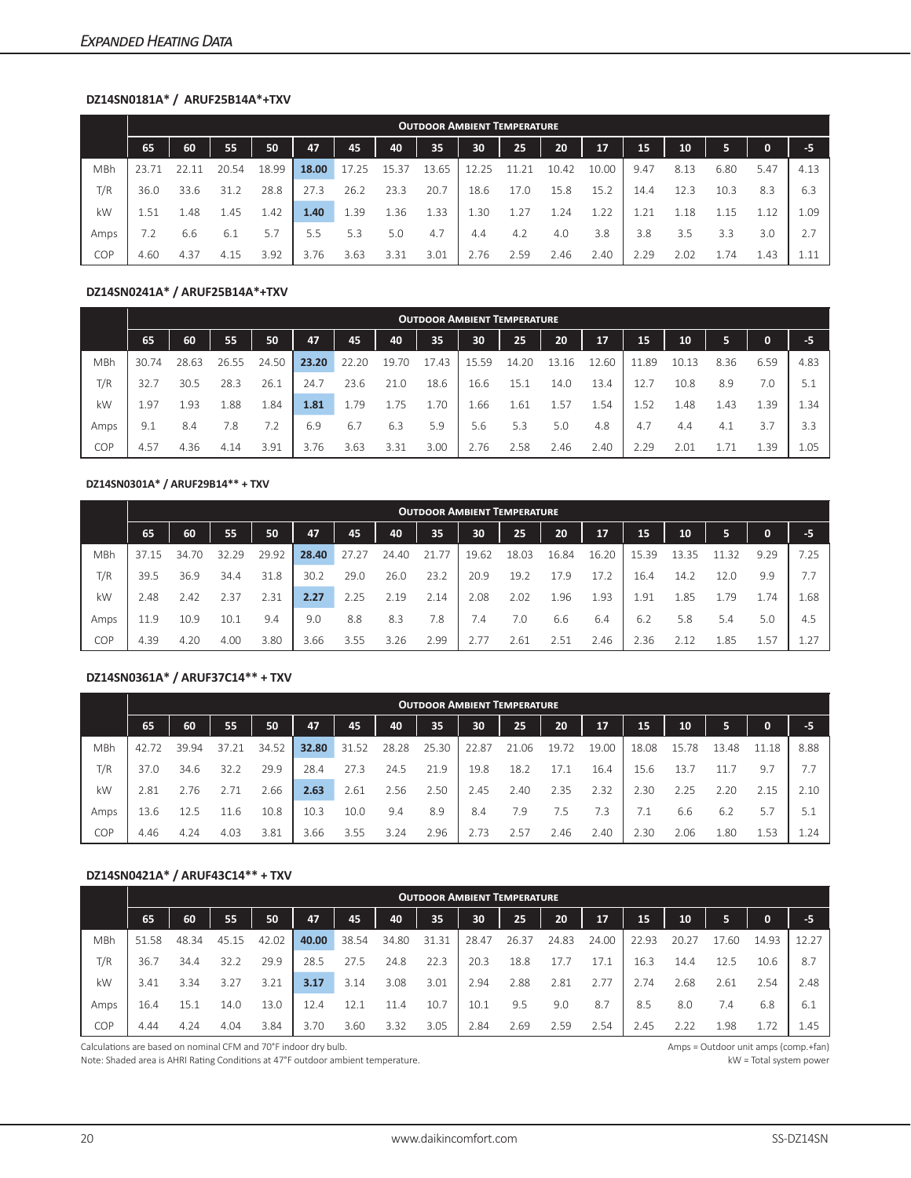## EXPANDED HEATING DATA

### DZ14SN0181A* / ARUF25B14A*+TXV

| | Outdoor Ambient Temperature | | | | | | | | | | | | | | | | |
|---|---|---|---|---|---|---|---|---|---|---|---|---|---|---|---|---|---|
| | 65 | 60 | 55 | 50 | 47 | 45 | 40 | 35 | 30 | 25 | 20 | 17 | 15 | 10 | 5 | 0 | -5 |
| MBh | 23.71 | 22.11 | 20.54 | 18.99 | **18.00** | 17.25 | 15.37 | 13.65 | 12.25 | 11.21 | 10.42 | 10.00 | 9.47 | 8.13 | 6.80 | 5.47 | 4.13 |
| T/R | 36.0 | 33.6 | 31.2 | 28.8 | 27.3 | 26.2 | 23.3 | 20.7 | 18.6 | 17.0 | 15.8 | 15.2 | 14.4 | 12.3 | 10.3 | 8.3 | 6.3 |
| kW | 1.51 | 1.48 | 1.45 | 1.42 | **1.40** | 1.39 | 1.36 | 1.33 | 1.30 | 1.27 | 1.24 | 1.22 | 1.21 | 1.18 | 1.15 | 1.12 | 1.09 |
| Amps | 7.2 | 6.6 | 6.1 | 5.7 | 5.5 | 5.3 | 5.0 | 4.7 | 4.4 | 4.2 | 4.0 | 3.8 | 3.8 | 3.5 | 3.3 | 3.0 | 2.7 |
| COP | 4.60 | 4.37 | 4.15 | 3.92 | 3.76 | 3.63 | 3.31 | 3.01 | 2.76 | 2.59 | 2.46 | 2.40 | 2.29 | 2.02 | 1.74 | 1.43 | 1.11 |

### DZ14SN0241A* / ARUF25B14A*+TXV

| | Outdoor Ambient Temperature | | | | | | | | | | | | | | | | |
|---|---|---|---|---|---|---|---|---|---|---|---|---|---|---|---|---|---|
| | 65 | 60 | 55 | 50 | 47 | 45 | 40 | 35 | 30 | 25 | 20 | 17 | 15 | 10 | 5 | 0 | -5 |
| MBh | 30.74 | 28.63 | 26.55 | 24.50 | **23.20** | 22.20 | 19.70 | 17.43 | 15.59 | 14.20 | 13.16 | 12.60 | 11.89 | 10.13 | 8.36 | 6.59 | 4.83 |
| T/R | 32.7 | 30.5 | 28.3 | 26.1 | 24.7 | 23.6 | 21.0 | 18.6 | 16.6 | 15.1 | 14.0 | 13.4 | 12.7 | 10.8 | 8.9 | 7.0 | 5.1 |
| kW | 1.97 | 1.93 | 1.88 | 1.84 | **1.81** | 1.79 | 1.75 | 1.70 | 1.66 | 1.61 | 1.57 | 1.54 | 1.52 | 1.48 | 1.43 | 1.39 | 1.34 |
| Amps | 9.1 | 8.4 | 7.8 | 7.2 | 6.9 | 6.7 | 6.3 | 5.9 | 5.6 | 5.3 | 5.0 | 4.8 | 4.7 | 4.4 | 4.1 | 3.7 | 3.3 |
| COP | 4.57 | 4.36 | 4.14 | 3.91 | 3.76 | 3.63 | 3.31 | 3.00 | 2.76 | 2.58 | 2.46 | 2.40 | 2.29 | 2.01 | 1.71 | 1.39 | 1.05 |

### DZ14SN0301A* / ARUF29B14** + TXV

| | Outdoor Ambient Temperature | | | | | | | | | | | | | | | | |
|---|---|---|---|---|---|---|---|---|---|---|---|---|---|---|---|---|---|
| | 65 | 60 | 55 | 50 | 47 | 45 | 40 | 35 | 30 | 25 | 20 | 17 | 15 | 10 | 5 | 0 | -5 |
| MBh | 37.15 | 34.70 | 32.29 | 29.92 | **28.40** | 27.27 | 24.40 | 21.77 | 19.62 | 18.03 | 16.84 | 16.20 | 15.39 | 13.35 | 11.32 | 9.29 | 7.25 |
| T/R | 39.5 | 36.9 | 34.4 | 31.8 | 30.2 | 29.0 | 26.0 | 23.2 | 20.9 | 19.2 | 17.9 | 17.2 | 16.4 | 14.2 | 12.0 | 9.9 | 7.7 |
| kW | 2.48 | 2.42 | 2.37 | 2.31 | **2.27** | 2.25 | 2.19 | 2.14 | 2.08 | 2.02 | 1.96 | 1.93 | 1.91 | 1.85 | 1.79 | 1.74 | 1.68 |
| Amps | 11.9 | 10.9 | 10.1 | 9.4 | 9.0 | 8.8 | 8.3 | 7.8 | 7.4 | 7.0 | 6.6 | 6.4 | 6.2 | 5.8 | 5.4 | 5.0 | 4.5 |
| COP | 4.39 | 4.20 | 4.00 | 3.80 | 3.66 | 3.55 | 3.26 | 2.99 | 2.77 | 2.61 | 2.51 | 2.46 | 2.36 | 2.12 | 1.85 | 1.57 | 1.27 |

### DZ14SN0361A* / ARUF37C14** + TXV

| | Outdoor Ambient Temperature | | | | | | | | | | | | | | | | |
|---|---|---|---|---|---|---|---|---|---|---|---|---|---|---|---|---|---|
| | 65 | 60 | 55 | 50 | 47 | 45 | 40 | 35 | 30 | 25 | 20 | 17 | 15 | 10 | 5 | 0 | -5 |
| MBh | 42.72 | 39.94 | 37.21 | 34.52 | **32.80** | 31.52 | 28.28 | 25.30 | 22.87 | 21.06 | 19.72 | 19.00 | 18.08 | 15.78 | 13.48 | 11.18 | 8.88 |
| T/R | 37.0 | 34.6 | 32.2 | 29.9 | 28.4 | 27.3 | 24.5 | 21.9 | 19.8 | 18.2 | 17.1 | 16.4 | 15.6 | 13.7 | 11.7 | 9.7 | 7.7 |
| kW | 2.81 | 2.76 | 2.71 | 2.66 | **2.63** | 2.61 | 2.56 | 2.50 | 2.45 | 2.40 | 2.35 | 2.32 | 2.30 | 2.25 | 2.20 | 2.15 | 2.10 |
| Amps | 13.6 | 12.5 | 11.6 | 10.8 | 10.3 | 10.0 | 9.4 | 8.9 | 8.4 | 7.9 | 7.5 | 7.3 | 7.1 | 6.6 | 6.2 | 5.7 | 5.1 |
| COP | 4.46 | 4.24 | 4.03 | 3.81 | 3.66 | 3.55 | 3.24 | 2.96 | 2.73 | 2.57 | 2.46 | 2.40 | 2.30 | 2.06 | 1.80 | 1.53 | 1.24 |

### DZ14SN0421A* / ARUF43C14** + TXV

| | Outdoor Ambient Temperature | | | | | | | | | | | | | | | | |
|---|---|---|---|---|---|---|---|---|---|---|---|---|---|---|---|---|---|
| | 65 | 60 | 55 | 50 | 47 | 45 | 40 | 35 | 30 | 25 | 20 | 17 | 15 | 10 | 5 | 0 | -5 |
| MBh | 51.58 | 48.34 | 45.15 | 42.02 | **40.00** | 38.54 | 34.80 | 31.31 | 28.47 | 26.37 | 24.83 | 24.00 | 22.93 | 20.27 | 17.60 | 14.93 | 12.27 |
| T/R | 36.7 | 34.4 | 32.2 | 29.9 | 28.5 | 27.5 | 24.8 | 22.3 | 20.3 | 18.8 | 17.7 | 17.1 | 16.3 | 14.4 | 12.5 | 10.6 | 8.7 |
| kW | 3.41 | 3.34 | 3.27 | 3.21 | **3.17** | 3.14 | 3.08 | 3.01 | 2.94 | 2.88 | 2.81 | 2.77 | 2.74 | 2.68 | 2.61 | 2.54 | 2.48 |
| Amps | 16.4 | 15.1 | 14.0 | 13.0 | 12.4 | 12.1 | 11.4 | 10.7 | 10.1 | 9.5 | 9.0 | 8.7 | 8.5 | 8.0 | 7.4 | 6.8 | 6.1 |
| COP | 4.44 | 4.24 | 4.04 | 3.84 | 3.70 | 3.60 | 3.32 | 3.05 | 2.84 | 2.69 | 2.59 | 2.54 | 2.45 | 2.22 | 1.98 | 1.72 | 1.45 |

Calculations are based on nominal CFM and 70°F indoor dry bulb.
Note: Shaded area is AHRI Rating Conditions at 47°F outdoor ambient temperature.

Amps = Outdoor unit amps (comp.+fan)
kW = Total system power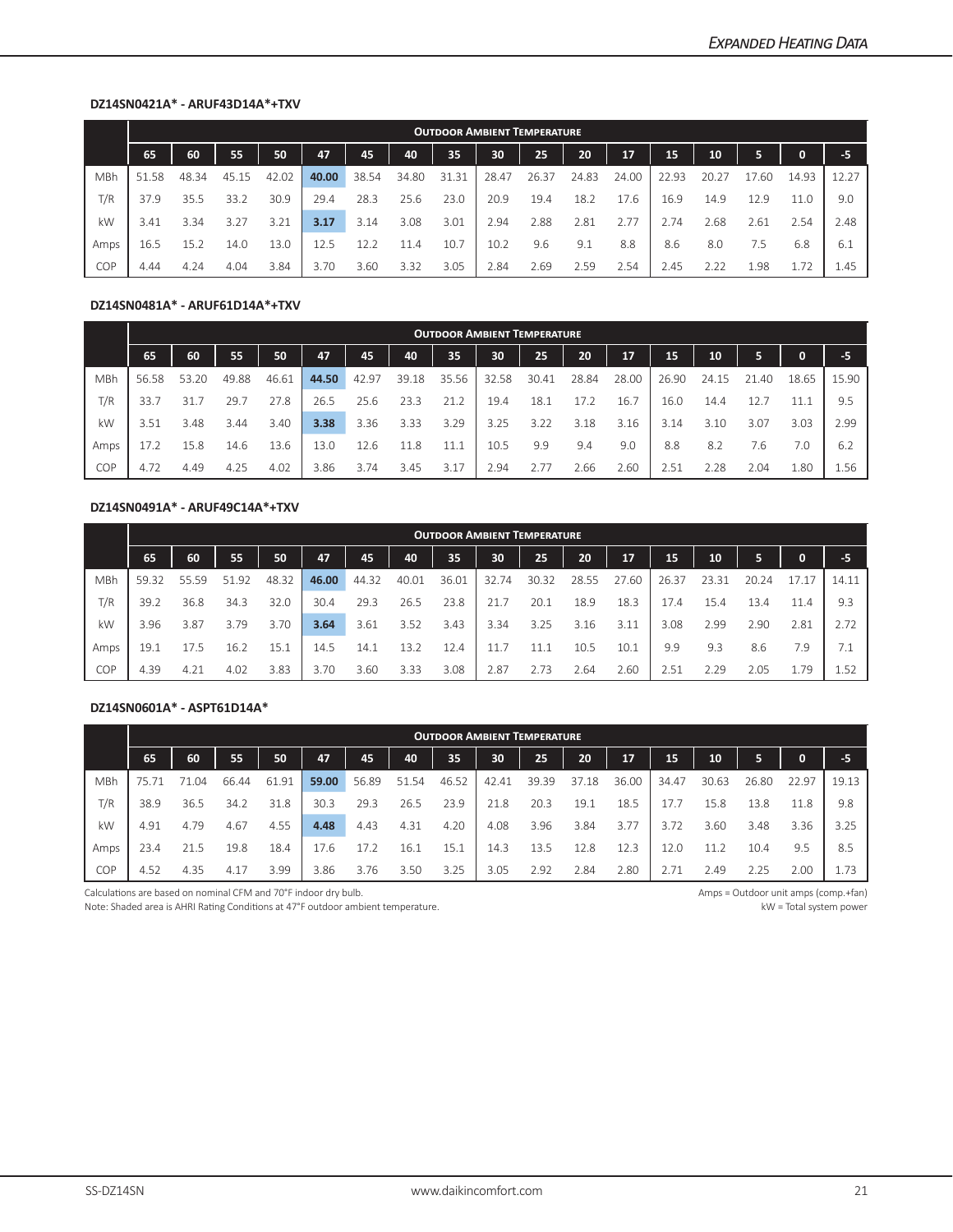## DZ14SN0421A* - ARUF43D14A*+TXV

| | Outdoor Ambient Temperature | | | | | | | | | | | | | | | | |
|---|---|---|---|---|---|---|---|---|---|---|---|---|---|---|---|---|---|
| | 65 | 60 | 55 | 50 | 47 | 45 | 40 | 35 | 30 | 25 | 20 | 17 | 15 | 10 | 5 | 0 | -5 |
| MBh | 51.58 | 48.34 | 45.15 | 42.02 | **40.00** | 38.54 | 34.80 | 31.31 | 28.47 | 26.37 | 24.83 | 24.00 | 22.93 | 20.27 | 17.60 | 14.93 | 12.27 |
| T/R | 37.9 | 35.5 | 33.2 | 30.9 | 29.4 | 28.3 | 25.6 | 23.0 | 20.9 | 19.4 | 18.2 | 17.6 | 16.9 | 14.9 | 12.9 | 11.0 | 9.0 |
| kW | 3.41 | 3.34 | 3.27 | 3.21 | **3.17** | 3.14 | 3.08 | 3.01 | 2.94 | 2.88 | 2.81 | 2.77 | 2.74 | 2.68 | 2.61 | 2.54 | 2.48 |
| Amps | 16.5 | 15.2 | 14.0 | 13.0 | 12.5 | 12.2 | 11.4 | 10.7 | 10.2 | 9.6 | 9.1 | 8.8 | 8.6 | 8.0 | 7.5 | 6.8 | 6.1 |
| COP | 4.44 | 4.24 | 4.04 | 3.84 | 3.70 | 3.60 | 3.32 | 3.05 | 2.84 | 2.69 | 2.59 | 2.54 | 2.45 | 2.22 | 1.98 | 1.72 | 1.45 |

## DZ14SN0481A* - ARUF61D14A*+TXV

| | Outdoor Ambient Temperature | | | | | | | | | | | | | | | | |
|---|---|---|---|---|---|---|---|---|---|---|---|---|---|---|---|---|---|
| | 65 | 60 | 55 | 50 | 47 | 45 | 40 | 35 | 30 | 25 | 20 | 17 | 15 | 10 | 5 | 0 | -5 |
| MBh | 56.58 | 53.20 | 49.88 | 46.61 | **44.50** | 42.97 | 39.18 | 35.56 | 32.58 | 30.41 | 28.84 | 28.00 | 26.90 | 24.15 | 21.40 | 18.65 | 15.90 |
| T/R | 33.7 | 31.7 | 29.7 | 27.8 | 26.5 | 25.6 | 23.3 | 21.2 | 19.4 | 18.1 | 17.2 | 16.7 | 16.0 | 14.4 | 12.7 | 11.1 | 9.5 |
| kW | 3.51 | 3.48 | 3.44 | 3.40 | **3.38** | 3.36 | 3.33 | 3.29 | 3.25 | 3.22 | 3.18 | 3.16 | 3.14 | 3.10 | 3.07 | 3.03 | 2.99 |
| Amps | 17.2 | 15.8 | 14.6 | 13.6 | 13.0 | 12.6 | 11.8 | 11.1 | 10.5 | 9.9 | 9.4 | 9.0 | 8.8 | 8.2 | 7.6 | 7.0 | 6.2 |
| COP | 4.72 | 4.49 | 4.25 | 4.02 | 3.86 | 3.74 | 3.45 | 3.17 | 2.94 | 2.77 | 2.66 | 2.60 | 2.51 | 2.28 | 2.04 | 1.80 | 1.56 |

## DZ14SN0491A* - ARUF49C14A*+TXV

| | Outdoor Ambient Temperature | | | | | | | | | | | | | | | | |
|---|---|---|---|---|---|---|---|---|---|---|---|---|---|---|---|---|---|
| | 65 | 60 | 55 | 50 | 47 | 45 | 40 | 35 | 30 | 25 | 20 | 17 | 15 | 10 | 5 | 0 | -5 |
| MBh | 59.32 | 55.59 | 51.92 | 48.32 | **46.00** | 44.32 | 40.01 | 36.01 | 32.74 | 30.32 | 28.55 | 27.60 | 26.37 | 23.31 | 20.24 | 17.17 | 14.11 |
| T/R | 39.2 | 36.8 | 34.3 | 32.0 | 30.4 | 29.3 | 26.5 | 23.8 | 21.7 | 20.1 | 18.9 | 18.3 | 17.4 | 15.4 | 13.4 | 11.4 | 9.3 |
| kW | 3.96 | 3.87 | 3.79 | 3.70 | **3.64** | 3.61 | 3.52 | 3.43 | 3.34 | 3.25 | 3.16 | 3.11 | 3.08 | 2.99 | 2.90 | 2.81 | 2.72 |
| Amps | 19.1 | 17.5 | 16.2 | 15.1 | 14.5 | 14.1 | 13.2 | 12.4 | 11.7 | 11.1 | 10.5 | 10.1 | 9.9 | 9.3 | 8.6 | 7.9 | 7.1 |
| COP | 4.39 | 4.21 | 4.02 | 3.83 | 3.70 | 3.60 | 3.33 | 3.08 | 2.87 | 2.73 | 2.64 | 2.60 | 2.51 | 2.29 | 2.05 | 1.79 | 1.52 |

## DZ14SN0601A* - ASPT61D14A*

| | Outdoor Ambient Temperature | | | | | | | | | | | | | | | | |
|---|---|---|---|---|---|---|---|---|---|---|---|---|---|---|---|---|---|
| | 65 | 60 | 55 | 50 | 47 | 45 | 40 | 35 | 30 | 25 | 20 | 17 | 15 | 10 | 5 | 0 | -5 |
| MBh | 75.71 | 71.04 | 66.44 | 61.91 | **59.00** | 56.89 | 51.54 | 46.52 | 42.41 | 39.39 | 37.18 | 36.00 | 34.47 | 30.63 | 26.80 | 22.97 | 19.13 |
| T/R | 38.9 | 36.5 | 34.2 | 31.8 | 30.3 | 29.3 | 26.5 | 23.9 | 21.8 | 20.3 | 19.1 | 18.5 | 17.7 | 15.8 | 13.8 | 11.8 | 9.8 |
| kW | 4.91 | 4.79 | 4.67 | 4.55 | **4.48** | 4.43 | 4.31 | 4.20 | 4.08 | 3.96 | 3.84 | 3.77 | 3.72 | 3.60 | 3.48 | 3.36 | 3.25 |
| Amps | 23.4 | 21.5 | 19.8 | 18.4 | 17.6 | 17.2 | 16.1 | 15.1 | 14.3 | 13.5 | 12.8 | 12.3 | 12.0 | 11.2 | 10.4 | 9.5 | 8.5 |
| COP | 4.52 | 4.35 | 4.17 | 3.99 | 3.86 | 3.76 | 3.50 | 3.25 | 3.05 | 2.92 | 2.84 | 2.80 | 2.71 | 2.49 | 2.25 | 2.00 | 1.73 |

Calculations are based on nominal CFM and 70°F indoor dry bulb.
Note: Shaded area is AHRI Rating Conditions at 47°F outdoor ambient temperature.

Amps = Outdoor unit amps (comp.+fan)
kW = Total system power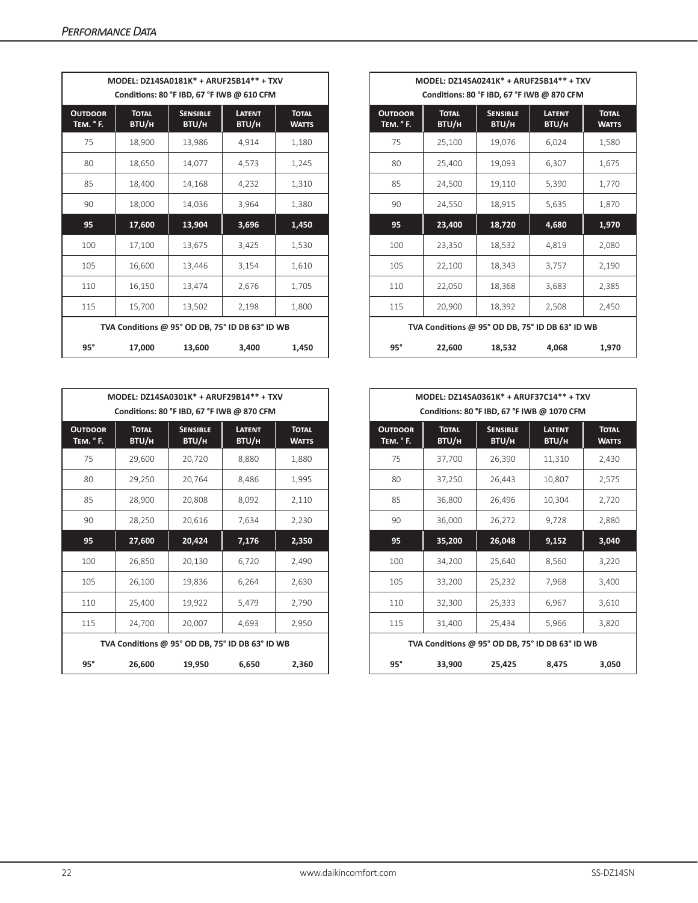## Performance Data

| MODEL: DZ14SA0181K* + ARUF25B14** + TXV<br>Conditions: 80 °F IBD, 67 °F IWB @ 610 CFM | | | | |
|---|---|---|---|---|
| **Outdoor Tem. ° F.** | **Total BTU/h** | **Sensible BTU/h** | **Latent BTU/h** | **Total Watts** |
| 75 | 18,900 | 13,986 | 4,914 | 1,180 |
| 80 | 18,650 | 14,077 | 4,573 | 1,245 |
| 85 | 18,400 | 14,168 | 4,232 | 1,310 |
| 90 | 18,000 | 14,036 | 3,964 | 1,380 |
| **95** | **17,600** | **13,904** | **3,696** | **1,450** |
| 100 | 17,100 | 13,675 | 3,425 | 1,530 |
| 105 | 16,600 | 13,446 | 3,154 | 1,610 |
| 110 | 16,150 | 13,474 | 2,676 | 1,705 |
| 115 | 15,700 | 13,502 | 2,198 | 1,800 |
| **TVA Conditions @ 95° OD DB, 75° ID DB 63° ID WB** | | | | |
| **95°** | **17,000** | **13,600** | **3,400** | **1,450** |

| MODEL: DZ14SA0241K* + ARUF25B14** + TXV<br>Conditions: 80 °F IBD, 67 °F IWB @ 870 CFM | | | | |
|---|---|---|---|---|
| **Outdoor Tem. ° F.** | **Total BTU/h** | **Sensible BTU/h** | **Latent BTU/h** | **Total Watts** |
| 75 | 25,100 | 19,076 | 6,024 | 1,580 |
| 80 | 25,400 | 19,093 | 6,307 | 1,675 |
| 85 | 24,500 | 19,110 | 5,390 | 1,770 |
| 90 | 24,550 | 18,915 | 5,635 | 1,870 |
| **95** | **23,400** | **18,720** | **4,680** | **1,970** |
| 100 | 23,350 | 18,532 | 4,819 | 2,080 |
| 105 | 22,100 | 18,343 | 3,757 | 2,190 |
| 110 | 22,050 | 18,368 | 3,683 | 2,385 |
| 115 | 20,900 | 18,392 | 2,508 | 2,450 |
| **TVA Conditions @ 95° OD DB, 75° ID DB 63° ID WB** | | | | |
| **95°** | **22,600** | **18,532** | **4,068** | **1,970** |

| MODEL: DZ14SA0301K* + ARUF29B14** + TXV<br>Conditions: 80 °F IBD, 67 °F IWB @ 870 CFM | | | | |
|---|---|---|---|---|
| **Outdoor Tem. ° F.** | **Total BTU/h** | **Sensible BTU/h** | **Latent BTU/h** | **Total Watts** |
| 75 | 29,600 | 20,720 | 8,880 | 1,880 |
| 80 | 29,250 | 20,764 | 8,486 | 1,995 |
| 85 | 28,900 | 20,808 | 8,092 | 2,110 |
| 90 | 28,250 | 20,616 | 7,634 | 2,230 |
| **95** | **27,600** | **20,424** | **7,176** | **2,350** |
| 100 | 26,850 | 20,130 | 6,720 | 2,490 |
| 105 | 26,100 | 19,836 | 6,264 | 2,630 |
| 110 | 25,400 | 19,922 | 5,479 | 2,790 |
| 115 | 24,700 | 20,007 | 4,693 | 2,950 |
| **TVA Conditions @ 95° OD DB, 75° ID DB 63° ID WB** | | | | |
| **95°** | **26,600** | **19,950** | **6,650** | **2,360** |

| MODEL: DZ14SA0361K* + ARUF37C14** + TXV<br>Conditions: 80 °F IBD, 67 °F IWB @ 1070 CFM | | | | |
|---|---|---|---|---|
| **Outdoor Tem. ° F.** | **Total BTU/h** | **Sensible BTU/h** | **Latent BTU/h** | **Total Watts** |
| 75 | 37,700 | 26,390 | 11,310 | 2,430 |
| 80 | 37,250 | 26,443 | 10,807 | 2,575 |
| 85 | 36,800 | 26,496 | 10,304 | 2,720 |
| 90 | 36,000 | 26,272 | 9,728 | 2,880 |
| **95** | **35,200** | **26,048** | **9,152** | **3,040** |
| 100 | 34,200 | 25,640 | 8,560 | 3,220 |
| 105 | 33,200 | 25,232 | 7,968 | 3,400 |
| 110 | 32,300 | 25,333 | 6,967 | 3,610 |
| 115 | 31,400 | 25,434 | 5,966 | 3,820 |
| **TVA Conditions @ 95° OD DB, 75° ID DB 63° ID WB** | | | | |
| **95°** | **33,900** | **25,425** | **8,475** | **3,050** |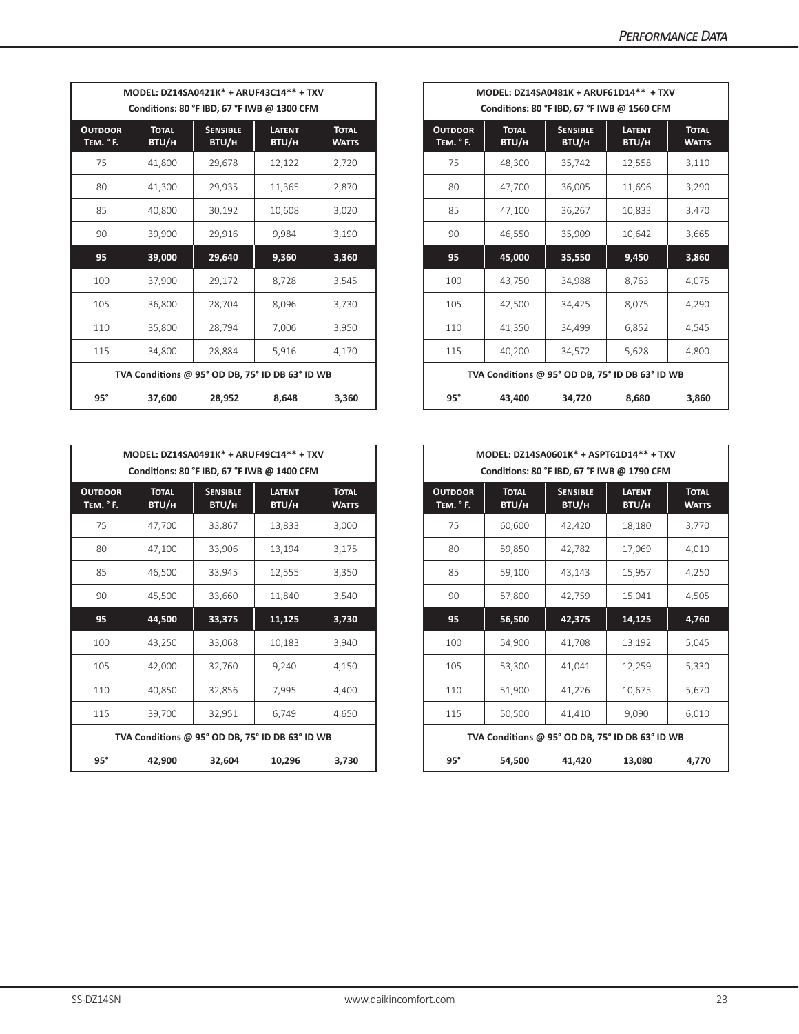| MODEL: DZ14SA0421K* + ARUF43C14** + TXV<br>Conditions: 80 °F IBD, 67 °F IWB @ 1300 CFM | | | | |
|---|---|---|---|---|
| **Outdoor Tem. ° F.** | **Total BTU/h** | **Sensible BTU/h** | **Latent BTU/h** | **Total Watts** |
| 75 | 41,800 | 29,678 | 12,122 | 2,720 |
| 80 | 41,300 | 29,935 | 11,365 | 2,870 |
| 85 | 40,800 | 30,192 | 10,608 | 3,020 |
| 90 | 39,900 | 29,916 | 9,984 | 3,190 |
| **95** | **39,000** | **29,640** | **9,360** | **3,360** |
| 100 | 37,900 | 29,172 | 8,728 | 3,545 |
| 105 | 36,800 | 28,704 | 8,096 | 3,730 |
| 110 | 35,800 | 28,794 | 7,006 | 3,950 |
| 115 | 34,800 | 28,884 | 5,916 | 4,170 |
| **TVA Conditions @ 95° OD DB, 75° ID DB 63° ID WB** | | | | |
| **95°** | **37,600** | **28,952** | **8,648** | **3,360** |

| MODEL: DZ14SA0481K + ARUF61D14** + TXV<br>Conditions: 80 °F IBD, 67 °F IWB @ 1560 CFM | | | | |
|---|---|---|---|---|
| **Outdoor Tem. ° F.** | **Total BTU/h** | **Sensible BTU/h** | **Latent BTU/h** | **Total Watts** |
| 75 | 48,300 | 35,742 | 12,558 | 3,110 |
| 80 | 47,700 | 36,005 | 11,696 | 3,290 |
| 85 | 47,100 | 36,267 | 10,833 | 3,470 |
| 90 | 46,550 | 35,909 | 10,642 | 3,665 |
| **95** | **45,000** | **35,550** | **9,450** | **3,860** |
| 100 | 43,750 | 34,988 | 8,763 | 4,075 |
| 105 | 42,500 | 34,425 | 8,075 | 4,290 |
| 110 | 41,350 | 34,499 | 6,852 | 4,545 |
| 115 | 40,200 | 34,572 | 5,628 | 4,800 |
| **TVA Conditions @ 95° OD DB, 75° ID DB 63° ID WB** | | | | |
| **95°** | **43,400** | **34,720** | **8,680** | **3,860** |

| MODEL: DZ14SA0491K* + ARUF49C14** + TXV<br>Conditions: 80 °F IBD, 67 °F IWB @ 1400 CFM | | | | |
|---|---|---|---|---|
| **Outdoor Tem. ° F.** | **Total BTU/h** | **Sensible BTU/h** | **Latent BTU/h** | **Total Watts** |
| 75 | 47,700 | 33,867 | 13,833 | 3,000 |
| 80 | 47,100 | 33,906 | 13,194 | 3,175 |
| 85 | 46,500 | 33,945 | 12,555 | 3,350 |
| 90 | 45,500 | 33,660 | 11,840 | 3,540 |
| **95** | **44,500** | **33,375** | **11,125** | **3,730** |
| 100 | 43,250 | 33,068 | 10,183 | 3,940 |
| 105 | 42,000 | 32,760 | 9,240 | 4,150 |
| 110 | 40,850 | 32,856 | 7,995 | 4,400 |
| 115 | 39,700 | 32,951 | 6,749 | 4,650 |
| **TVA Conditions @ 95° OD DB, 75° ID DB 63° ID WB** | | | | |
| **95°** | **42,900** | **32,604** | **10,296** | **3,730** |

| MODEL: DZ14SA0601K* + ASPT61D14** + TXV<br>Conditions: 80 °F IBD, 67 °F IWB @ 1790 CFM | | | | |
|---|---|---|---|---|
| **Outdoor Tem. ° F.** | **Total BTU/h** | **Sensible BTU/h** | **Latent BTU/h** | **Total Watts** |
| 75 | 60,600 | 42,420 | 18,180 | 3,770 |
| 80 | 59,850 | 42,782 | 17,069 | 4,010 |
| 85 | 59,100 | 43,143 | 15,957 | 4,250 |
| 90 | 57,800 | 42,759 | 15,041 | 4,505 |
| **95** | **56,500** | **42,375** | **14,125** | **4,760** |
| 100 | 54,900 | 41,708 | 13,192 | 5,045 |
| 105 | 53,300 | 41,041 | 12,259 | 5,330 |
| 110 | 51,900 | 41,226 | 10,675 | 5,670 |
| 115 | 50,500 | 41,410 | 9,090 | 6,010 |
| **TVA Conditions @ 95° OD DB, 75° ID DB 63° ID WB** | | | | |
| **95°** | **54,500** | **41,420** | **13,080** | **4,770** |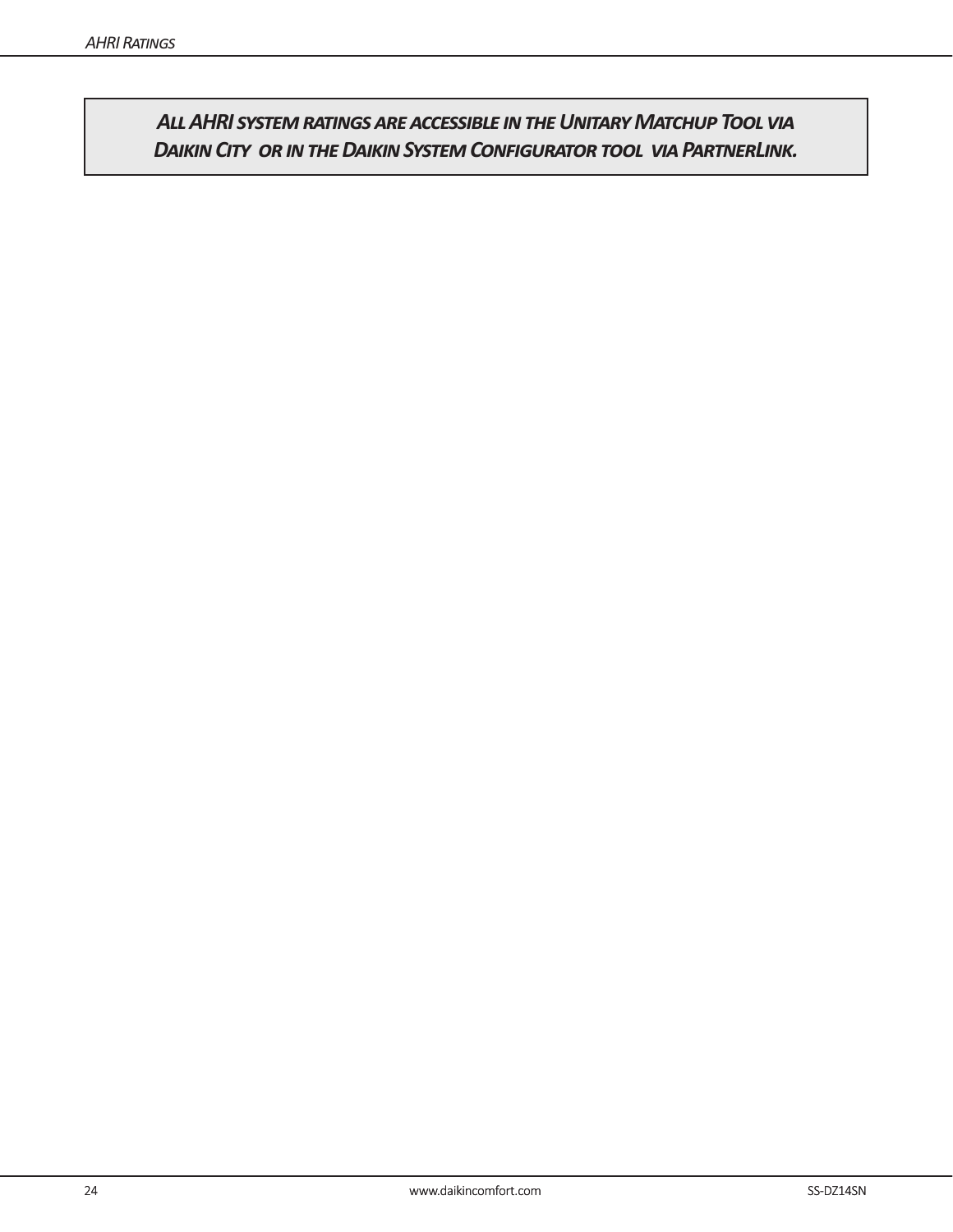**_All AHRI system ratings are accessible in the Unitary Matchup Tool via Daikin City or in the Daikin System Configurator tool via PartnerLink._**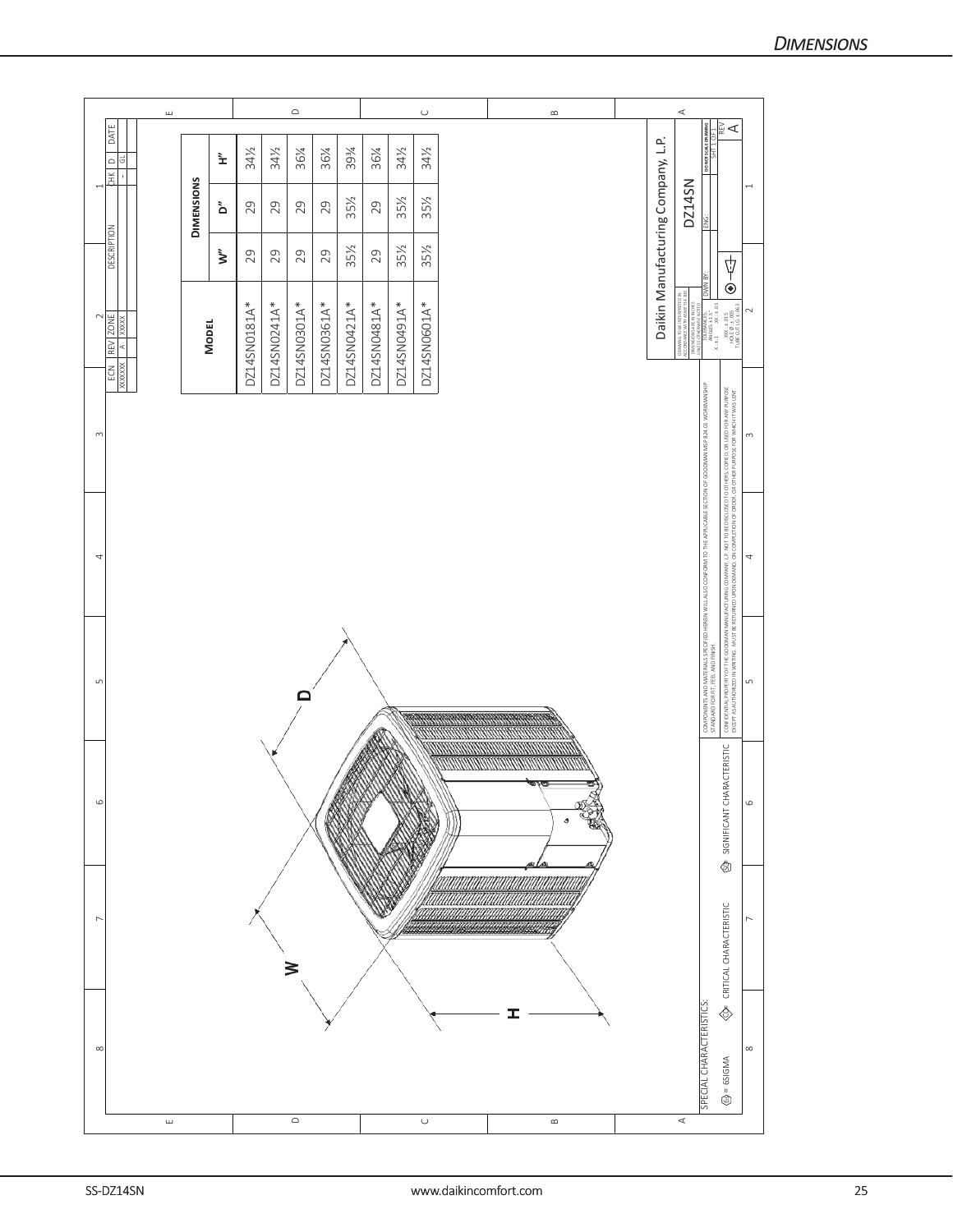# Dimensions

| Model | Dimensions | | |
|---|---|---|---|
| | W" | D" | H" |
| DZ14SN0181A* | 29 | 29 | 34½ |
| DZ14SN0241A* | 29 | 29 | 34½ |
| DZ14SN0301A* | 29 | 29 | 36¼ |
| DZ14SN0361A* | 29 | 29 | 36¼ |
| DZ14SN0421A* | 35½ | 35½ | 39¾ |
| DZ14SN0481A* | 29 | 29 | 36¼ |
| DZ14SN0491A* | 35½ | 35½ | 34½ |
| DZ14SN0601A* | 35½ | 35½ | 34½ |

Daikin Manufacturing Company, L.P.

DZ14SN

SPECIAL CHARACTERISTICS:

6S = 6SIGMA    CRITICAL CHARACTERISTIC    SIGNIFICANT CHARACTERISTIC

COMPONENTS AND MATERIALS SPECIFIED HEREIN WILL ALSO CONFORM TO THE APPLICABLE SECTION OF GOODMAN MSP 824.01 WORKMANSHIP STANDARD FOR FIT, FEEL AND FINISH.

CONFIDENTIAL PROPERTY OF THE GOODMAN MANUFACTURING COMPANY, L.P. NOT TO BE DISCLOSED TO OTHERS, COPIED, OR USED FOR ANY PURPOSE EXCEPT AS AUTHORIZED IN WRITING. MUST BE RETURNED UPON DEMAND, ON COMPLETION OF ORDER, OR OTHER PURPOSE FOR WHICH IT WAS LENT.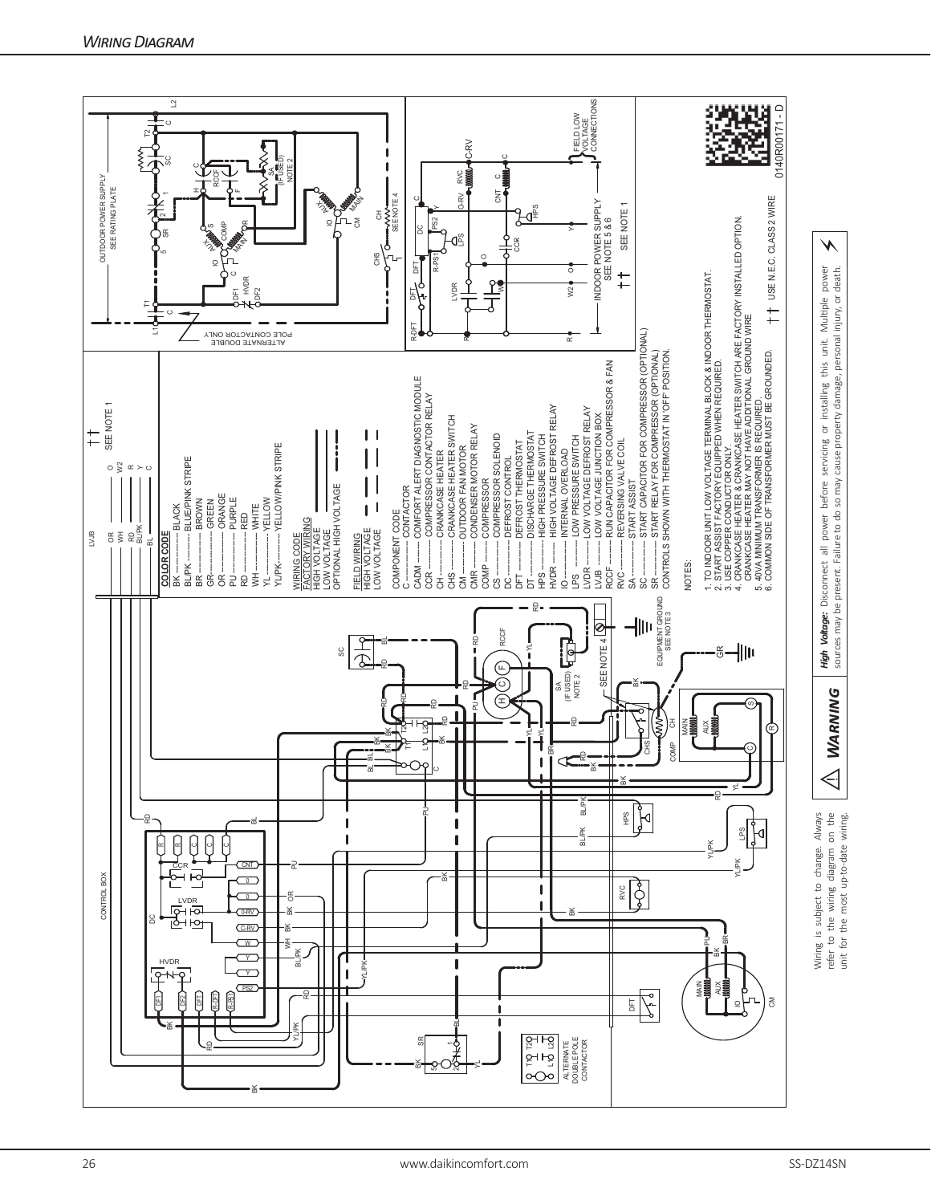## Wiring Diagram

**COLOR CODE**

BK ............ BLACK
BL/PK ........ BLUE/PINK STRIPE
BR ............ BROWN
GR ............ GREEN
OR ............ ORANGE
PU ............ PURPLE
RD ............ RED
WH ............ WHITE
YL ............ YELLOW
YL/PK ........ YELLOW/PINK STRIPE

**WIRING CODE**

FACTORY WIRING
HIGH VOLTAGE
LOW VOLTAGE
OPTIONAL HIGH VOLTAGE

FIELD WIRING
HIGH VOLTAGE
LOW VOLTAGE

**COMPONENT CODE**

C ............ CONTACTOR
CADM ....... COMFORT ALERT DIAGNOSTIC MODULE
CCR ......... COMPRESSOR CONTACTOR RELAY
CH ........... CRANKCASE HEATER
CHS ......... CRANKCASE HEATER SWITCH
CM ........... OUTDOOR FAN MOTOR
CMR ......... CONDENSER MOTOR RELAY
COMP ....... COMPRESSOR
CS ........... COMPRESSOR SOLENOID
DC ........... DEFROST CONTROL
DFT .......... DEFROST THERMOSTAT
DT ........... DISCHARGE THERMOSTAT
HPS ......... HIGH PRESSURE SWITCH
HVDR ....... HIGH VOLTAGE DEFROST RELAY
IO ............ INTERNAL OVERLOAD
LPS .......... LOW PRESSURE SWITCH
LVDR ........ LOW VOLTAGE DEFROST RELAY
LVJB ......... LOW VOLTAGE JUNCTION BOX
RCCF ........ RUN CAPACITOR FOR COMPRESSOR & FAN
RVC .......... REVERSING VALVE COIL
SA ............ START ASSIST
SC ............ START CAPACITOR FOR COMPRESSOR (OPTIONAL)
SR ............ START RELAY FOR COMPRESSOR (OPTIONAL)

CONTROLS SHOWN WITH THERMOSTAT IN 'OFF' POSITION.

**NOTES:**

1. TO INDOOR UNIT LOW VOLTAGE TERMINAL BLOCK & INDOOR THERMOSTAT.
2. START ASSIST FACTORY EQUIPPED WHEN REQUIRED.
3. USE COPPER CONDUCTOR ONLY.
4. CRANKCASE HEATER & CRANKCASE HEATER SWITCH ARE FACTORY INSTALLED OPTION. CRANKCASE HEATER MAY NOT HAVE ADDITIONAL GROUND WIRE
5. 40VA MINIMUM TRANSFORMER IS REQUIRED.
6. COMMON SIDE OF TRANSFORMER MUST BE GROUNDED.

†† USE N.E.C. CLASS 2 WIRE

OUTDOOR POWER SUPPLY SEE RATING PLATE

ALTERNATE DOUBLE POLE CONTACTOR ONLY

INDOOR POWER SUPPLY SEE NOTE 5 & 6

FIELD LOW VOLTAGE CONNECTIONS

EQUIPMENT GROUND SEE NOTE 3

0140R00171 - D

Wiring is subject to change. Always refer to the wiring diagram on the unit for the most up-to-date wiring.

⚠ **WARNING**

***High Voltage:*** Disconnect all power before servicing or installing this unit. Multiple power sources may be present. Failure to do so may cause property damage, personal injury, or death.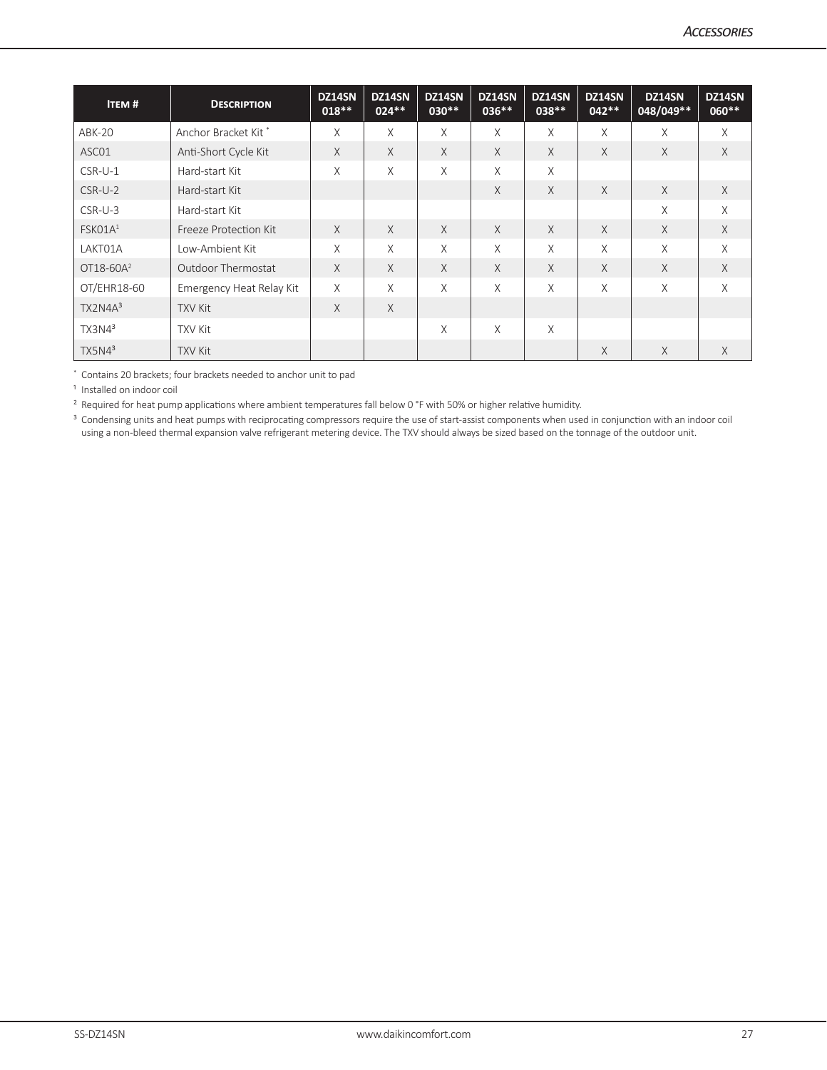## Accessories

| Item # | Description | DZ14SN 018** | DZ14SN 024** | DZ14SN 030** | DZ14SN 036** | DZ14SN 038** | DZ14SN 042** | DZ14SN 048/049** | DZ14SN 060** |
|---|---|---|---|---|---|---|---|---|---|
| ABK-20 | Anchor Bracket Kit * | X | X | X | X | X | X | X | X |
| ASC01 | Anti-Short Cycle Kit | X | X | X | X | X | X | X | X |
| CSR-U-1 | Hard-start Kit | X | X | X | X | X | | | |
| CSR-U-2 | Hard-start Kit | | | | X | X | X | X | X |
| CSR-U-3 | Hard-start Kit | | | | | | | X | X |
| FSK01A[1] | Freeze Protection Kit | X | X | X | X | X | X | X | X |
| LAKT01A | Low-Ambient Kit | X | X | X | X | X | X | X | X |
| OT18-60A[2] | Outdoor Thermostat | X | X | X | X | X | X | X | X |
| OT/EHR18-60 | Emergency Heat Relay Kit | X | X | X | X | X | X | X | X |
| TX2N4A[3] | TXV Kit | X | X | | | | | | |
| TX3N4[3] | TXV Kit | | | X | X | X | | | |
| TX5N4[3] | TXV Kit | | | | | | X | X | X |

\* Contains 20 brackets; four brackets needed to anchor unit to pad

[1] Installed on indoor coil

[2] Required for heat pump applications where ambient temperatures fall below 0 °F with 50% or higher relative humidity.

[3] Condensing units and heat pumps with reciprocating compressors require the use of start-assist components when used in conjunction with an indoor coil using a non-bleed thermal expansion valve refrigerant metering device. The TXV should always be sized based on the tonnage of the outdoor unit.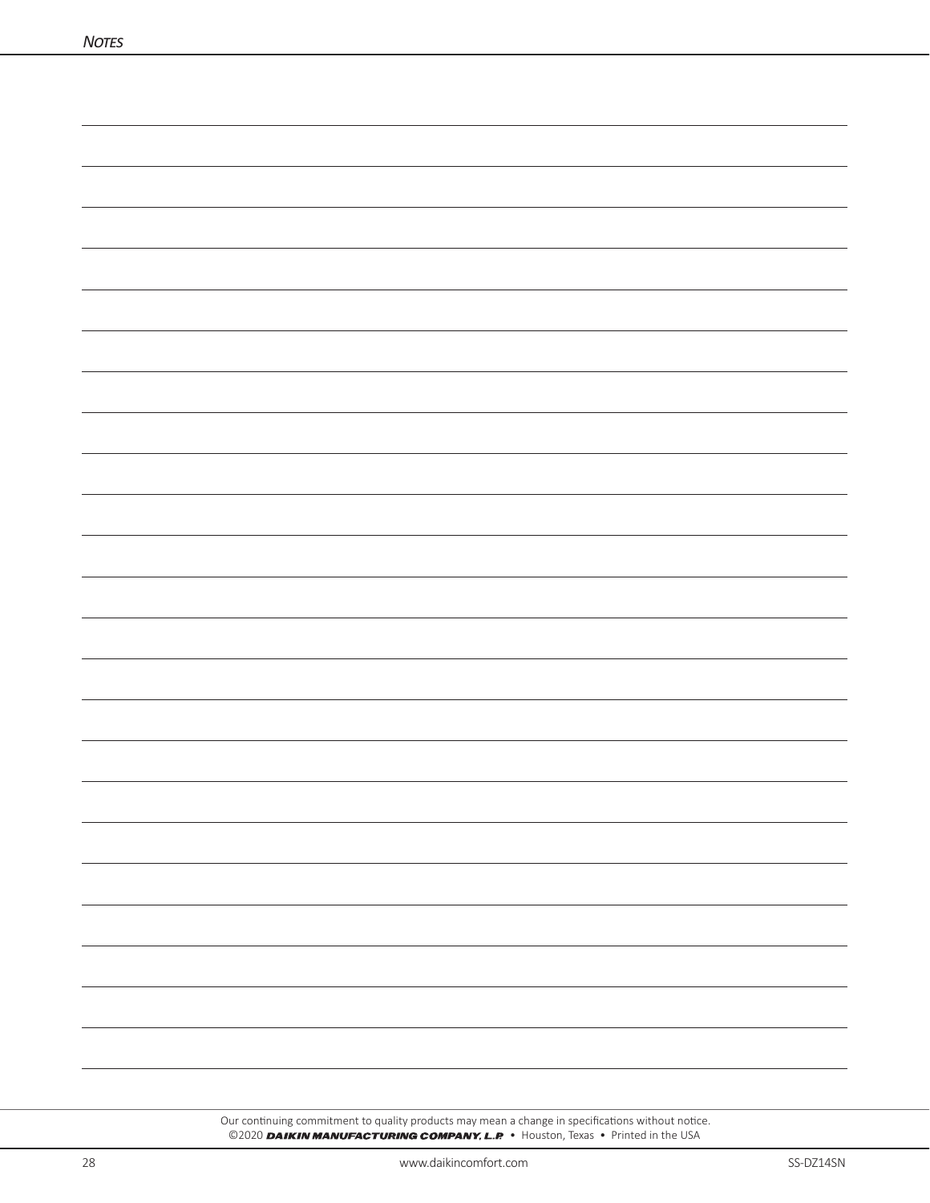# Notes

Our continuing commitment to quality products may mean a change in specifications without notice.
©2020 **DAIKIN MANUFACTURING COMPANY, L.P.** • Houston, Texas • Printed in the USA

www.daikincomfort.com